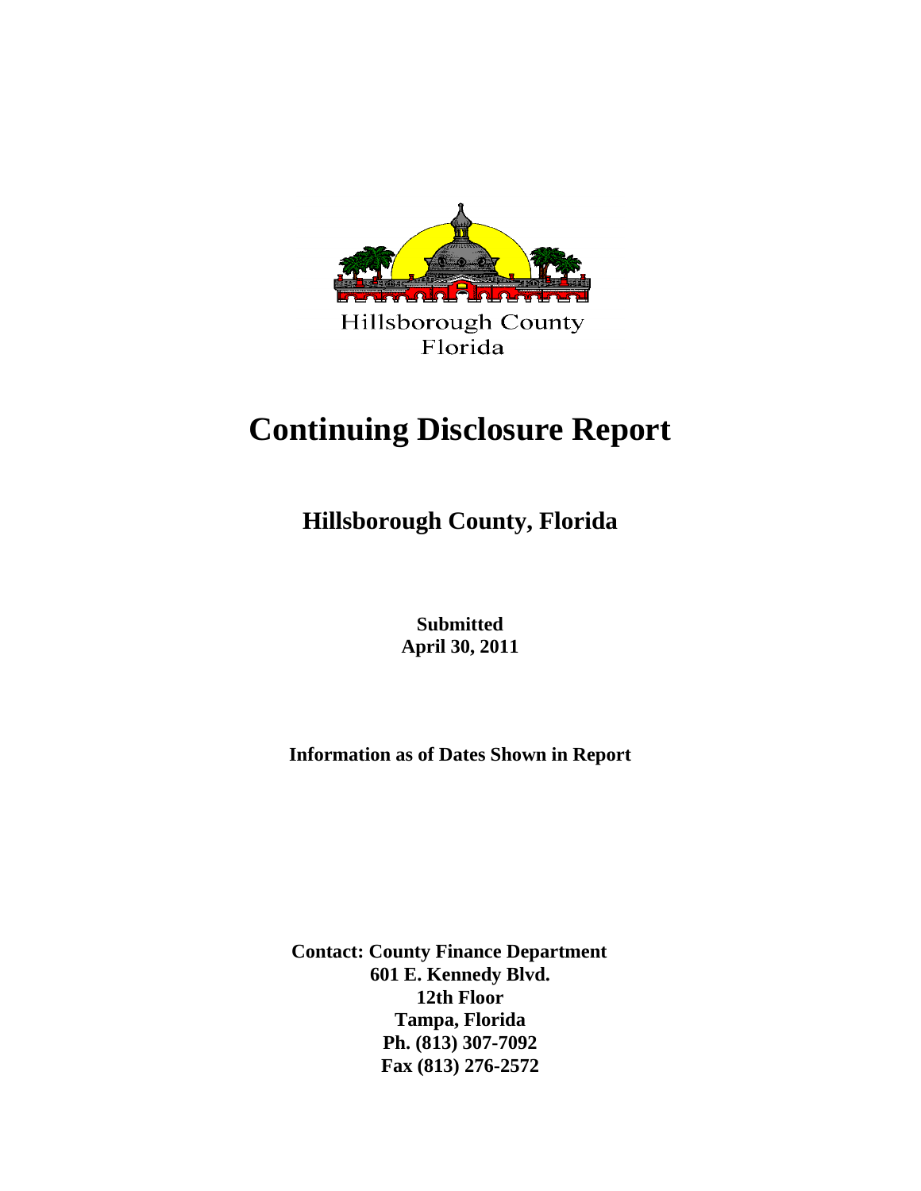Hillsborough County
Florida

# Continuing Disclosure Report

## Hillsborough County, Florida

**Submitted**
**April 30, 2011**

**Information as of Dates Shown in Report**

**Contact: County Finance Department**
**601 E. Kennedy Blvd.**
**12th Floor**
**Tampa, Florida**
**Ph. (813) 307-7092**
**Fax (813) 276-2572**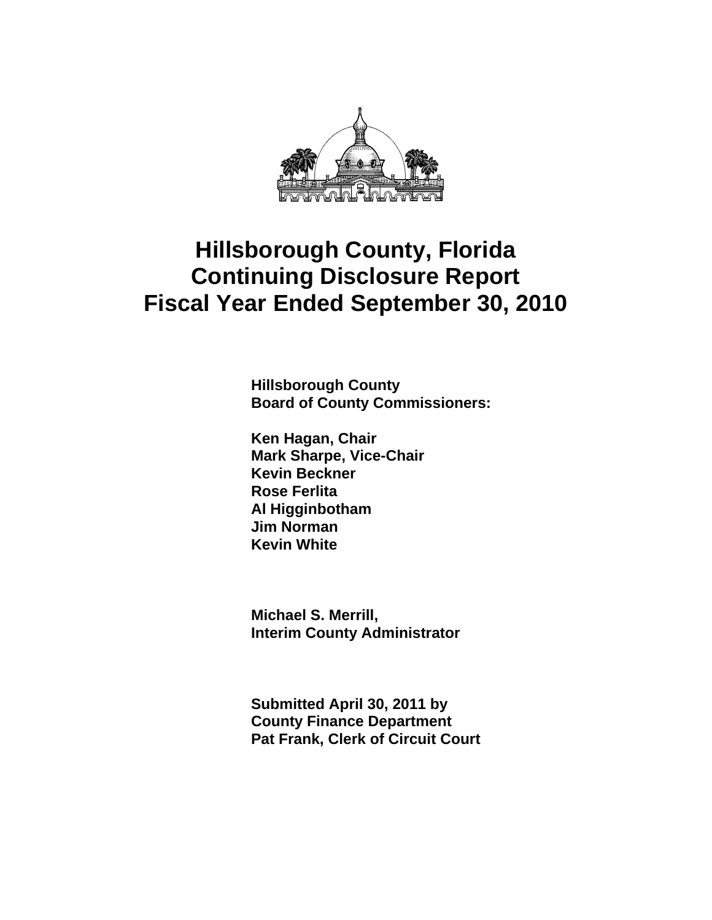# Hillsborough County, Florida
# Continuing Disclosure Report
# Fiscal Year Ended September 30, 2010

**Hillsborough County**
**Board of County Commissioners:**

**Ken Hagan, Chair**
**Mark Sharpe, Vice-Chair**
**Kevin Beckner**
**Rose Ferlita**
**Al Higginbotham**
**Jim Norman**
**Kevin White**

**Michael S. Merrill,**
**Interim County Administrator**

**Submitted April 30, 2011 by**
**County Finance Department**
**Pat Frank, Clerk of Circuit Court**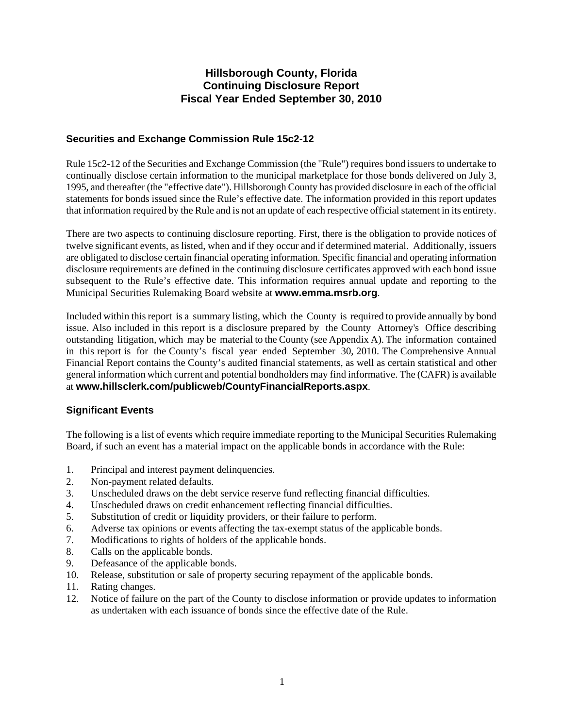# Hillsborough County, Florida
# Continuing Disclosure Report
# Fiscal Year Ended September 30, 2010

## Securities and Exchange Commission Rule 15c2-12

Rule 15c2-12 of the Securities and Exchange Commission (the "Rule") requires bond issuers to undertake to continually disclose certain information to the municipal marketplace for those bonds delivered on July 3, 1995, and thereafter (the "effective date"). Hillsborough County has provided disclosure in each of the official statements for bonds issued since the Rule's effective date. The information provided in this report updates that information required by the Rule and is not an update of each respective official statement in its entirety.

There are two aspects to continuing disclosure reporting. First, there is the obligation to provide notices of twelve significant events, as listed, when and if they occur and if determined material. Additionally, issuers are obligated to disclose certain financial operating information. Specific financial and operating information disclosure requirements are defined in the continuing disclosure certificates approved with each bond issue subsequent to the Rule's effective date. This information requires annual update and reporting to the Municipal Securities Rulemaking Board website at **www.emma.msrb.org**.

Included within this report is a summary listing, which the County is required to provide annually by bond issue. Also included in this report is a disclosure prepared by the County Attorney's Office describing outstanding litigation, which may be material to the County (see Appendix A). The information contained in this report is for the County's fiscal year ended September 30, 2010. The Comprehensive Annual Financial Report contains the County's audited financial statements, as well as certain statistical and other general information which current and potential bondholders may find informative. The (CAFR) is available at **www.hillsclerk.com/publicweb/CountyFinancialReports.aspx**.

## Significant Events

The following is a list of events which require immediate reporting to the Municipal Securities Rulemaking Board, if such an event has a material impact on the applicable bonds in accordance with the Rule:

1. Principal and interest payment delinquencies.
2. Non-payment related defaults.
3. Unscheduled draws on the debt service reserve fund reflecting financial difficulties.
4. Unscheduled draws on credit enhancement reflecting financial difficulties.
5. Substitution of credit or liquidity providers, or their failure to perform.
6. Adverse tax opinions or events affecting the tax-exempt status of the applicable bonds.
7. Modifications to rights of holders of the applicable bonds.
8. Calls on the applicable bonds.
9. Defeasance of the applicable bonds.
10. Release, substitution or sale of property securing repayment of the applicable bonds.
11. Rating changes.
12. Notice of failure on the part of the County to disclose information or provide updates to information as undertaken with each issuance of bonds since the effective date of the Rule.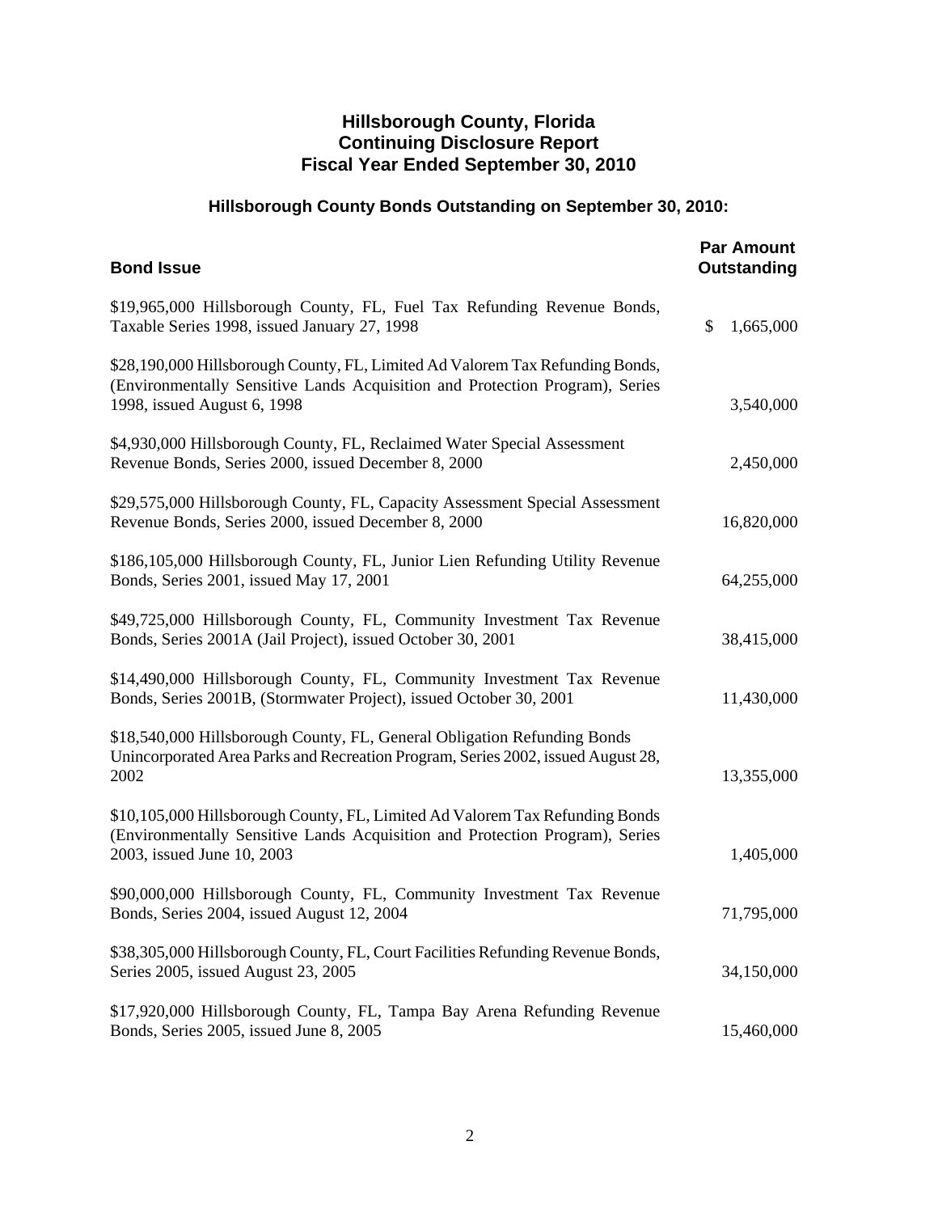# Hillsborough County, Florida
# Continuing Disclosure Report
# Fiscal Year Ended September 30, 2010

## Hillsborough County Bonds Outstanding on September 30, 2010:

| Bond Issue | Par Amount Outstanding |
|---|---|
| $19,965,000 Hillsborough County, FL, Fuel Tax Refunding Revenue Bonds, Taxable Series 1998, issued January 27, 1998 | $ 1,665,000 |
| $28,190,000 Hillsborough County, FL, Limited Ad Valorem Tax Refunding Bonds, (Environmentally Sensitive Lands Acquisition and Protection Program), Series 1998, issued August 6, 1998 | 3,540,000 |
| $4,930,000 Hillsborough County, FL, Reclaimed Water Special Assessment Revenue Bonds, Series 2000, issued December 8, 2000 | 2,450,000 |
| $29,575,000 Hillsborough County, FL, Capacity Assessment Special Assessment Revenue Bonds, Series 2000, issued December 8, 2000 | 16,820,000 |
| $186,105,000 Hillsborough County, FL, Junior Lien Refunding Utility Revenue Bonds, Series 2001, issued May 17, 2001 | 64,255,000 |
| $49,725,000 Hillsborough County, FL, Community Investment Tax Revenue Bonds, Series 2001A (Jail Project), issued October 30, 2001 | 38,415,000 |
| $14,490,000 Hillsborough County, FL, Community Investment Tax Revenue Bonds, Series 2001B, (Stormwater Project), issued October 30, 2001 | 11,430,000 |
| $18,540,000 Hillsborough County, FL, General Obligation Refunding Bonds Unincorporated Area Parks and Recreation Program, Series 2002, issued August 28, 2002 | 13,355,000 |
| $10,105,000 Hillsborough County, FL, Limited Ad Valorem Tax Refunding Bonds (Environmentally Sensitive Lands Acquisition and Protection Program), Series 2003, issued June 10, 2003 | 1,405,000 |
| $90,000,000 Hillsborough County, FL, Community Investment Tax Revenue Bonds, Series 2004, issued August 12, 2004 | 71,795,000 |
| $38,305,000 Hillsborough County, FL, Court Facilities Refunding Revenue Bonds, Series 2005, issued August 23, 2005 | 34,150,000 |
| $17,920,000 Hillsborough County, FL, Tampa Bay Arena Refunding Revenue Bonds, Series 2005, issued June 8, 2005 | 15,460,000 |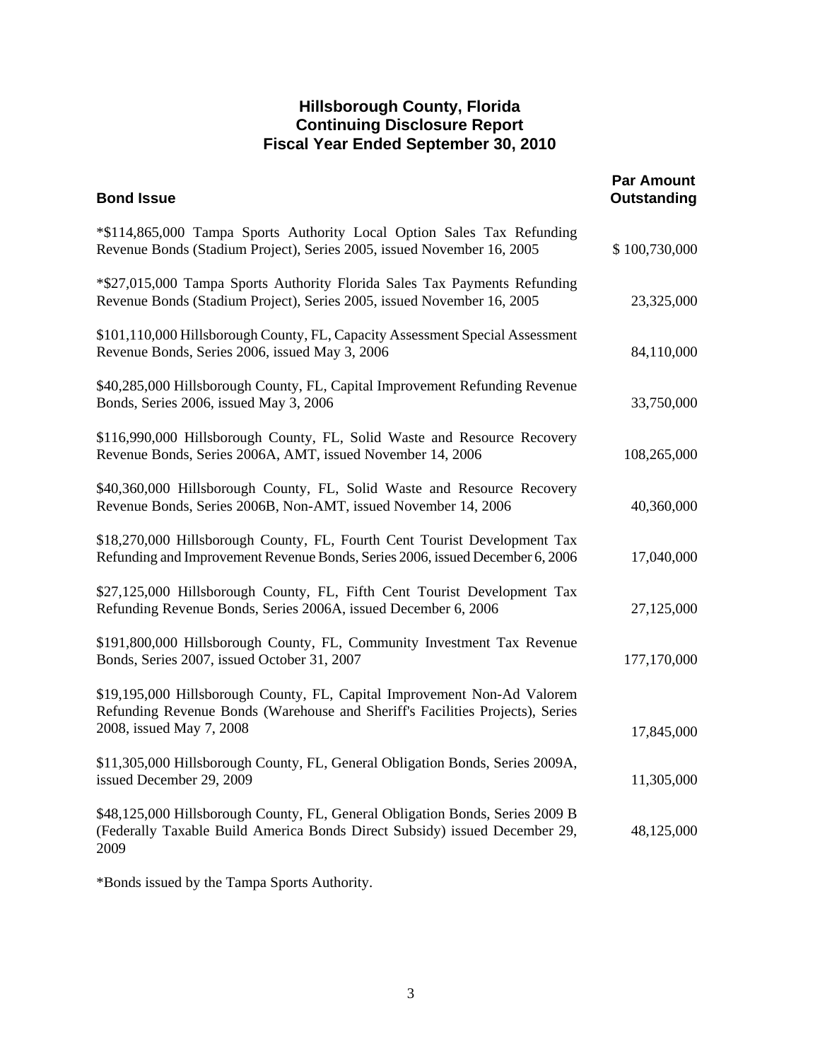# Hillsborough County, Florida
## Continuing Disclosure Report
## Fiscal Year Ended September 30, 2010

| Bond Issue | Par Amount Outstanding |
|---|---|
| *$114,865,000 Tampa Sports Authority Local Option Sales Tax Refunding Revenue Bonds (Stadium Project), Series 2005, issued November 16, 2005 | $ 100,730,000 |
| *$27,015,000 Tampa Sports Authority Florida Sales Tax Payments Refunding Revenue Bonds (Stadium Project), Series 2005, issued November 16, 2005 | 23,325,000 |
| $101,110,000 Hillsborough County, FL, Capacity Assessment Special Assessment Revenue Bonds, Series 2006, issued May 3, 2006 | 84,110,000 |
| $40,285,000 Hillsborough County, FL, Capital Improvement Refunding Revenue Bonds, Series 2006, issued May 3, 2006 | 33,750,000 |
| $116,990,000 Hillsborough County, FL, Solid Waste and Resource Recovery Revenue Bonds, Series 2006A, AMT, issued November 14, 2006 | 108,265,000 |
| $40,360,000 Hillsborough County, FL, Solid Waste and Resource Recovery Revenue Bonds, Series 2006B, Non-AMT, issued November 14, 2006 | 40,360,000 |
| $18,270,000 Hillsborough County, FL, Fourth Cent Tourist Development Tax Refunding and Improvement Revenue Bonds, Series 2006, issued December 6, 2006 | 17,040,000 |
| $27,125,000 Hillsborough County, FL, Fifth Cent Tourist Development Tax Refunding Revenue Bonds, Series 2006A, issued December 6, 2006 | 27,125,000 |
| $191,800,000 Hillsborough County, FL, Community Investment Tax Revenue Bonds, Series 2007, issued October 31, 2007 | 177,170,000 |
| $19,195,000 Hillsborough County, FL, Capital Improvement Non-Ad Valorem Refunding Revenue Bonds (Warehouse and Sheriff's Facilities Projects), Series 2008, issued May 7, 2008 | 17,845,000 |
| $11,305,000 Hillsborough County, FL, General Obligation Bonds, Series 2009A, issued December 29, 2009 | 11,305,000 |
| $48,125,000 Hillsborough County, FL, General Obligation Bonds, Series 2009 B (Federally Taxable Build America Bonds Direct Subsidy) issued December 29, 2009 | 48,125,000 |

*Bonds issued by the Tampa Sports Authority.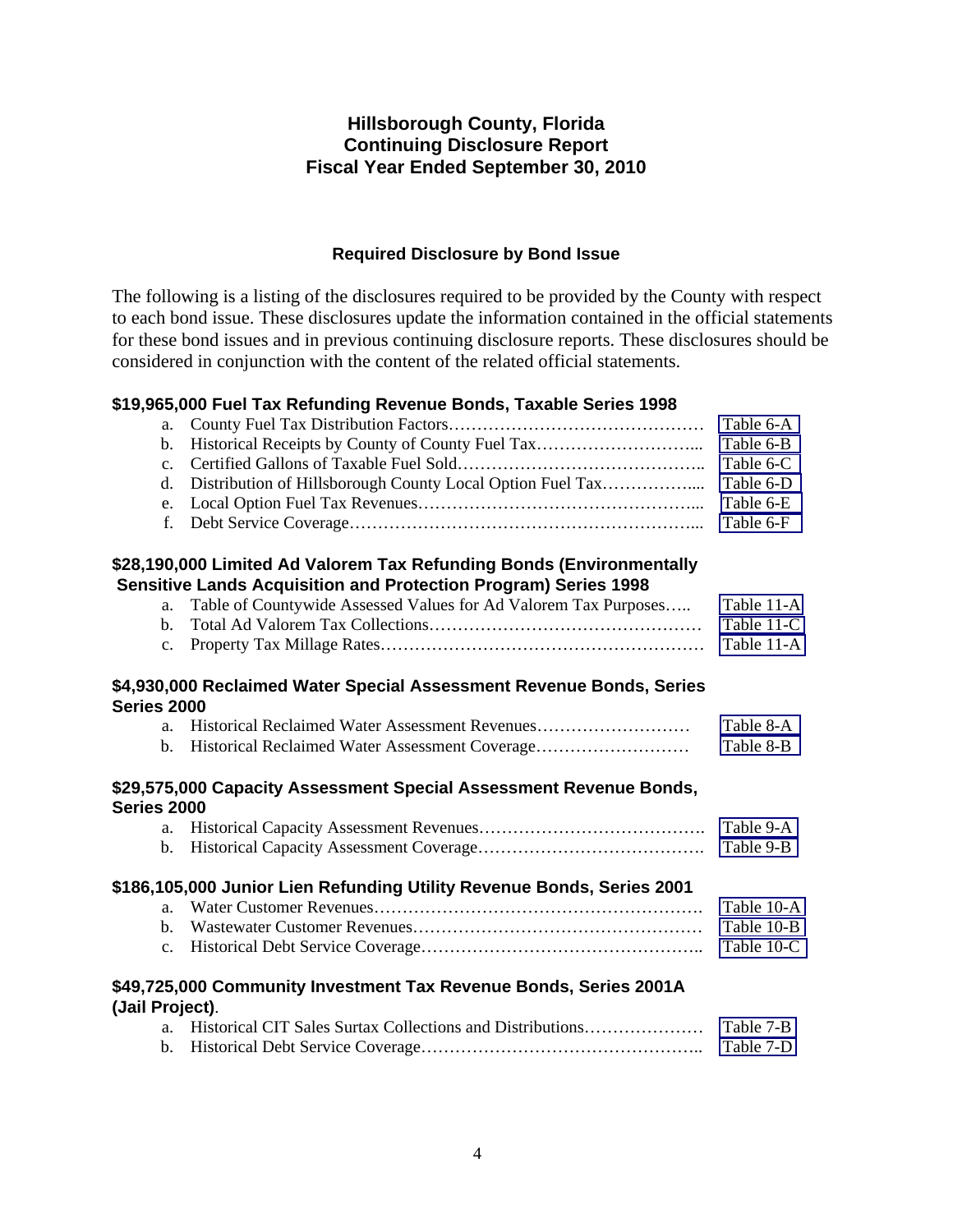# Hillsborough County, Florida
# Continuing Disclosure Report
# Fiscal Year Ended September 30, 2010

### Required Disclosure by Bond Issue

The following is a listing of the disclosures required to be provided by the County with respect to each bond issue. These disclosures update the information contained in the official statements for these bond issues and in previous continuing disclosure reports. These disclosures should be considered in conjunction with the content of the related official statements.

**$19,965,000 Fuel Tax Refunding Revenue Bonds, Taxable Series 1998**

a. County Fuel Tax Distribution Factors………………………………………… Table 6-A
b. Historical Receipts by County of County Fuel Tax………………………... Table 6-B
c. Certified Gallons of Taxable Fuel Sold…………………………………….. Table 6-C
d. Distribution of Hillsborough County Local Option Fuel Tax……………..... Table 6-D
e. Local Option Fuel Tax Revenues…………………………………………... Table 6-E
f. Debt Service Coverage……………………………………………………... Table 6-F

**$28,190,000 Limited Ad Valorem Tax Refunding Bonds (Environmentally Sensitive Lands Acquisition and Protection Program) Series 1998**

a. Table of Countywide Assessed Values for Ad Valorem Tax Purposes….. Table 11-A
b. Total Ad Valorem Tax Collections………………………………………… Table 11-C
c. Property Tax Millage Rates………………………………………………… Table 11-A

**$4,930,000 Reclaimed Water Special Assessment Revenue Bonds, Series Series 2000**

a. Historical Reclaimed Water Assessment Revenues……………………… Table 8-A
b. Historical Reclaimed Water Assessment Coverage……………………… Table 8-B

**$29,575,000 Capacity Assessment Special Assessment Revenue Bonds, Series 2000**

a. Historical Capacity Assessment Revenues…………………………………. Table 9-A
b. Historical Capacity Assessment Coverage…………………………………. Table 9-B

**$186,105,000 Junior Lien Refunding Utility Revenue Bonds, Series 2001**

a. Water Customer Revenues…………………………………………………. Table 10-A
b. Wastewater Customer Revenues…………………………………………… Table 10-B
c. Historical Debt Service Coverage………………………………………….. Table 10-C

**$49,725,000 Community Investment Tax Revenue Bonds, Series 2001A (Jail Project)**.

a. Historical CIT Sales Surtax Collections and Distributions………………… Table 7-B
b. Historical Debt Service Coverage………………………………………….. Table 7-D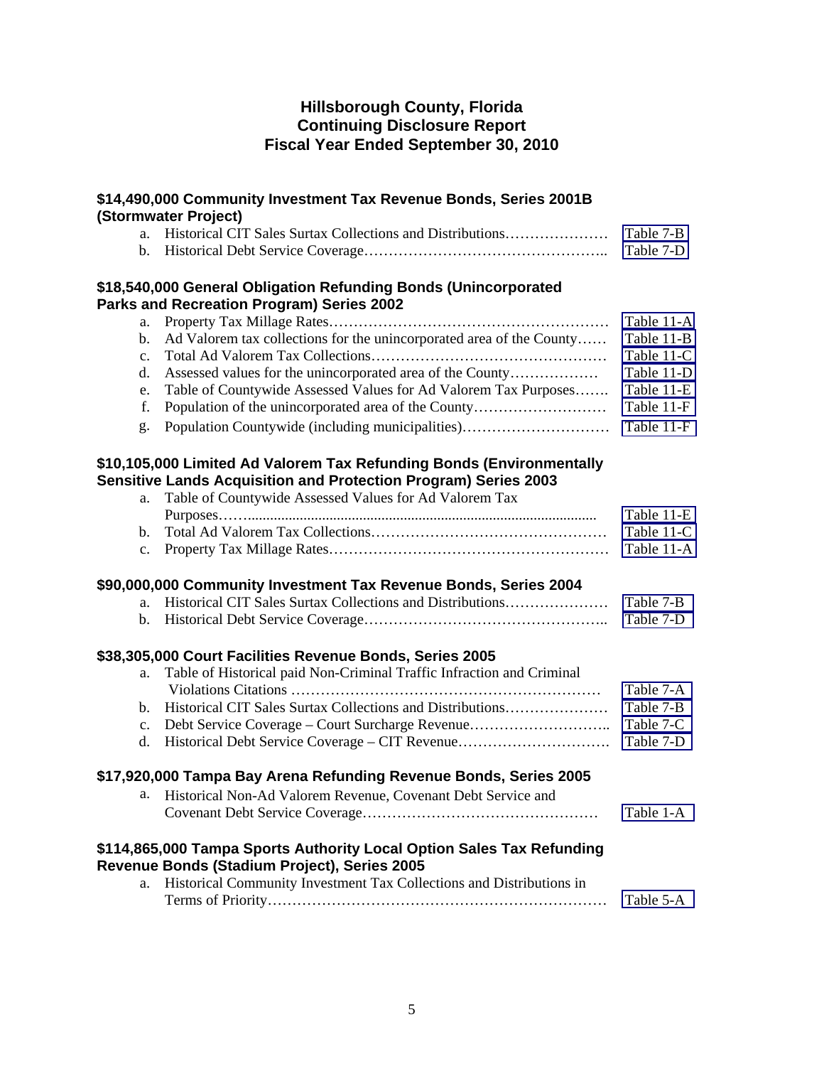# Hillsborough County, Florida
# Continuing Disclosure Report
# Fiscal Year Ended September 30, 2010

### $14,490,000 Community Investment Tax Revenue Bonds, Series 2001B (Stormwater Project)

a. Historical CIT Sales Surtax Collections and Distributions………………… Table 7-B
b. Historical Debt Service Coverage……………………………………….. Table 7-D

### $18,540,000 General Obligation Refunding Bonds (Unincorporated Parks and Recreation Program) Series 2002

a. Property Tax Millage Rates………………………………………………… Table 11-A
b. Ad Valorem tax collections for the unincorporated area of the County…… Table 11-B
c. Total Ad Valorem Tax Collections………………………………………… Table 11-C
d. Assessed values for the unincorporated area of the County……………… Table 11-D
e. Table of Countywide Assessed Values for Ad Valorem Tax Purposes……. Table 11-E
f. Population of the unincorporated area of the County……………………… Table 11-F
g. Population Countywide (including municipalities)………………………… Table 11-F

### $10,105,000 Limited Ad Valorem Tax Refunding Bonds (Environmentally Sensitive Lands Acquisition and Protection Program) Series 2003

a. Table of Countywide Assessed Values for Ad Valorem Tax Purposes……........................................................................................ Table 11-E
b. Total Ad Valorem Tax Collections………………………………………… Table 11-C
c. Property Tax Millage Rates………………………………………………… Table 11-A

### $90,000,000 Community Investment Tax Revenue Bonds, Series 2004

a. Historical CIT Sales Surtax Collections and Distributions………………… Table 7-B
b. Historical Debt Service Coverage……………………………………….. Table 7-D

### $38,305,000 Court Facilities Revenue Bonds, Series 2005

a. Table of Historical paid Non-Criminal Traffic Infraction and Criminal Violations Citations ……………………………………………………… Table 7-A
b. Historical CIT Sales Surtax Collections and Distributions………………… Table 7-B
c. Debt Service Coverage – Court Surcharge Revenue……………………….. Table 7-C
d. Historical Debt Service Coverage – CIT Revenue…………………………. Table 7-D

### $17,920,000 Tampa Bay Arena Refunding Revenue Bonds, Series 2005

a. Historical Non-Ad Valorem Revenue, Covenant Debt Service and Covenant Debt Service Coverage………………………………………… Table 1-A

### $114,865,000 Tampa Sports Authority Local Option Sales Tax Refunding Revenue Bonds (Stadium Project), Series 2005

a. Historical Community Investment Tax Collections and Distributions in Terms of Priority…………………………………………………………… Table 5-A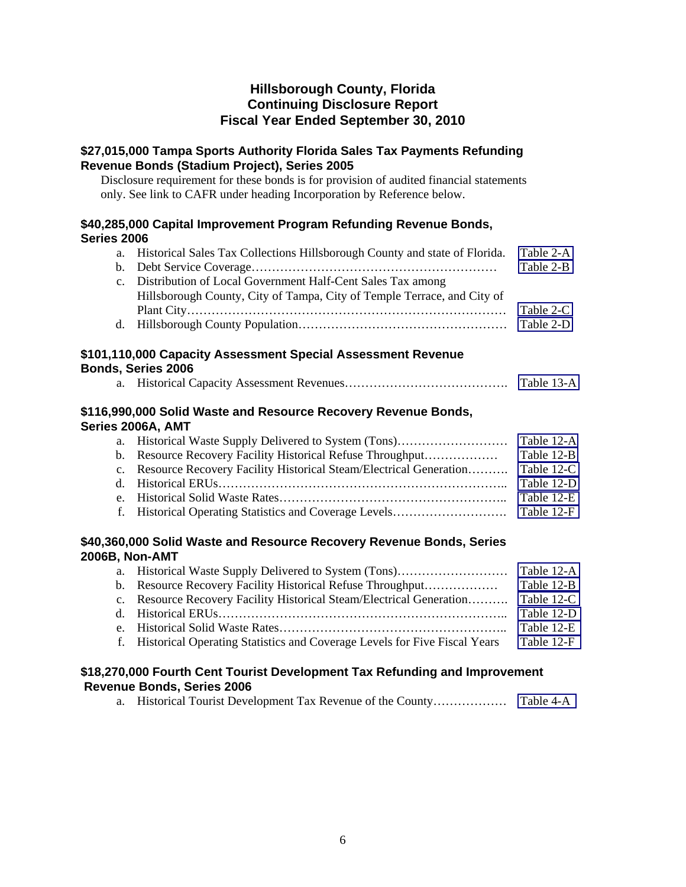# Hillsborough County, Florida
# Continuing Disclosure Report
# Fiscal Year Ended September 30, 2010

### $27,015,000 Tampa Sports Authority Florida Sales Tax Payments Refunding Revenue Bonds (Stadium Project), Series 2005

Disclosure requirement for these bonds is for provision of audited financial statements only. See link to CAFR under heading Incorporation by Reference below.

### $40,285,000 Capital Improvement Program Refunding Revenue Bonds, Series 2006

a. Historical Sales Tax Collections Hillsborough County and state of Florida. Table 2-A
b. Debt Service Coverage………………………………………………………… Table 2-B
c. Distribution of Local Government Half-Cent Sales Tax among Hillsborough County, City of Tampa, City of Temple Terrace, and City of Plant City…………………………………………………………………… Table 2-C
d. Hillsborough County Population…………………………………………… Table 2-D

### $101,110,000 Capacity Assessment Special Assessment Revenue Bonds, Series 2006

a. Historical Capacity Assessment Revenues…………………………………. Table 13-A

### $116,990,000 Solid Waste and Resource Recovery Revenue Bonds, Series 2006A, AMT

a. Historical Waste Supply Delivered to System (Tons)……………………… Table 12-A
b. Resource Recovery Facility Historical Refuse Throughput……………… Table 12-B
c. Resource Recovery Facility Historical Steam/Electrical Generation………. Table 12-C
d. Historical ERUs…………………………………………………………….. Table 12-D
e. Historical Solid Waste Rates……………………………………………….. Table 12-E
f. Historical Operating Statistics and Coverage Levels………………………. Table 12-F

### $40,360,000 Solid Waste and Resource Recovery Revenue Bonds, Series 2006B, Non-AMT

a. Historical Waste Supply Delivered to System (Tons)……………………… Table 12-A
b. Resource Recovery Facility Historical Refuse Throughput……………… Table 12-B
c. Resource Recovery Facility Historical Steam/Electrical Generation………. Table 12-C
d. Historical ERUs…………………………………………………………….. Table 12-D
e. Historical Solid Waste Rates……………………………………………….. Table 12-E
f. Historical Operating Statistics and Coverage Levels for Five Fiscal Years Table 12-F

### $18,270,000 Fourth Cent Tourist Development Tax Refunding and Improvement Revenue Bonds, Series 2006

a. Historical Tourist Development Tax Revenue of the County……………… Table 4-A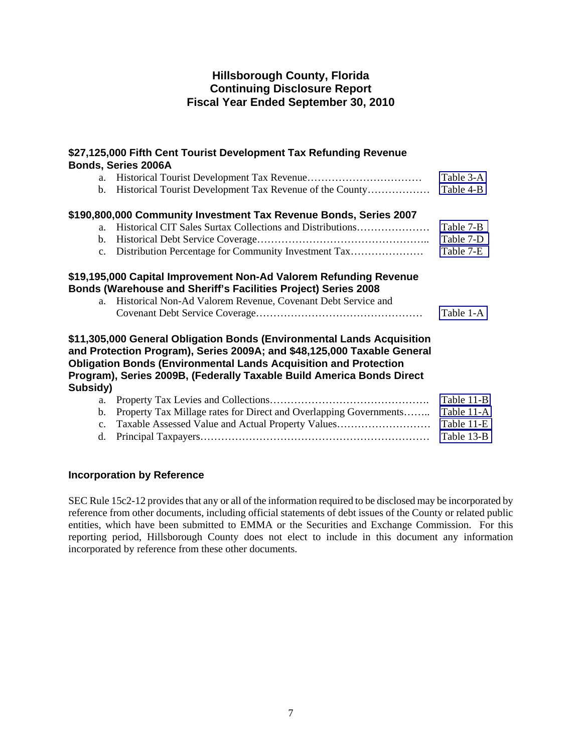# Hillsborough County, Florida
# Continuing Disclosure Report
# Fiscal Year Ended September 30, 2010

### $27,125,000 Fifth Cent Tourist Development Tax Refunding Revenue Bonds, Series 2006A

a. Historical Tourist Development Tax Revenue……………………………… Table 3-A
b. Historical Tourist Development Tax Revenue of the County……………… Table 4-B

### $190,800,000 Community Investment Tax Revenue Bonds, Series 2007

a. Historical CIT Sales Surtax Collections and Distributions………………… Table 7-B
b. Historical Debt Service Coverage………………………………………….. Table 7-D
c. Distribution Percentage for Community Investment Tax………………… Table 7-E

### $19,195,000 Capital Improvement Non-Ad Valorem Refunding Revenue Bonds (Warehouse and Sheriff's Facilities Project) Series 2008

a. Historical Non-Ad Valorem Revenue, Covenant Debt Service and Covenant Debt Service Coverage………………………………………… Table 1-A

### $11,305,000 General Obligation Bonds (Environmental Lands Acquisition and Protection Program), Series 2009A; and $48,125,000 Taxable General Obligation Bonds (Environmental Lands Acquisition and Protection Program), Series 2009B, (Federally Taxable Build America Bonds Direct Subsidy)

a. Property Tax Levies and Collections………………………………………. Table 11-B
b. Property Tax Millage rates for Direct and Overlapping Governments…….. Table 11-A
c. Taxable Assessed Value and Actual Property Values……………………… Table 11-E
d. Principal Taxpayers………………………………………………………… Table 13-B

### Incorporation by Reference

SEC Rule 15c2-12 provides that any or all of the information required to be disclosed may be incorporated by reference from other documents, including official statements of debt issues of the County or related public entities, which have been submitted to EMMA or the Securities and Exchange Commission. For this reporting period, Hillsborough County does not elect to include in this document any information incorporated by reference from these other documents.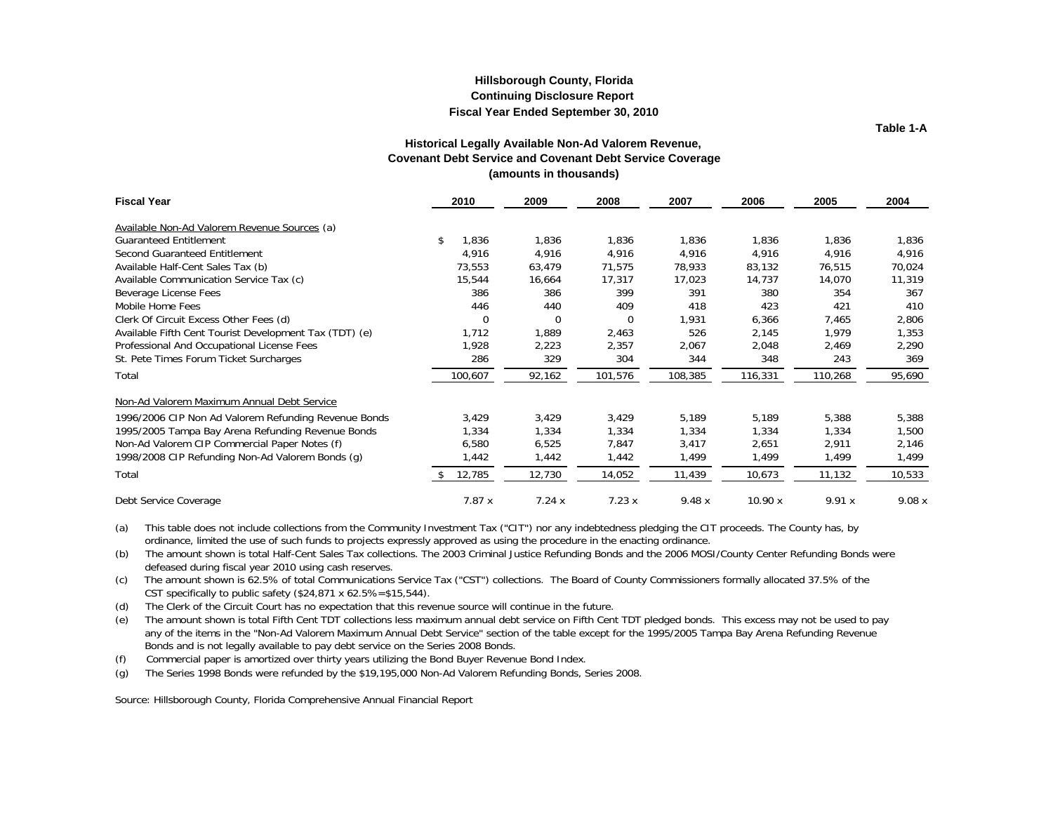# Hillsborough County, Florida
## Continuing Disclosure Report
## Fiscal Year Ended September 30, 2010

**Table 1-A**

### Historical Legally Available Non-Ad Valorem Revenue, Covenant Debt Service and Covenant Debt Service Coverage
**(amounts in thousands)**

| Fiscal Year | 2010 | 2009 | 2008 | 2007 | 2006 | 2005 | 2004 |
|---|---|---|---|---|---|---|---|
| Available Non-Ad Valorem Revenue Sources (a) | | | | | | | |
| Guaranteed Entitlement | $ 1,836 | 1,836 | 1,836 | 1,836 | 1,836 | 1,836 | 1,836 |
| Second Guaranteed Entitlement | 4,916 | 4,916 | 4,916 | 4,916 | 4,916 | 4,916 | 4,916 |
| Available Half-Cent Sales Tax (b) | 73,553 | 63,479 | 71,575 | 78,933 | 83,132 | 76,515 | 70,024 |
| Available Communication Service Tax (c) | 15,544 | 16,664 | 17,317 | 17,023 | 14,737 | 14,070 | 11,319 |
| Beverage License Fees | 386 | 386 | 399 | 391 | 380 | 354 | 367 |
| Mobile Home Fees | 446 | 440 | 409 | 418 | 423 | 421 | 410 |
| Clerk Of Circuit Excess Other Fees (d) | 0 | 0 | 0 | 1,931 | 6,366 | 7,465 | 2,806 |
| Available Fifth Cent Tourist Development Tax (TDT) (e) | 1,712 | 1,889 | 2,463 | 526 | 2,145 | 1,979 | 1,353 |
| Professional And Occupational License Fees | 1,928 | 2,223 | 2,357 | 2,067 | 2,048 | 2,469 | 2,290 |
| St. Pete Times Forum Ticket Surcharges | 286 | 329 | 304 | 344 | 348 | 243 | 369 |
| Total | 100,607 | 92,162 | 101,576 | 108,385 | 116,331 | 110,268 | 95,690 |
| Non-Ad Valorem Maximum Annual Debt Service | | | | | | | |
| 1996/2006 CIP Non Ad Valorem Refunding Revenue Bonds | 3,429 | 3,429 | 3,429 | 5,189 | 5,189 | 5,388 | 5,388 |
| 1995/2005 Tampa Bay Arena Refunding Revenue Bonds | 1,334 | 1,334 | 1,334 | 1,334 | 1,334 | 1,334 | 1,500 |
| Non-Ad Valorem CIP Commercial Paper Notes (f) | 6,580 | 6,525 | 7,847 | 3,417 | 2,651 | 2,911 | 2,146 |
| 1998/2008 CIP Refunding Non-Ad Valorem Bonds (g) | 1,442 | 1,442 | 1,442 | 1,499 | 1,499 | 1,499 | 1,499 |
| Total | $ 12,785 | 12,730 | 14,052 | 11,439 | 10,673 | 11,132 | 10,533 |
| Debt Service Coverage | 7.87 x | 7.24 x | 7.23 x | 9.48 x | 10.90 x | 9.91 x | 9.08 x |

(a) This table does not include collections from the Community Investment Tax ("CIT") nor any indebtedness pledging the CIT proceeds. The County has, by ordinance, limited the use of such funds to projects expressly approved as using the procedure in the enacting ordinance.

(b) The amount shown is total Half-Cent Sales Tax collections. The 2003 Criminal Justice Refunding Bonds and the 2006 MOSI/County Center Refunding Bonds were defeased during fiscal year 2010 using cash reserves.

(c) The amount shown is 62.5% of total Communications Service Tax ("CST") collections. The Board of County Commissioners formally allocated 37.5% of the CST specifically to public safety ($24,871 x 62.5%=$15,544).

(d) The Clerk of the Circuit Court has no expectation that this revenue source will continue in the future.

(e) The amount shown is total Fifth Cent TDT collections less maximum annual debt service on Fifth Cent TDT pledged bonds. This excess may not be used to pay any of the items in the "Non-Ad Valorem Maximum Annual Debt Service" section of the table except for the 1995/2005 Tampa Bay Arena Refunding Revenue Bonds and is not legally available to pay debt service on the Series 2008 Bonds.

(f) Commercial paper is amortized over thirty years utilizing the Bond Buyer Revenue Bond Index.

(g) The Series 1998 Bonds were refunded by the $19,195,000 Non-Ad Valorem Refunding Bonds, Series 2008.

Source: Hillsborough County, Florida Comprehensive Annual Financial Report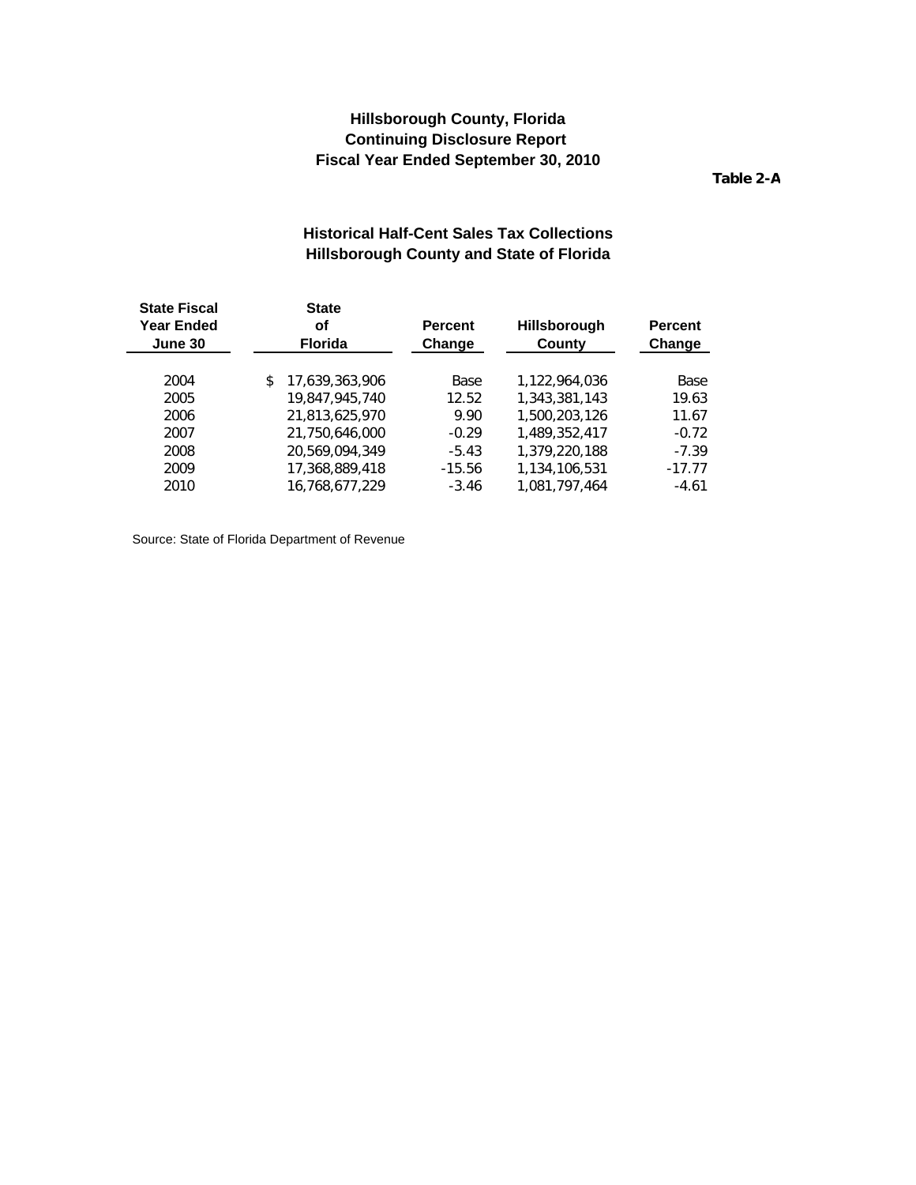**Hillsborough County, Florida**
**Continuing Disclosure Report**
**Fiscal Year Ended September 30, 2010**

**Table 2-A**

## Historical Half-Cent Sales Tax Collections
## Hillsborough County and State of Florida

| State Fiscal Year Ended June 30 | State of Florida | Percent Change | Hillsborough County | Percent Change |
|---|---|---|---|---|
| 2004 | $ 17,639,363,906 | Base | 1,122,964,036 | Base |
| 2005 | 19,847,945,740 | 12.52 | 1,343,381,143 | 19.63 |
| 2006 | 21,813,625,970 | 9.90 | 1,500,203,126 | 11.67 |
| 2007 | 21,750,646,000 | -0.29 | 1,489,352,417 | -0.72 |
| 2008 | 20,569,094,349 | -5.43 | 1,379,220,188 | -7.39 |
| 2009 | 17,368,889,418 | -15.56 | 1,134,106,531 | -17.77 |
| 2010 | 16,768,677,229 | -3.46 | 1,081,797,464 | -4.61 |

Source: State of Florida Department of Revenue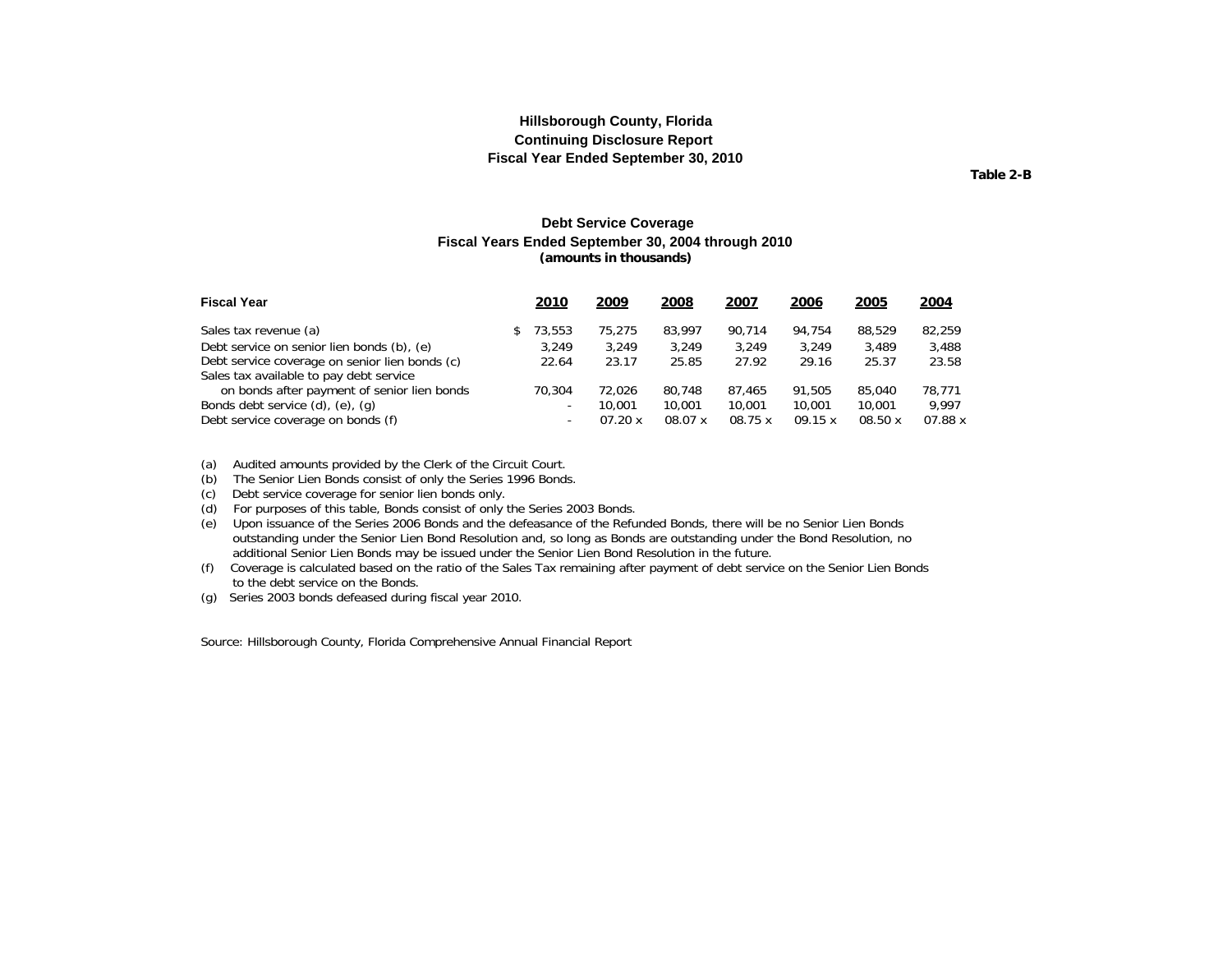**Hillsborough County, Florida**
**Continuing Disclosure Report**
**Fiscal Year Ended September 30, 2010**

**Table 2-B**

## Debt Service Coverage
### Fiscal Years Ended September 30, 2004 through 2010
**(amounts in thousands)**

| Fiscal Year | 2010 | 2009 | 2008 | 2007 | 2006 | 2005 | 2004 |
|---|---|---|---|---|---|---|---|
| Sales tax revenue (a) | $ 73,553 | 75,275 | 83,997 | 90,714 | 94,754 | 88,529 | 82,259 |
| Debt service on senior lien bonds (b), (e) | 3,249 | 3,249 | 3,249 | 3,249 | 3,249 | 3,489 | 3,488 |
| Debt service coverage on senior lien bonds (c) | 22.64 | 23.17 | 25.85 | 27.92 | 29.16 | 25.37 | 23.58 |
| Sales tax available to pay debt service on bonds after payment of senior lien bonds | 70,304 | 72,026 | 80,748 | 87,465 | 91,505 | 85,040 | 78,771 |
| Bonds debt service (d), (e), (g) | - | 10,001 | 10,001 | 10,001 | 10,001 | 10,001 | 9,997 |
| Debt service coverage on bonds (f) | - | 07.20 x | 08.07 x | 08.75 x | 09.15 x | 08.50 x | 07.88 x |

(a) Audited amounts provided by the Clerk of the Circuit Court.

(b) The Senior Lien Bonds consist of only the Series 1996 Bonds.

(c) Debt service coverage for senior lien bonds only.

(d) For purposes of this table, Bonds consist of only the Series 2003 Bonds.

(e) Upon issuance of the Series 2006 Bonds and the defeasance of the Refunded Bonds, there will be no Senior Lien Bonds outstanding under the Senior Lien Bond Resolution and, so long as Bonds are outstanding under the Bond Resolution, no additional Senior Lien Bonds may be issued under the Senior Lien Bond Resolution in the future.

(f) Coverage is calculated based on the ratio of the Sales Tax remaining after payment of debt service on the Senior Lien Bonds to the debt service on the Bonds.

(g) Series 2003 bonds defeased during fiscal year 2010.

Source: Hillsborough County, Florida Comprehensive Annual Financial Report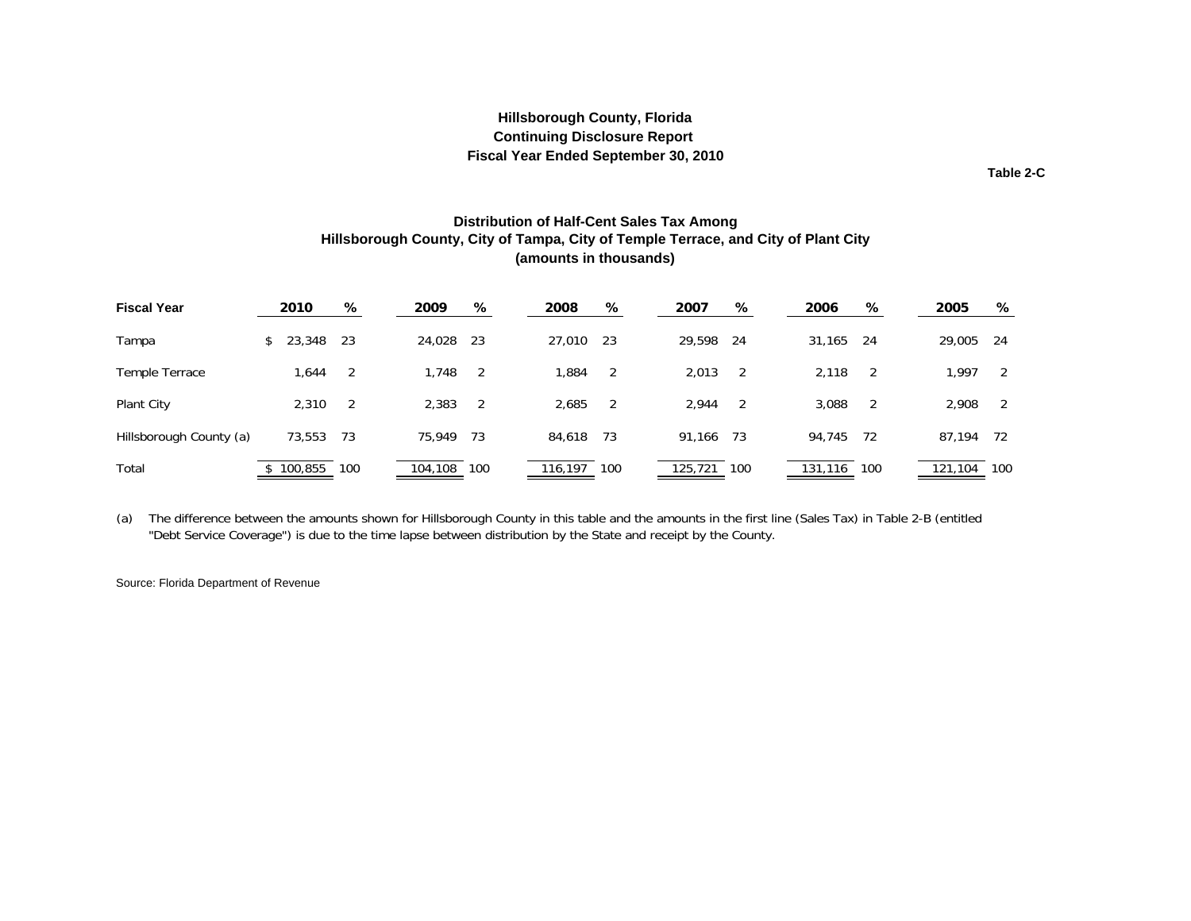# Hillsborough County, Florida
## Continuing Disclosure Report
## Fiscal Year Ended September 30, 2010

**Table 2-C**

### Distribution of Half-Cent Sales Tax Among Hillsborough County, City of Tampa, City of Temple Terrace, and City of Plant City (amounts in thousands)

| Fiscal Year | 2010 | % | 2009 | % | 2008 | % | 2007 | % | 2006 | % | 2005 | % |
|---|---|---|---|---|---|---|---|---|---|---|---|---|
| Tampa | $ 23,348 | 23 | 24,028 | 23 | 27,010 | 23 | 29,598 | 24 | 31,165 | 24 | 29,005 | 24 |
| Temple Terrace | 1,644 | 2 | 1,748 | 2 | 1,884 | 2 | 2,013 | 2 | 2,118 | 2 | 1,997 | 2 |
| Plant City | 2,310 | 2 | 2,383 | 2 | 2,685 | 2 | 2,944 | 2 | 3,088 | 2 | 2,908 | 2 |
| Hillsborough County (a) | 73,553 | 73 | 75,949 | 73 | 84,618 | 73 | 91,166 | 73 | 94,745 | 72 | 87,194 | 72 |
| Total | $ 100,855 | 100 | 104,108 | 100 | 116,197 | 100 | 125,721 | 100 | 131,116 | 100 | 121,104 | 100 |

(a) The difference between the amounts shown for Hillsborough County in this table and the amounts in the first line (Sales Tax) in Table 2-B (entitled "Debt Service Coverage") is due to the time lapse between distribution by the State and receipt by the County.

Source: Florida Department of Revenue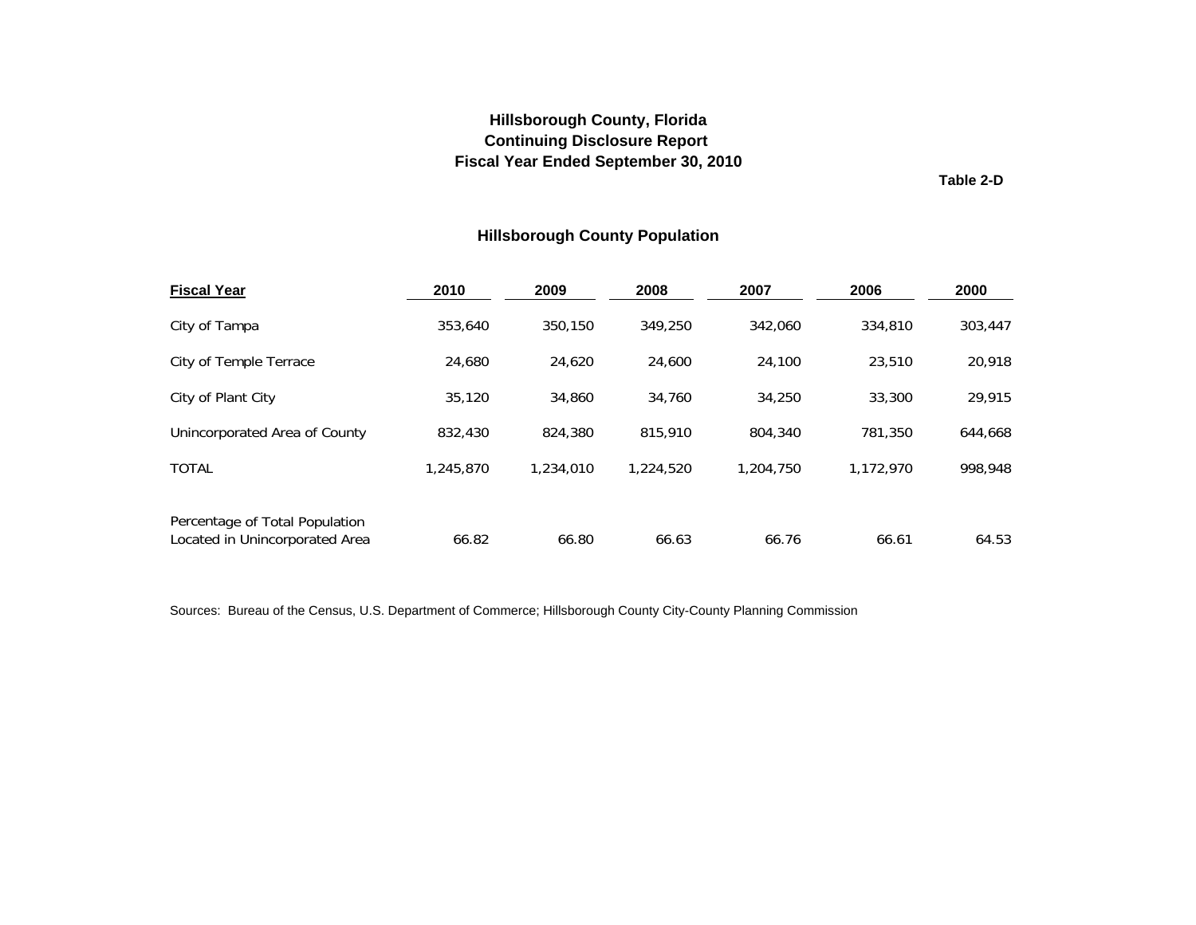# Hillsborough County, Florida
## Continuing Disclosure Report
## Fiscal Year Ended September 30, 2010

**Table 2-D**

### Hillsborough County Population

| Fiscal Year | 2010 | 2009 | 2008 | 2007 | 2006 | 2000 |
|---|---|---|---|---|---|---|
| City of Tampa | 353,640 | 350,150 | 349,250 | 342,060 | 334,810 | 303,447 |
| City of Temple Terrace | 24,680 | 24,620 | 24,600 | 24,100 | 23,510 | 20,918 |
| City of Plant City | 35,120 | 34,860 | 34,760 | 34,250 | 33,300 | 29,915 |
| Unincorporated Area of County | 832,430 | 824,380 | 815,910 | 804,340 | 781,350 | 644,668 |
| TOTAL | 1,245,870 | 1,234,010 | 1,224,520 | 1,204,750 | 1,172,970 | 998,948 |
| Percentage of Total Population Located in Unincorporated Area | 66.82 | 66.80 | 66.63 | 66.76 | 66.61 | 64.53 |

Sources: Bureau of the Census, U.S. Department of Commerce; Hillsborough County City-County Planning Commission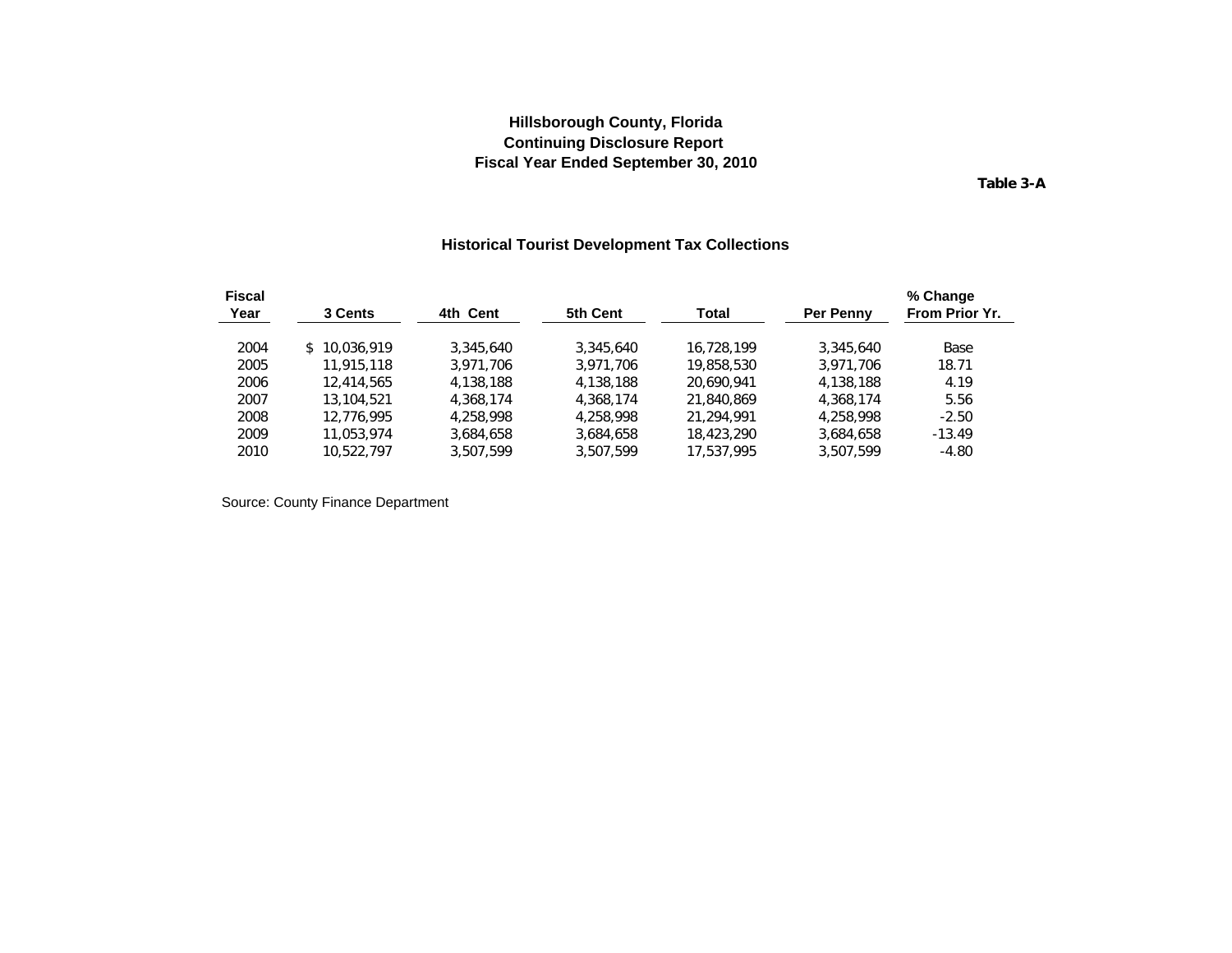**Hillsborough County, Florida**
**Continuing Disclosure Report**
**Fiscal Year Ended September 30, 2010**

**Table 3-A**

## Historical Tourist Development Tax Collections

| Fiscal Year | 3 Cents | 4th Cent | 5th Cent | Total | Per Penny | % Change From Prior Yr. |
|---|---|---|---|---|---|---|
| 2004 | $ 10,036,919 | 3,345,640 | 3,345,640 | 16,728,199 | 3,345,640 | Base |
| 2005 | 11,915,118 | 3,971,706 | 3,971,706 | 19,858,530 | 3,971,706 | 18.71 |
| 2006 | 12,414,565 | 4,138,188 | 4,138,188 | 20,690,941 | 4,138,188 | 4.19 |
| 2007 | 13,104,521 | 4,368,174 | 4,368,174 | 21,840,869 | 4,368,174 | 5.56 |
| 2008 | 12,776,995 | 4,258,998 | 4,258,998 | 21,294,991 | 4,258,998 | -2.50 |
| 2009 | 11,053,974 | 3,684,658 | 3,684,658 | 18,423,290 | 3,684,658 | -13.49 |
| 2010 | 10,522,797 | 3,507,599 | 3,507,599 | 17,537,995 | 3,507,599 | -4.80 |

Source: County Finance Department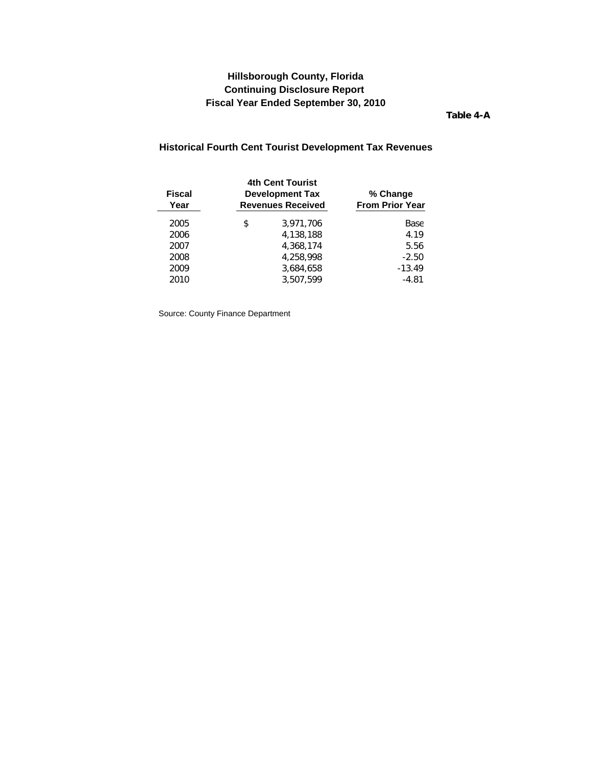**Hillsborough County, Florida**
**Continuing Disclosure Report**
**Fiscal Year Ended September 30, 2010**

**Table 4-A**

## Historical Fourth Cent Tourist Development Tax Revenues

| Fiscal Year | 4th Cent Tourist Development Tax Revenues Received | % Change From Prior Year |
|---|---|---|
| 2005 | $ 3,971,706 | Base |
| 2006 | 4,138,188 | 4.19 |
| 2007 | 4,368,174 | 5.56 |
| 2008 | 4,258,998 | -2.50 |
| 2009 | 3,684,658 | -13.49 |
| 2010 | 3,507,599 | -4.81 |

Source: County Finance Department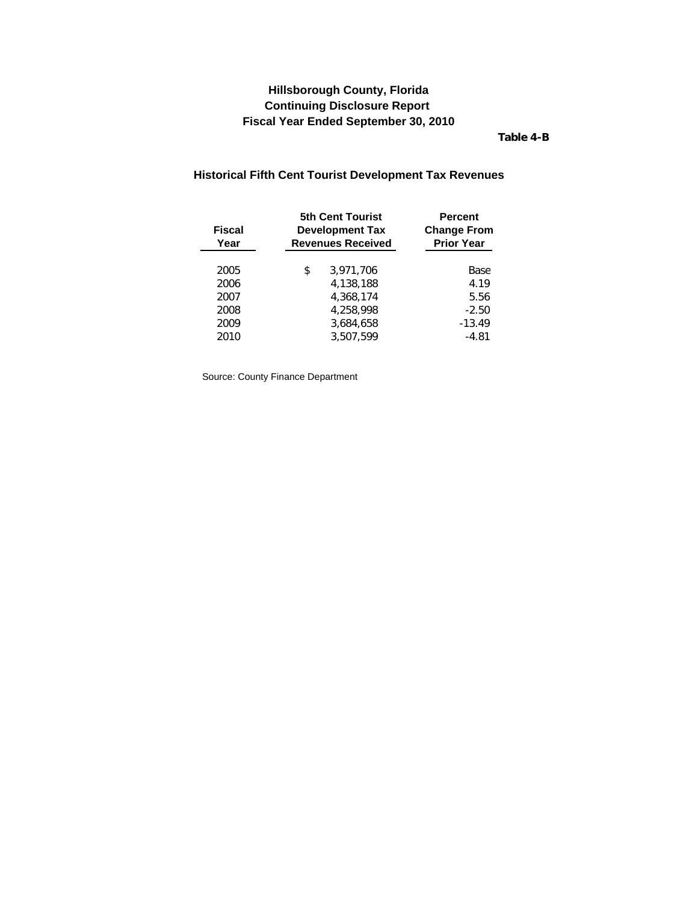**Hillsborough County, Florida**
**Continuing Disclosure Report**
**Fiscal Year Ended September 30, 2010**

**Table 4-B**

## Historical Fifth Cent Tourist Development Tax Revenues

| Fiscal Year | 5th Cent Tourist Development Tax Revenues Received | Percent Change From Prior Year |
|---|---|---|
| 2005 | $ 3,971,706 | Base |
| 2006 | 4,138,188 | 4.19 |
| 2007 | 4,368,174 | 5.56 |
| 2008 | 4,258,998 | -2.50 |
| 2009 | 3,684,658 | -13.49 |
| 2010 | 3,507,599 | -4.81 |

Source: County Finance Department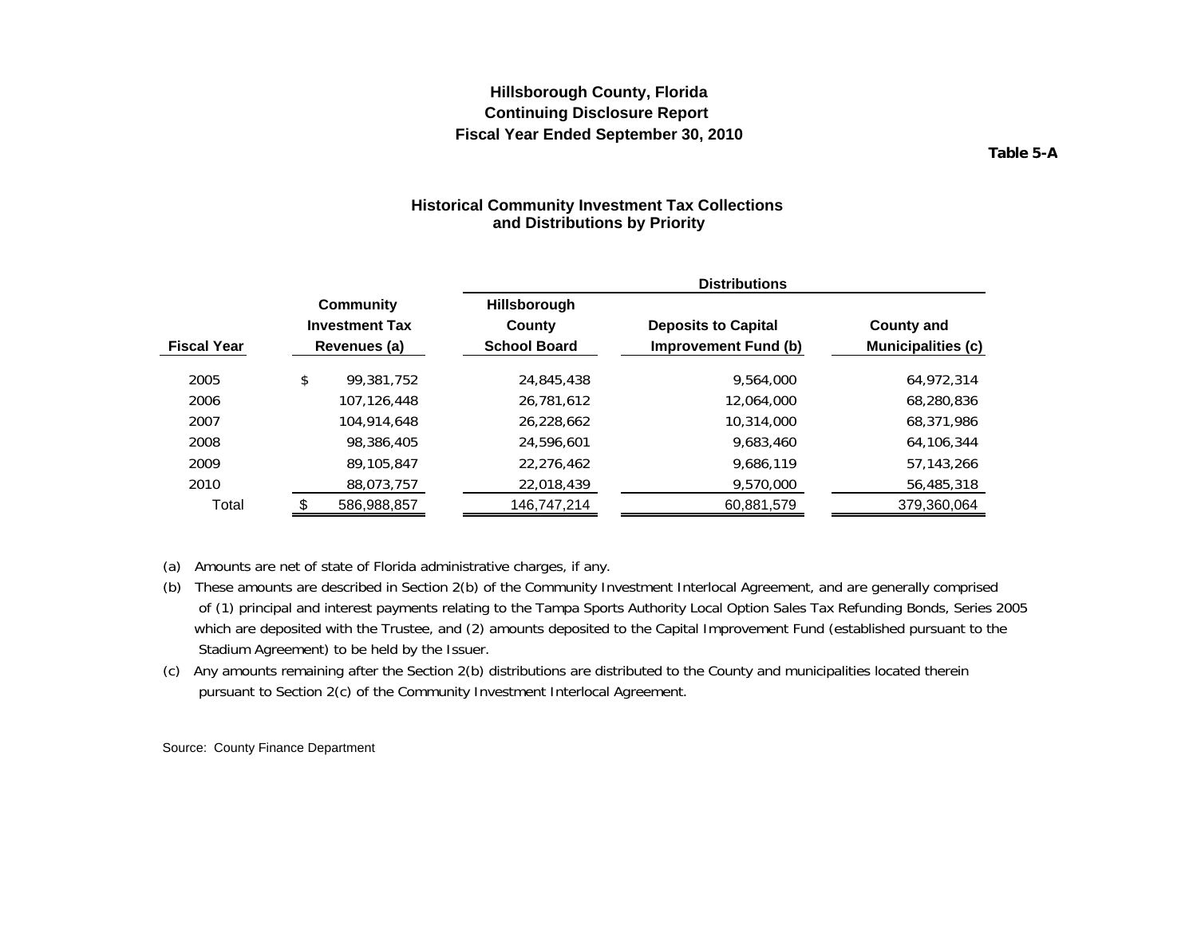# Hillsborough County, Florida
# Continuing Disclosure Report
# Fiscal Year Ended September 30, 2010

**Table 5-A**

## Historical Community Investment Tax Collections and Distributions by Priority

| | | Distributions | | |
|---|---|---|---|---|
| **Fiscal Year** | **Community Investment Tax Revenues (a)** | **Hillsborough County School Board** | **Deposits to Capital Improvement Fund (b)** | **County and Municipalities (c)** |
| 2005 | $ 99,381,752 | 24,845,438 | 9,564,000 | 64,972,314 |
| 2006 | 107,126,448 | 26,781,612 | 12,064,000 | 68,280,836 |
| 2007 | 104,914,648 | 26,228,662 | 10,314,000 | 68,371,986 |
| 2008 | 98,386,405 | 24,596,601 | 9,683,460 | 64,106,344 |
| 2009 | 89,105,847 | 22,276,462 | 9,686,119 | 57,143,266 |
| 2010 | 88,073,757 | 22,018,439 | 9,570,000 | 56,485,318 |
| Total | $ 586,988,857 | 146,747,214 | 60,881,579 | 379,360,064 |

(a) Amounts are net of state of Florida administrative charges, if any.

(b) These amounts are described in Section 2(b) of the Community Investment Interlocal Agreement, and are generally comprised of (1) principal and interest payments relating to the Tampa Sports Authority Local Option Sales Tax Refunding Bonds, Series 2005 which are deposited with the Trustee, and (2) amounts deposited to the Capital Improvement Fund (established pursuant to the Stadium Agreement) to be held by the Issuer.

(c) Any amounts remaining after the Section 2(b) distributions are distributed to the County and municipalities located therein pursuant to Section 2(c) of the Community Investment Interlocal Agreement.

Source: County Finance Department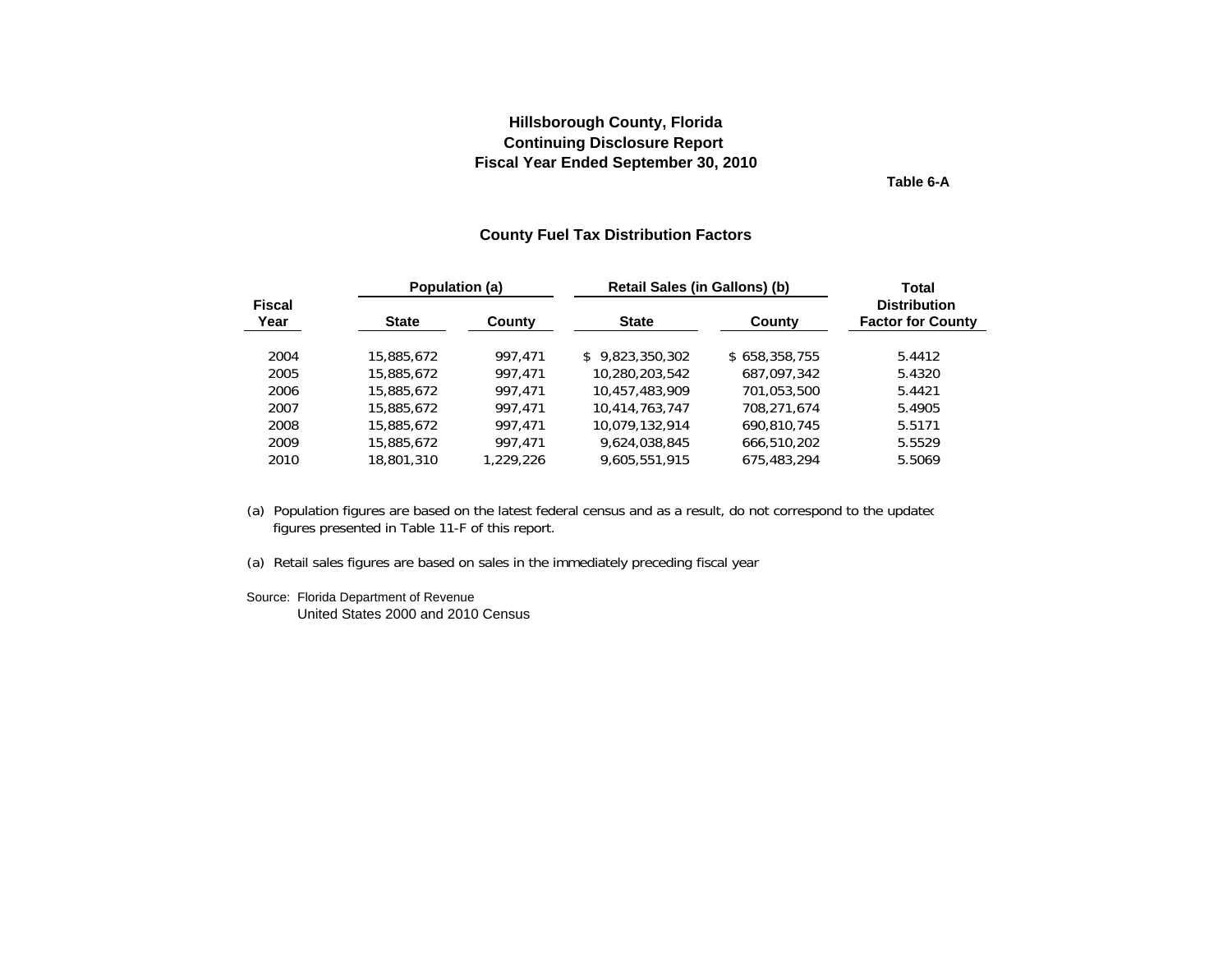# Hillsborough County, Florida
## Continuing Disclosure Report
## Fiscal Year Ended September 30, 2010

**Table 6-A**

### County Fuel Tax Distribution Factors

| Fiscal Year | Population (a) | | Retail Sales (in Gallons) (b) | | Total Distribution Factor for County |
|---|---|---|---|---|---|
| | State | County | State | County | |
| 2004 | 15,885,672 | 997,471 | $ 9,823,350,302 | $ 658,358,755 | 5.4412 |
| 2005 | 15,885,672 | 997,471 | 10,280,203,542 | 687,097,342 | 5.4320 |
| 2006 | 15,885,672 | 997,471 | 10,457,483,909 | 701,053,500 | 5.4421 |
| 2007 | 15,885,672 | 997,471 | 10,414,763,747 | 708,271,674 | 5.4905 |
| 2008 | 15,885,672 | 997,471 | 10,079,132,914 | 690,810,745 | 5.5171 |
| 2009 | 15,885,672 | 997,471 | 9,624,038,845 | 666,510,202 | 5.5529 |
| 2010 | 18,801,310 | 1,229,226 | 9,605,551,915 | 675,483,294 | 5.5069 |

(a) Population figures are based on the latest federal census and as a result, do not correspond to the updated figures presented in Table 11-F of this report.

(a) Retail sales figures are based on sales in the immediately preceding fiscal year

Source: Florida Department of Revenue
United States 2000 and 2010 Census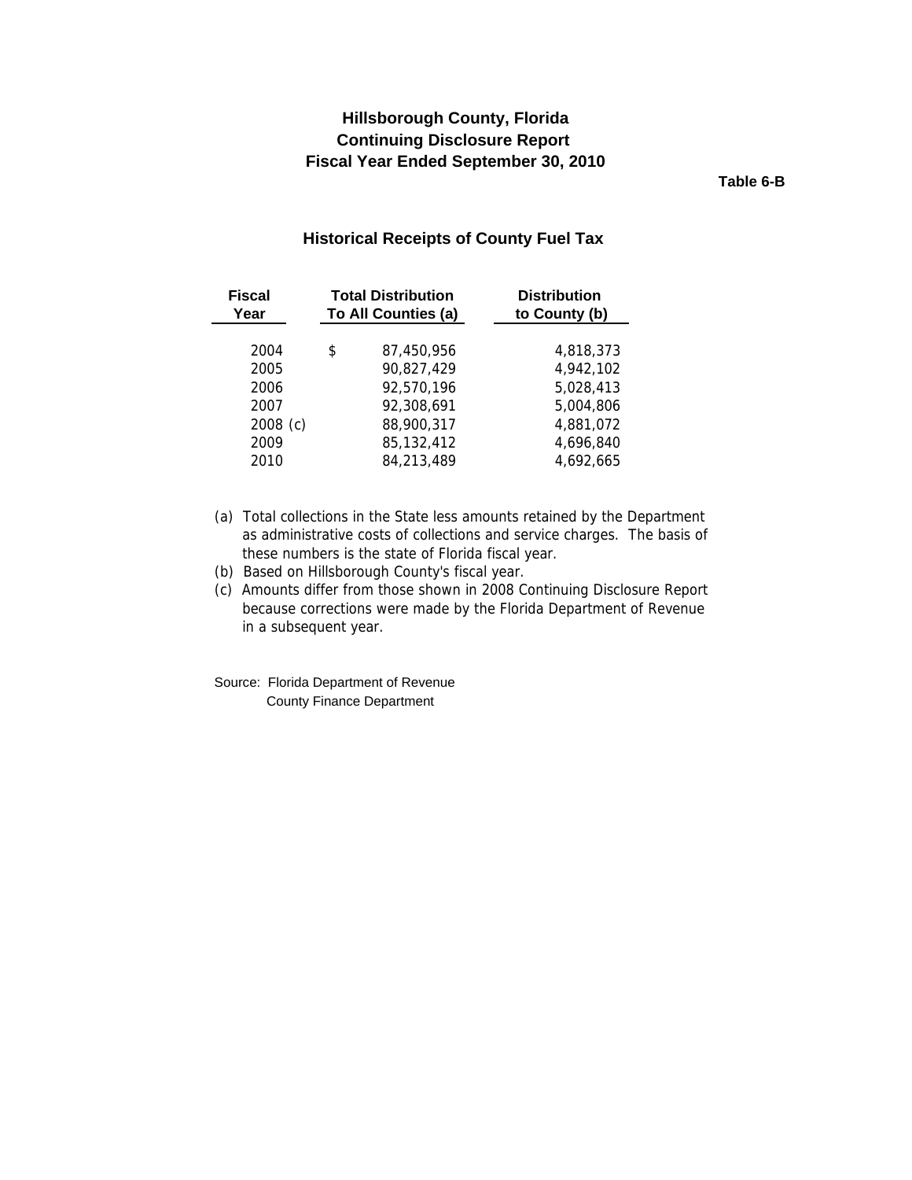# Hillsborough County, Florida
## Continuing Disclosure Report
## Fiscal Year Ended September 30, 2010

**Table 6-B**

### Historical Receipts of County Fuel Tax

| Fiscal Year | Total Distribution To All Counties (a) | Distribution to County (b) |
|---|---|---|
| 2004 | $ 87,450,956 | 4,818,373 |
| 2005 | 90,827,429 | 4,942,102 |
| 2006 | 92,570,196 | 5,028,413 |
| 2007 | 92,308,691 | 5,004,806 |
| 2008 (c) | 88,900,317 | 4,881,072 |
| 2009 | 85,132,412 | 4,696,840 |
| 2010 | 84,213,489 | 4,692,665 |

(a) Total collections in the State less amounts retained by the Department as administrative costs of collections and service charges. The basis of these numbers is the state of Florida fiscal year.

(b) Based on Hillsborough County's fiscal year.

(c) Amounts differ from those shown in 2008 Continuing Disclosure Report because corrections were made by the Florida Department of Revenue in a subsequent year.

Source: Florida Department of Revenue
County Finance Department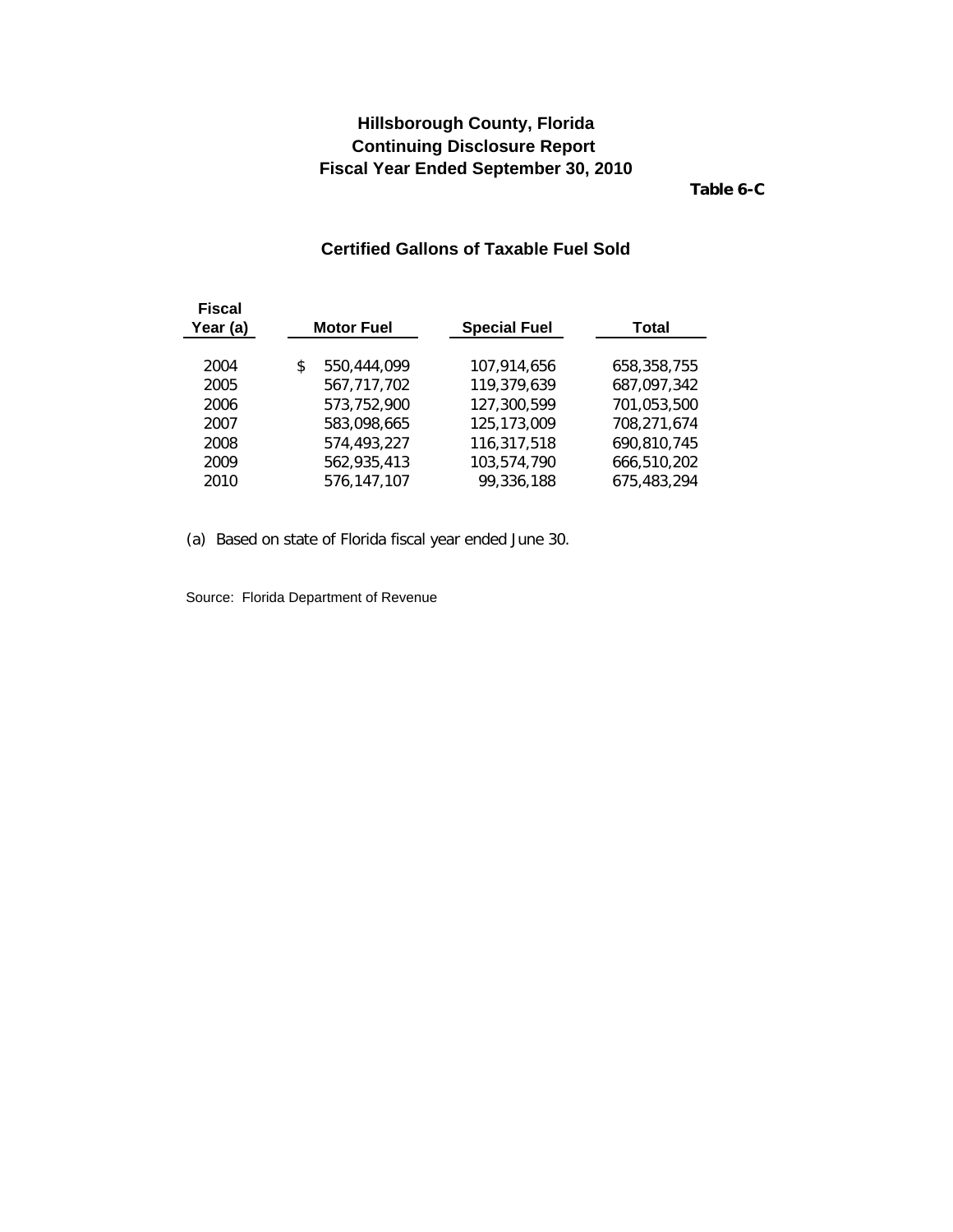# Hillsborough County, Florida
## Continuing Disclosure Report
## Fiscal Year Ended September 30, 2010

**Table 6-C**

### Certified Gallons of Taxable Fuel Sold

| Fiscal Year (a) | Motor Fuel | Special Fuel | Total |
|---|---|---|---|
| 2004 | $ 550,444,099 | 107,914,656 | 658,358,755 |
| 2005 | 567,717,702 | 119,379,639 | 687,097,342 |
| 2006 | 573,752,900 | 127,300,599 | 701,053,500 |
| 2007 | 583,098,665 | 125,173,009 | 708,271,674 |
| 2008 | 574,493,227 | 116,317,518 | 690,810,745 |
| 2009 | 562,935,413 | 103,574,790 | 666,510,202 |
| 2010 | 576,147,107 | 99,336,188 | 675,483,294 |

(a) Based on state of Florida fiscal year ended June 30.

Source: Florida Department of Revenue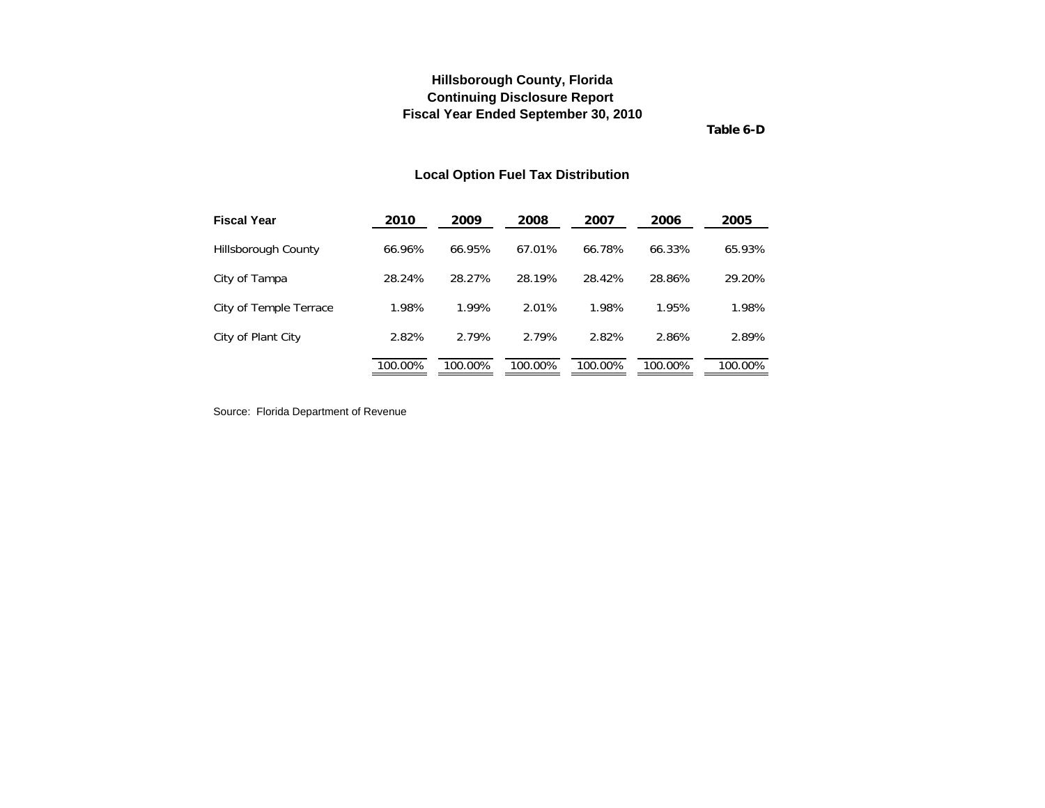# Hillsborough County, Florida
## Continuing Disclosure Report
## Fiscal Year Ended September 30, 2010

**Table 6-D**

### Local Option Fuel Tax Distribution

| Fiscal Year | 2010 | 2009 | 2008 | 2007 | 2006 | 2005 |
|---|---|---|---|---|---|---|
| Hillsborough County | 66.96% | 66.95% | 67.01% | 66.78% | 66.33% | 65.93% |
| City of Tampa | 28.24% | 28.27% | 28.19% | 28.42% | 28.86% | 29.20% |
| City of Temple Terrace | 1.98% | 1.99% | 2.01% | 1.98% | 1.95% | 1.98% |
| City of Plant City | 2.82% | 2.79% | 2.79% | 2.82% | 2.86% | 2.89% |
| | 100.00% | 100.00% | 100.00% | 100.00% | 100.00% | 100.00% |

Source: Florida Department of Revenue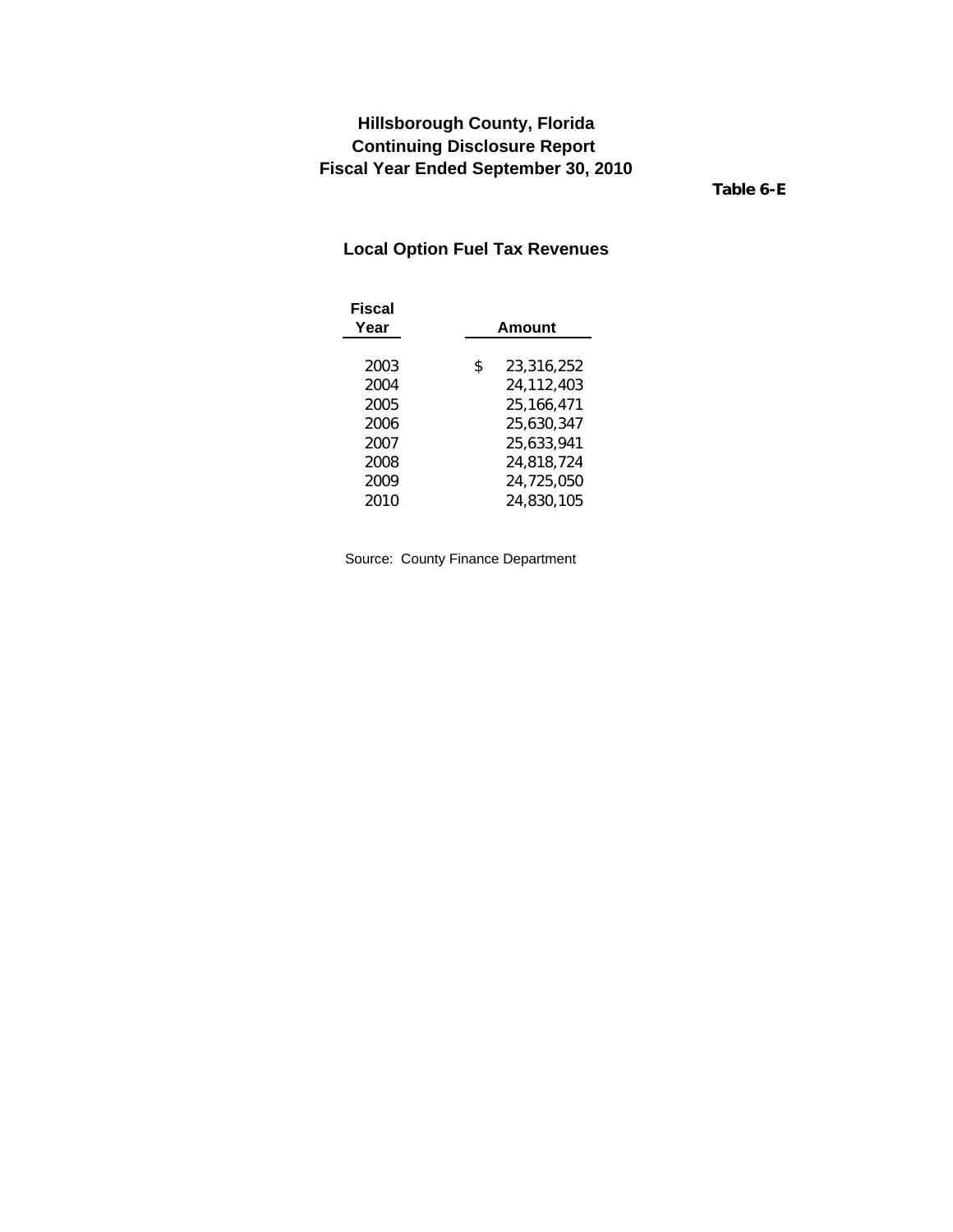# Hillsborough County, Florida
## Continuing Disclosure Report
## Fiscal Year Ended September 30, 2010

**Table 6-E**

## Local Option Fuel Tax Revenues

| Fiscal Year | Amount |
|---|---|
| 2003 | $ 23,316,252 |
| 2004 | 24,112,403 |
| 2005 | 25,166,471 |
| 2006 | 25,630,347 |
| 2007 | 25,633,941 |
| 2008 | 24,818,724 |
| 2009 | 24,725,050 |
| 2010 | 24,830,105 |

Source: County Finance Department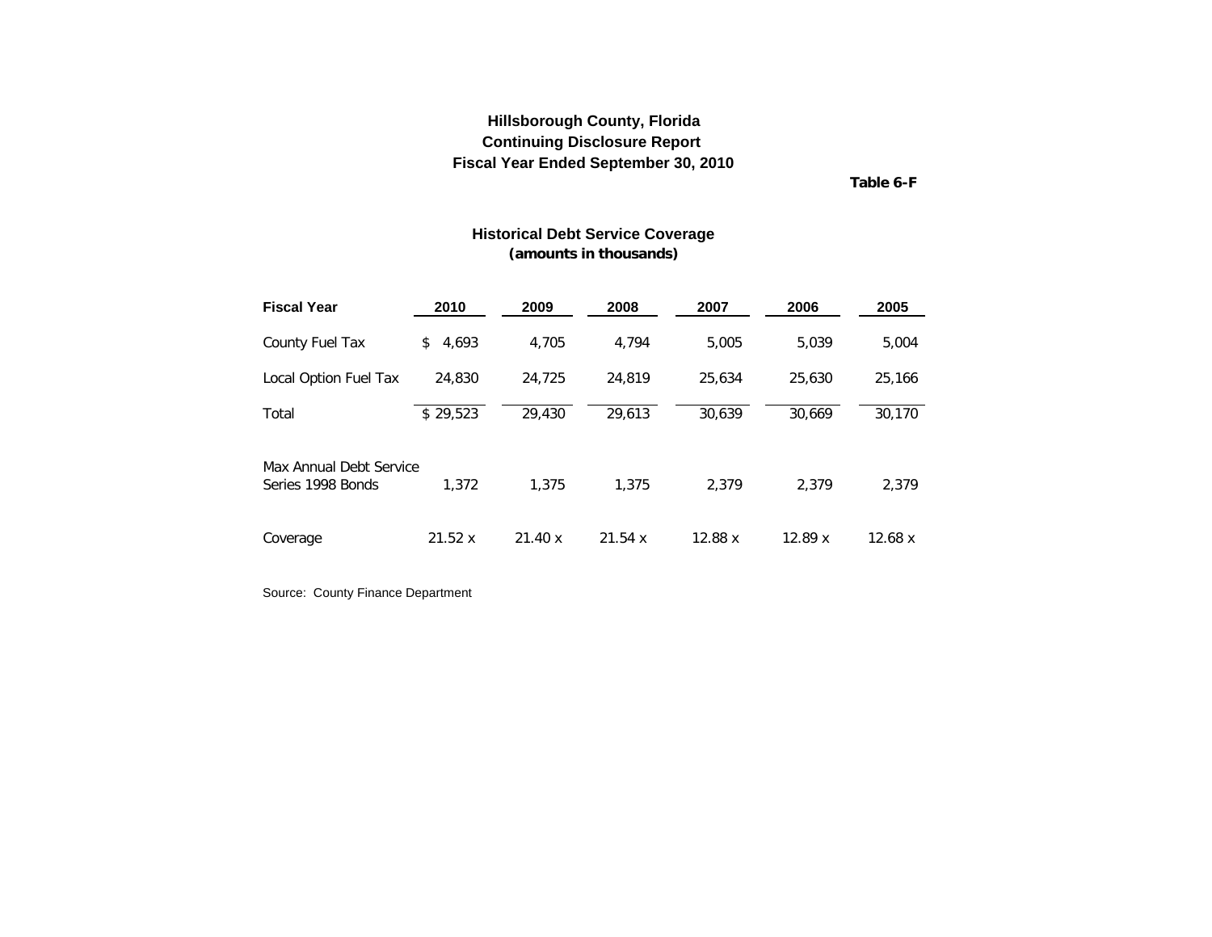**Hillsborough County, Florida**
**Continuing Disclosure Report**
**Fiscal Year Ended September 30, 2010**

**Table 6-F**

## Historical Debt Service Coverage
**(amounts in thousands)**

| Fiscal Year | 2010 | 2009 | 2008 | 2007 | 2006 | 2005 |
|---|---|---|---|---|---|---|
| County Fuel Tax | $ 4,693 | 4,705 | 4,794 | 5,005 | 5,039 | 5,004 |
| Local Option Fuel Tax | 24,830 | 24,725 | 24,819 | 25,634 | 25,630 | 25,166 |
| Total | $ 29,523 | 29,430 | 29,613 | 30,639 | 30,669 | 30,170 |
| Max Annual Debt Service Series 1998 Bonds | 1,372 | 1,375 | 1,375 | 2,379 | 2,379 | 2,379 |
| Coverage | 21.52 x | 21.40 x | 21.54 x | 12.88 x | 12.89 x | 12.68 x |

Source: County Finance Department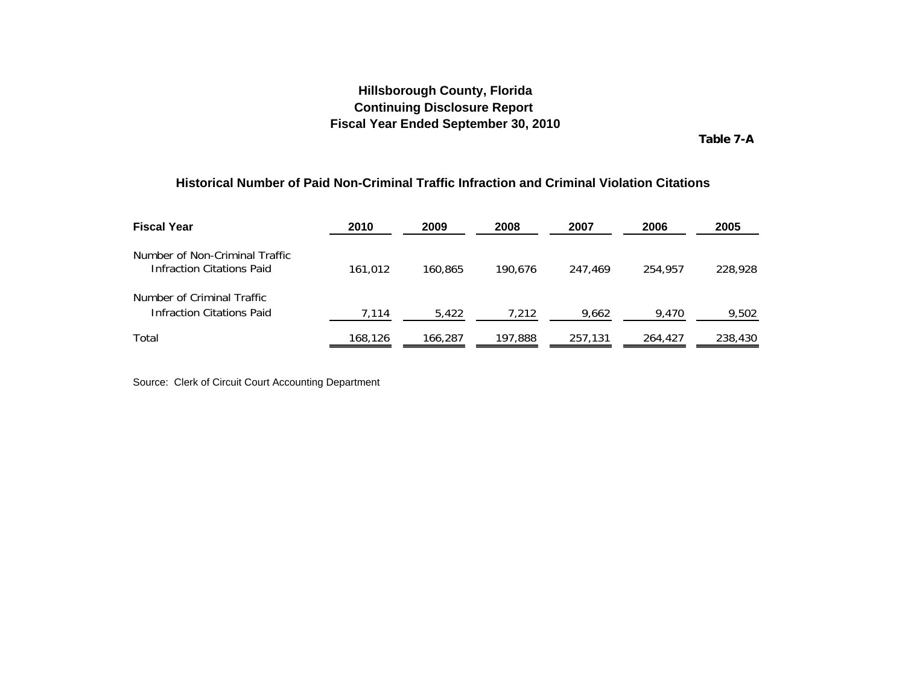# Hillsborough County, Florida
# Continuing Disclosure Report
# Fiscal Year Ended September 30, 2010

**Table 7-A**

## Historical Number of Paid Non-Criminal Traffic Infraction and Criminal Violation Citations

| Fiscal Year | 2010 | 2009 | 2008 | 2007 | 2006 | 2005 |
|---|---|---|---|---|---|---|
| Number of Non-Criminal Traffic Infraction Citations Paid | 161,012 | 160,865 | 190,676 | 247,469 | 254,957 | 228,928 |
| Number of Criminal Traffic Infraction Citations Paid | 7,114 | 5,422 | 7,212 | 9,662 | 9,470 | 9,502 |
| Total | 168,126 | 166,287 | 197,888 | 257,131 | 264,427 | 238,430 |

Source: Clerk of Circuit Court Accounting Department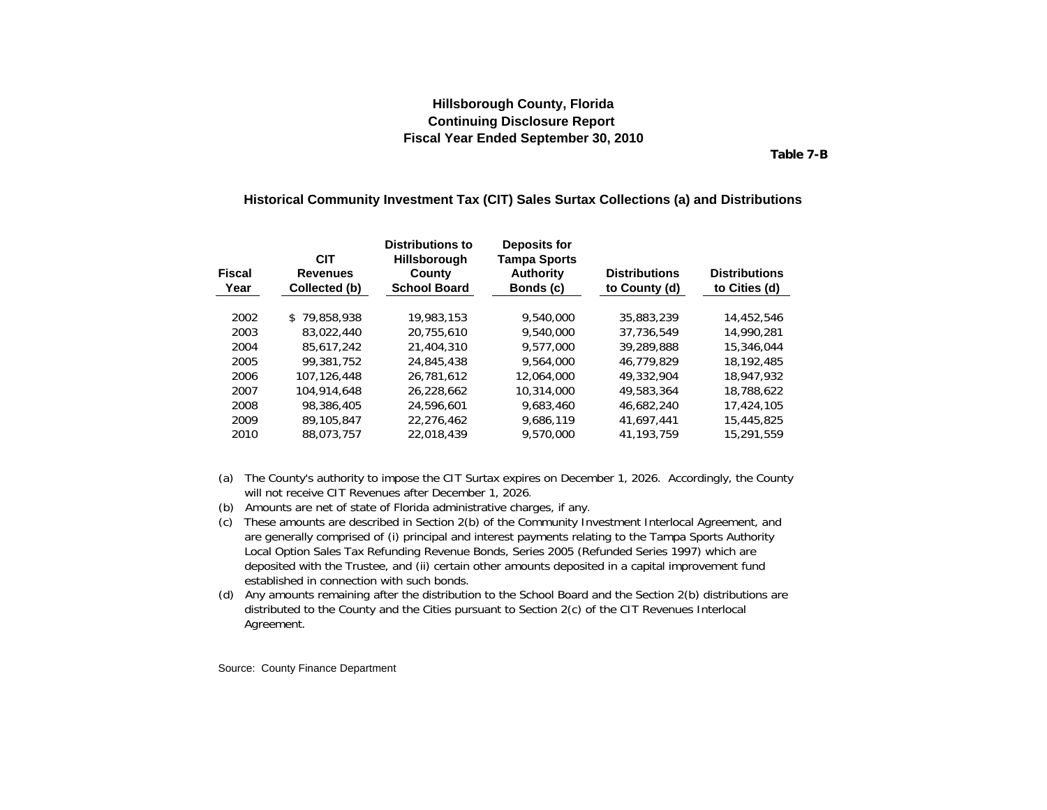**Hillsborough County, Florida**
**Continuing Disclosure Report**
**Fiscal Year Ended September 30, 2010**

**Table 7-B**

## Historical Community Investment Tax (CIT) Sales Surtax Collections (a) and Distributions

| Fiscal Year | CIT Revenues Collected (b) | Distributions to Hillsborough County School Board | Deposits for Tampa Sports Authority Bonds (c) | Distributions to County (d) | Distributions to Cities (d) |
|---|---|---|---|---|---|
| 2002 | $ 79,858,938 | 19,983,153 | 9,540,000 | 35,883,239 | 14,452,546 |
| 2003 | 83,022,440 | 20,755,610 | 9,540,000 | 37,736,549 | 14,990,281 |
| 2004 | 85,617,242 | 21,404,310 | 9,577,000 | 39,289,888 | 15,346,044 |
| 2005 | 99,381,752 | 24,845,438 | 9,564,000 | 46,779,829 | 18,192,485 |
| 2006 | 107,126,448 | 26,781,612 | 12,064,000 | 49,332,904 | 18,947,932 |
| 2007 | 104,914,648 | 26,228,662 | 10,314,000 | 49,583,364 | 18,788,622 |
| 2008 | 98,386,405 | 24,596,601 | 9,683,460 | 46,682,240 | 17,424,105 |
| 2009 | 89,105,847 | 22,276,462 | 9,686,119 | 41,697,441 | 15,445,825 |
| 2010 | 88,073,757 | 22,018,439 | 9,570,000 | 41,193,759 | 15,291,559 |

(a) The County's authority to impose the CIT Surtax expires on December 1, 2026. Accordingly, the County will not receive CIT Revenues after December 1, 2026.

(b) Amounts are net of state of Florida administrative charges, if any.

(c) These amounts are described in Section 2(b) of the Community Investment Interlocal Agreement, and are generally comprised of (i) principal and interest payments relating to the Tampa Sports Authority Local Option Sales Tax Refunding Revenue Bonds, Series 2005 (Refunded Series 1997) which are deposited with the Trustee, and (ii) certain other amounts deposited in a capital improvement fund established in connection with such bonds.

(d) Any amounts remaining after the distribution to the School Board and the Section 2(b) distributions are distributed to the County and the Cities pursuant to Section 2(c) of the CIT Revenues Interlocal Agreement.

Source: County Finance Department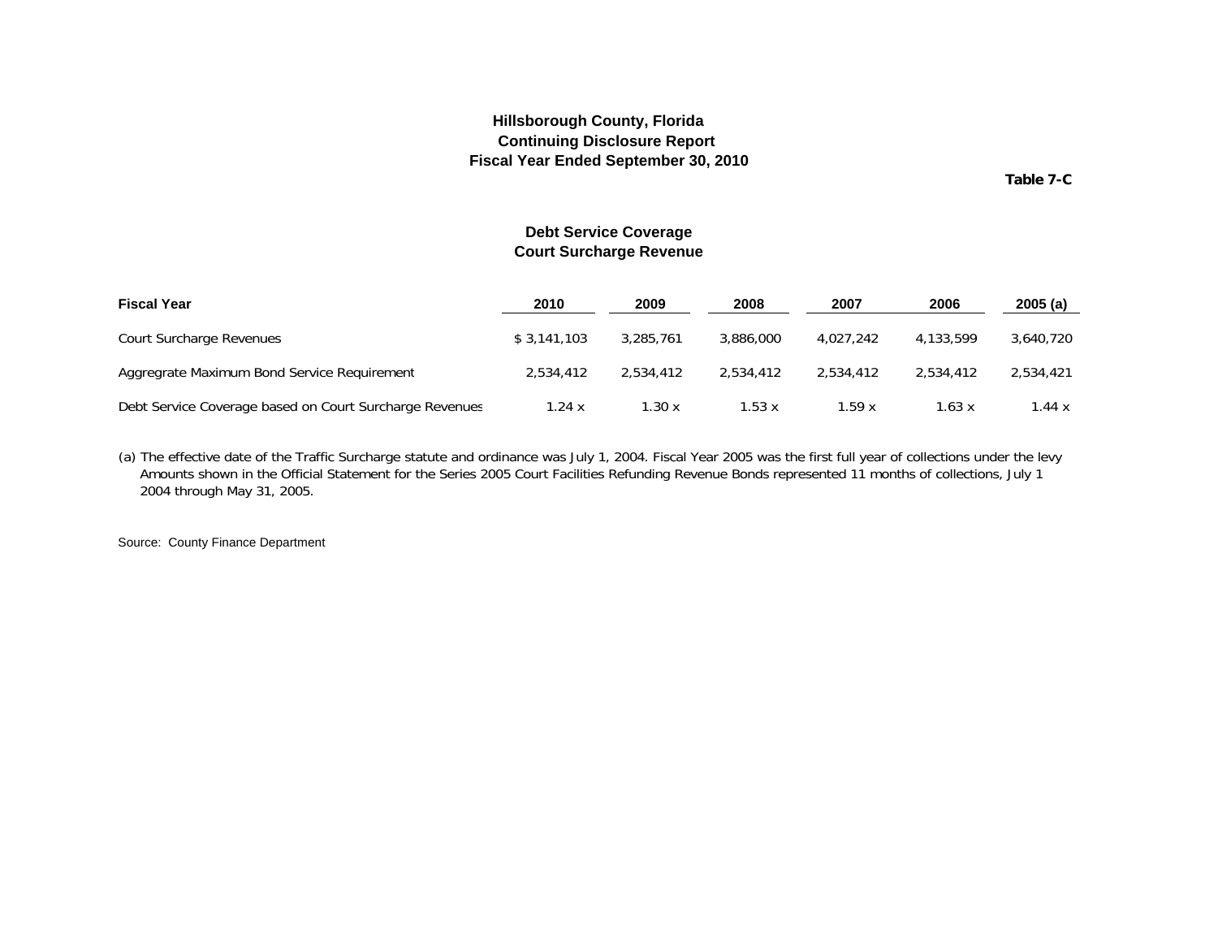**Hillsborough County, Florida**
**Continuing Disclosure Report**
**Fiscal Year Ended September 30, 2010**

**Table 7-C**

## Debt Service Coverage
## Court Surcharge Revenue

| Fiscal Year | 2010 | 2009 | 2008 | 2007 | 2006 | 2005 (a) |
|---|---|---|---|---|---|---|
| Court Surcharge Revenues | $ 3,141,103 | 3,285,761 | 3,886,000 | 4,027,242 | 4,133,599 | 3,640,720 |
| Aggregrate Maximum Bond Service Requirement | 2,534,412 | 2,534,412 | 2,534,412 | 2,534,412 | 2,534,412 | 2,534,421 |
| Debt Service Coverage based on Court Surcharge Revenues | 1.24 x | 1.30 x | 1.53 x | 1.59 x | 1.63 x | 1.44 x |

(a) The effective date of the Traffic Surcharge statute and ordinance was July 1, 2004. Fiscal Year 2005 was the first full year of collections under the levy Amounts shown in the Official Statement for the Series 2005 Court Facilities Refunding Revenue Bonds represented 11 months of collections, July 1 2004 through May 31, 2005.

Source: County Finance Department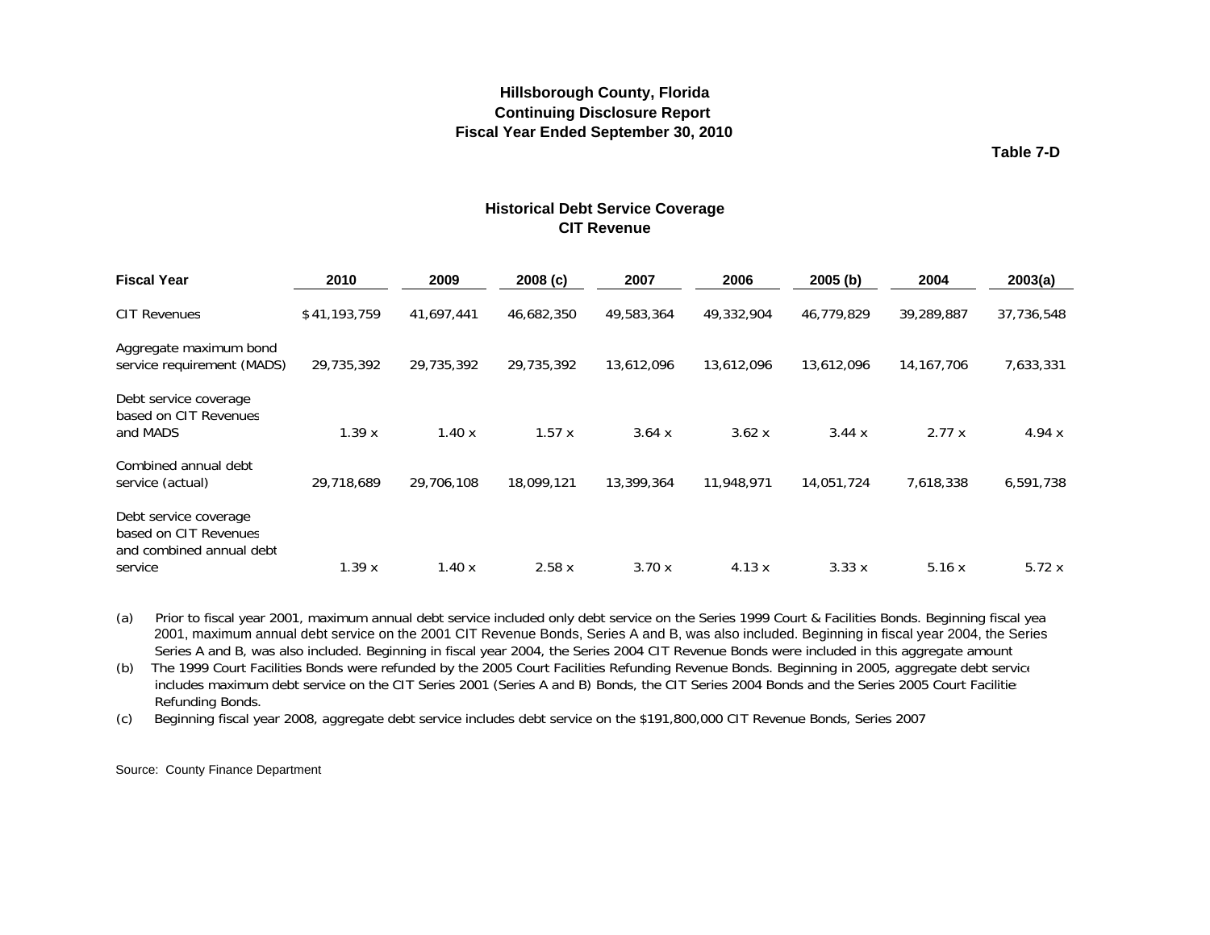# Hillsborough County, Florida
## Continuing Disclosure Report
## Fiscal Year Ended September 30, 2010

**Table 7-D**

### Historical Debt Service Coverage
### CIT Revenue

| Fiscal Year | 2010 | 2009 | 2008 (c) | 2007 | 2006 | 2005 (b) | 2004 | 2003(a) |
|---|---|---|---|---|---|---|---|---|
| CIT Revenues | $41,193,759 | 41,697,441 | 46,682,350 | 49,583,364 | 49,332,904 | 46,779,829 | 39,289,887 | 37,736,548 |
| Aggregate maximum bond service requirement (MADS) | 29,735,392 | 29,735,392 | 29,735,392 | 13,612,096 | 13,612,096 | 13,612,096 | 14,167,706 | 7,633,331 |
| Debt service coverage based on CIT Revenues and MADS | 1.39 x | 1.40 x | 1.57 x | 3.64 x | 3.62 x | 3.44 x | 2.77 x | 4.94 x |
| Combined annual debt service (actual) | 29,718,689 | 29,706,108 | 18,099,121 | 13,399,364 | 11,948,971 | 14,051,724 | 7,618,338 | 6,591,738 |
| Debt service coverage based on CIT Revenues and combined annual debt service | 1.39 x | 1.40 x | 2.58 x | 3.70 x | 4.13 x | 3.33 x | 5.16 x | 5.72 x |

(a) Prior to fiscal year 2001, maximum annual debt service included only debt service on the Series 1999 Court & Facilities Bonds. Beginning fiscal yea 2001, maximum annual debt service on the 2001 CIT Revenue Bonds, Series A and B, was also included. Beginning in fiscal year 2004, the Series Series A and B, was also included. Beginning in fiscal year 2004, the Series 2004 CIT Revenue Bonds were included in this aggregate amount

(b) The 1999 Court Facilities Bonds were refunded by the 2005 Court Facilities Refunding Revenue Bonds. Beginning in 2005, aggregate debt service includes maximum debt service on the CIT Series 2001 (Series A and B) Bonds, the CIT Series 2004 Bonds and the Series 2005 Court Facilitie Refunding Bonds.

(c) Beginning fiscal year 2008, aggregate debt service includes debt service on the $191,800,000 CIT Revenue Bonds, Series 2007

Source: County Finance Department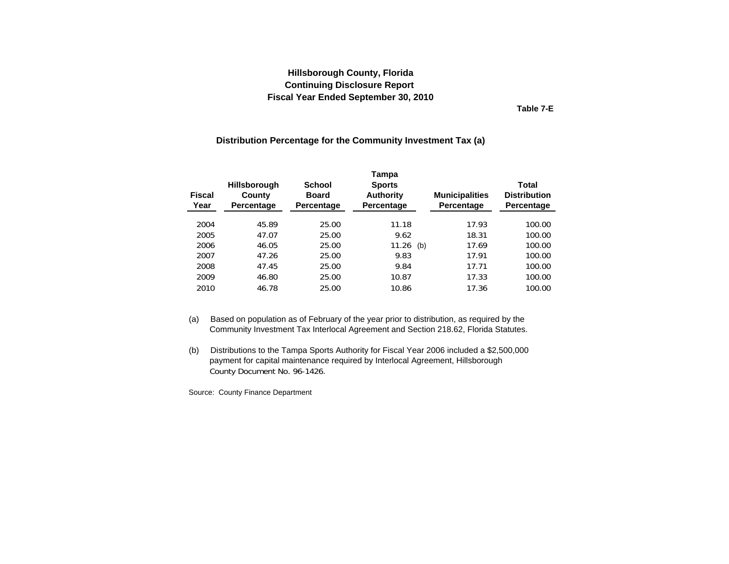**Hillsborough County, Florida**
**Continuing Disclosure Report**
**Fiscal Year Ended September 30, 2010**

**Table 7-E**

## Distribution Percentage for the Community Investment Tax (a)

| Fiscal Year | Hillsborough County Percentage | School Board Percentage | Tampa Sports Authority Percentage | Municipalities Percentage | Total Distribution Percentage |
|---|---|---|---|---|---|
| 2004 | 45.89 | 25.00 | 11.18 | 17.93 | 100.00 |
| 2005 | 47.07 | 25.00 | 9.62 | 18.31 | 100.00 |
| 2006 | 46.05 | 25.00 | 11.26 (b) | 17.69 | 100.00 |
| 2007 | 47.26 | 25.00 | 9.83 | 17.91 | 100.00 |
| 2008 | 47.45 | 25.00 | 9.84 | 17.71 | 100.00 |
| 2009 | 46.80 | 25.00 | 10.87 | 17.33 | 100.00 |
| 2010 | 46.78 | 25.00 | 10.86 | 17.36 | 100.00 |

(a) Based on population as of February of the year prior to distribution, as required by the Community Investment Tax Interlocal Agreement and Section 218.62, Florida Statutes.

(b) Distributions to the Tampa Sports Authority for Fiscal Year 2006 included a $2,500,000 payment for capital maintenance required by Interlocal Agreement, Hillsborough County Document No. 96-1426.

Source: County Finance Department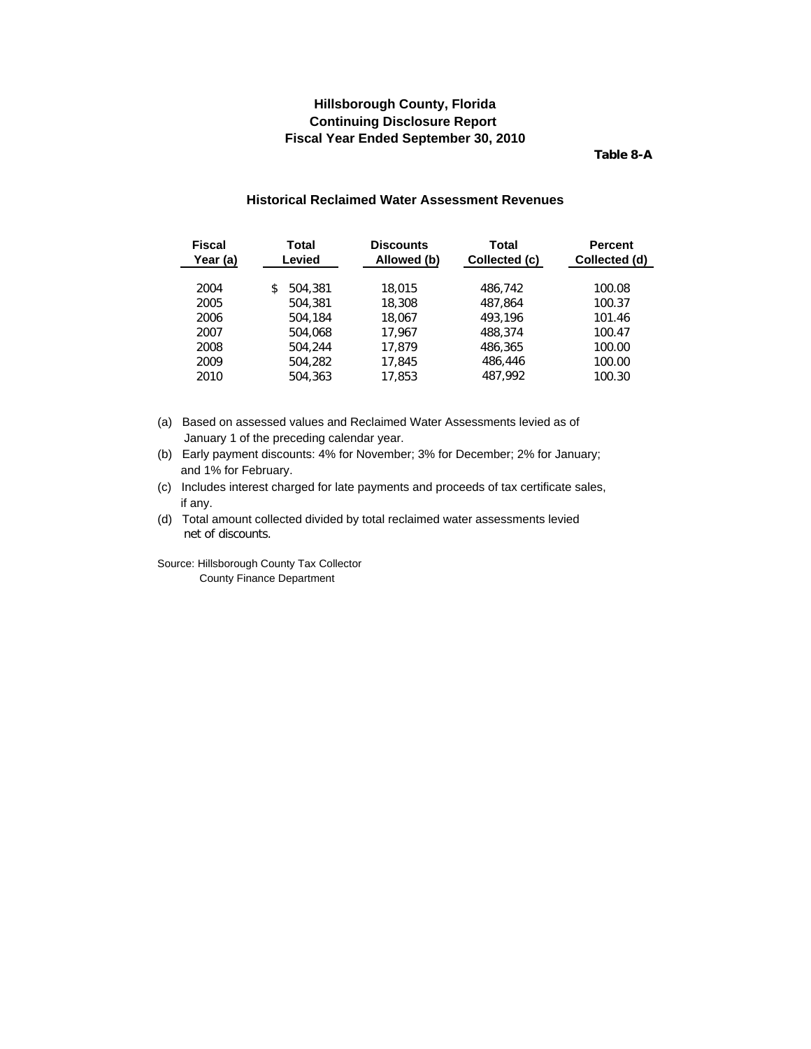# Hillsborough County, Florida
## Continuing Disclosure Report
## Fiscal Year Ended September 30, 2010

**Table 8-A**

### Historical Reclaimed Water Assessment Revenues

| Fiscal Year (a) | Total Levied | Discounts Allowed (b) | Total Collected (c) | Percent Collected (d) |
|---|---|---|---|---|
| 2004 | $ 504,381 | 18,015 | 486,742 | 100.08 |
| 2005 | 504,381 | 18,308 | 487,864 | 100.37 |
| 2006 | 504,184 | 18,067 | 493,196 | 101.46 |
| 2007 | 504,068 | 17,967 | 488,374 | 100.47 |
| 2008 | 504,244 | 17,879 | 486,365 | 100.00 |
| 2009 | 504,282 | 17,845 | 486,446 | 100.00 |
| 2010 | 504,363 | 17,853 | 487,992 | 100.30 |

(a) Based on assessed values and Reclaimed Water Assessments levied as of January 1 of the preceding calendar year.

(b) Early payment discounts: 4% for November; 3% for December; 2% for January; and 1% for February.

(c) Includes interest charged for late payments and proceeds of tax certificate sales, if any.

(d) Total amount collected divided by total reclaimed water assessments levied net of discounts.

Source: Hillsborough County Tax Collector
County Finance Department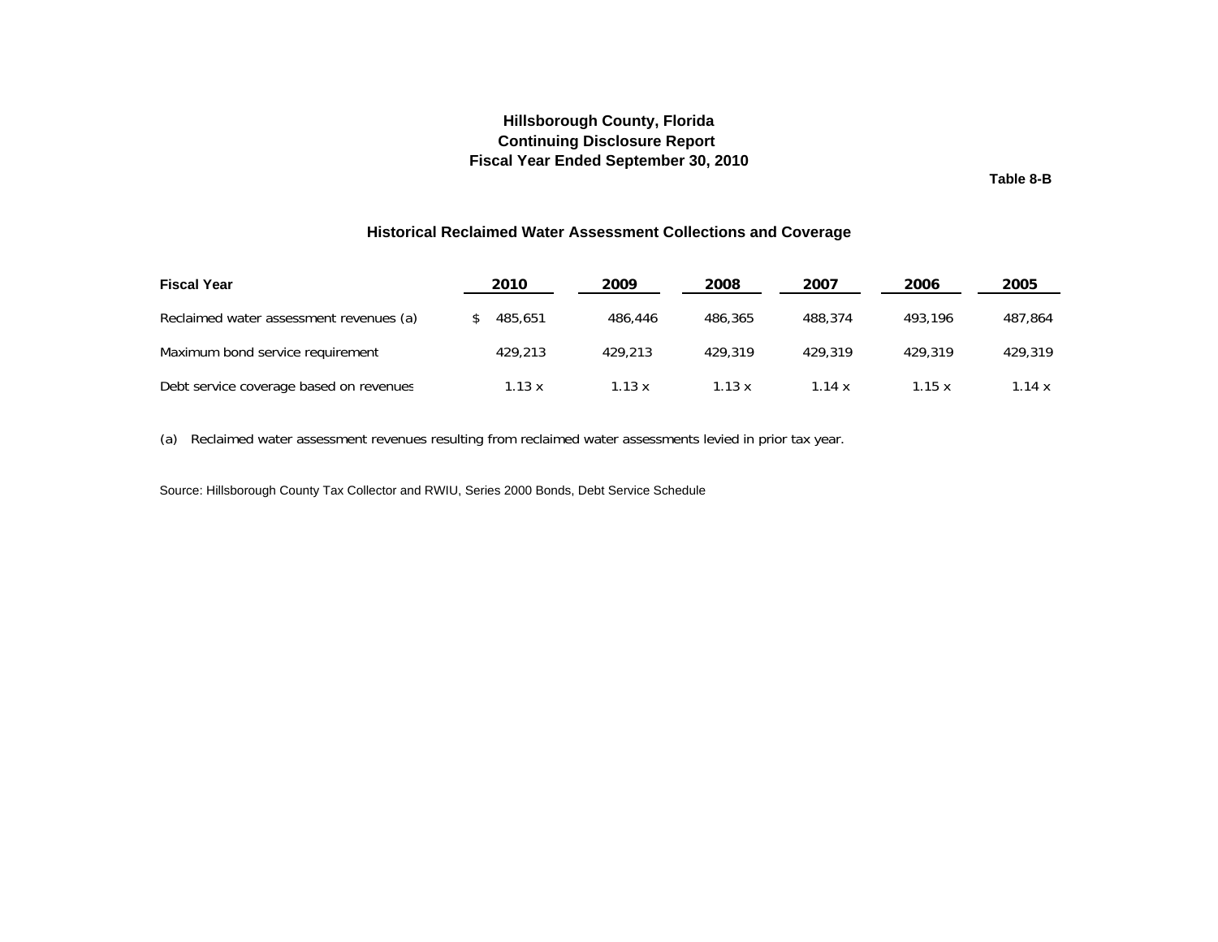**Hillsborough County, Florida**
**Continuing Disclosure Report**
**Fiscal Year Ended September 30, 2010**

**Table 8-B**

### Historical Reclaimed Water Assessment Collections and Coverage

| Fiscal Year | 2010 | 2009 | 2008 | 2007 | 2006 | 2005 |
|---|---|---|---|---|---|---|
| Reclaimed water assessment revenues (a) | $ 485,651 | 486,446 | 486,365 | 488,374 | 493,196 | 487,864 |
| Maximum bond service requirement | 429,213 | 429,213 | 429,319 | 429,319 | 429,319 | 429,319 |
| Debt service coverage based on revenues | 1.13 x | 1.13 x | 1.13 x | 1.14 x | 1.15 x | 1.14 x |

(a) Reclaimed water assessment revenues resulting from reclaimed water assessments levied in prior tax year.

Source: Hillsborough County Tax Collector and RWIU, Series 2000 Bonds, Debt Service Schedule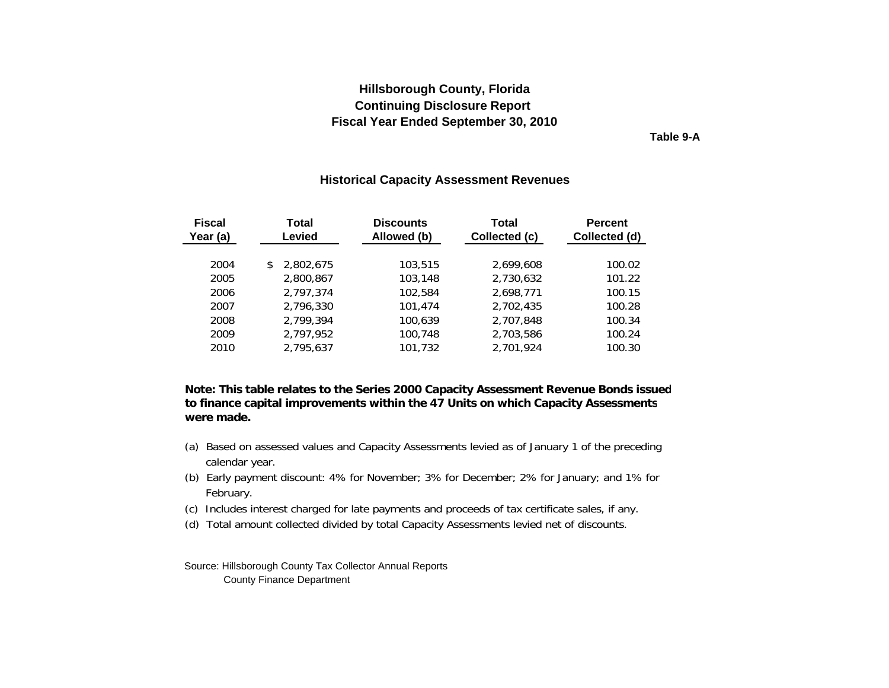# Hillsborough County, Florida
## Continuing Disclosure Report
## Fiscal Year Ended September 30, 2010

**Table 9-A**

### Historical Capacity Assessment Revenues

| Fiscal Year (a) | Total Levied | Discounts Allowed (b) | Total Collected (c) | Percent Collected (d) |
|---|---|---|---|---|
| 2004 | $ 2,802,675 | 103,515 | 2,699,608 | 100.02 |
| 2005 | 2,800,867 | 103,148 | 2,730,632 | 101.22 |
| 2006 | 2,797,374 | 102,584 | 2,698,771 | 100.15 |
| 2007 | 2,796,330 | 101,474 | 2,702,435 | 100.28 |
| 2008 | 2,799,394 | 100,639 | 2,707,848 | 100.34 |
| 2009 | 2,797,952 | 100,748 | 2,703,586 | 100.24 |
| 2010 | 2,795,637 | 101,732 | 2,701,924 | 100.30 |

**Note: This table relates to the Series 2000 Capacity Assessment Revenue Bonds issued to finance capital improvements within the 47 Units on which Capacity Assessments were made.**

(a) Based on assessed values and Capacity Assessments levied as of January 1 of the preceding calendar year.

(b) Early payment discount: 4% for November; 3% for December; 2% for January; and 1% for February.

(c) Includes interest charged for late payments and proceeds of tax certificate sales, if any.

(d) Total amount collected divided by total Capacity Assessments levied net of discounts.

Source: Hillsborough County Tax Collector Annual Reports
County Finance Department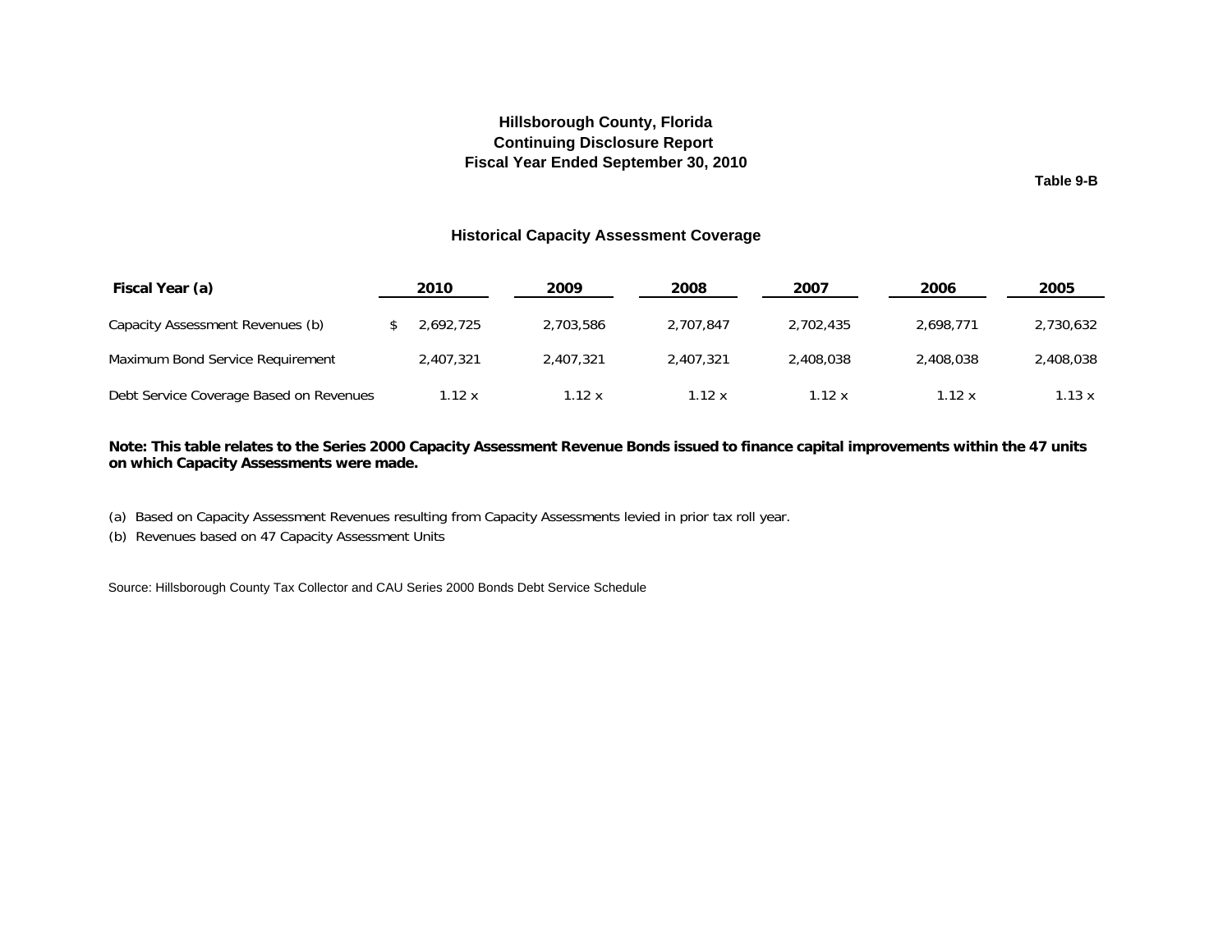# Hillsborough County, Florida
## Continuing Disclosure Report
## Fiscal Year Ended September 30, 2010

**Table 9-B**

### Historical Capacity Assessment Coverage

| Fiscal Year (a) | 2010 | 2009 | 2008 | 2007 | 2006 | 2005 |
|---|---|---|---|---|---|---|
| Capacity Assessment Revenues (b) | $ 2,692,725 | 2,703,586 | 2,707,847 | 2,702,435 | 2,698,771 | 2,730,632 |
| Maximum Bond Service Requirement | 2,407,321 | 2,407,321 | 2,407,321 | 2,408,038 | 2,408,038 | 2,408,038 |
| Debt Service Coverage Based on Revenues | 1.12 x | 1.12 x | 1.12 x | 1.12 x | 1.12 x | 1.13 x |

**Note: This table relates to the Series 2000 Capacity Assessment Revenue Bonds issued to finance capital improvements within the 47 units on which Capacity Assessments were made.**

(a) Based on Capacity Assessment Revenues resulting from Capacity Assessments levied in prior tax roll year.

(b) Revenues based on 47 Capacity Assessment Units

Source: Hillsborough County Tax Collector and CAU Series 2000 Bonds Debt Service Schedule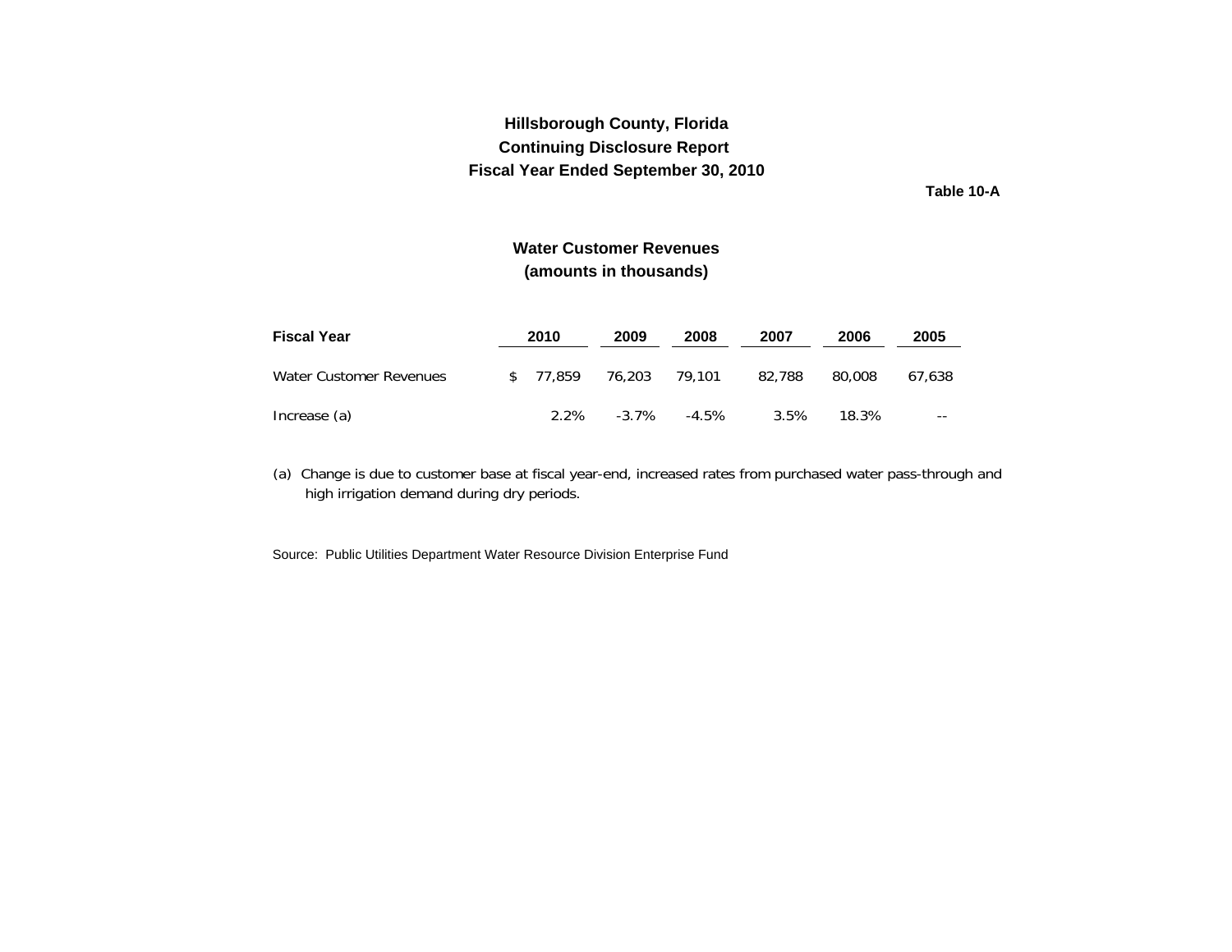**Hillsborough County, Florida**
**Continuing Disclosure Report**
**Fiscal Year Ended September 30, 2010**

**Table 10-A**

## Water Customer Revenues
**(amounts in thousands)**

| Fiscal Year | 2010 | 2009 | 2008 | 2007 | 2006 | 2005 |
|---|---|---|---|---|---|---|
| Water Customer Revenues | $ 77,859 | 76,203 | 79,101 | 82,788 | 80,008 | 67,638 |
| Increase (a) | 2.2% | -3.7% | -4.5% | 3.5% | 18.3% | -- |

(a) Change is due to customer base at fiscal year-end, increased rates from purchased water pass-through and high irrigation demand during dry periods.

Source: Public Utilities Department Water Resource Division Enterprise Fund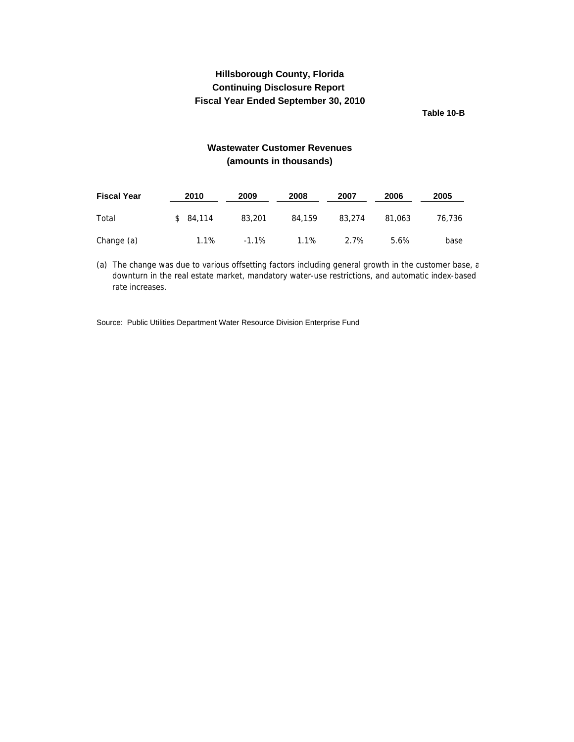# Hillsborough County, Florida
## Continuing Disclosure Report
## Fiscal Year Ended September 30, 2010

**Table 10-B**

### Wastewater Customer Revenues
### (amounts in thousands)

| Fiscal Year | 2010 | 2009 | 2008 | 2007 | 2006 | 2005 |
|---|---|---|---|---|---|---|
| Total | $ 84,114 | 83,201 | 84,159 | 83,274 | 81,063 | 76,736 |
| Change (a) | 1.1% | -1.1% | 1.1% | 2.7% | 5.6% | base |

(a) The change was due to various offsetting factors including general growth in the customer base, a downturn in the real estate market, mandatory water-use restrictions, and automatic index-based rate increases.

Source: Public Utilities Department Water Resource Division Enterprise Fund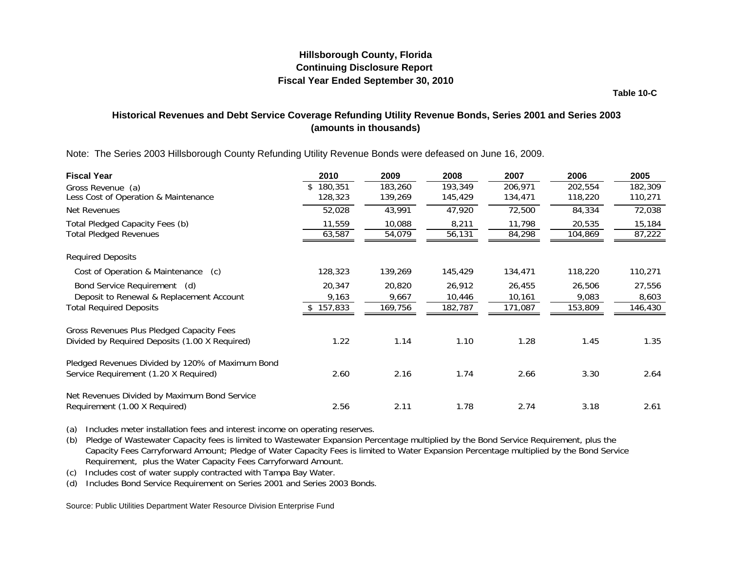# Hillsborough County, Florida
## Continuing Disclosure Report
## Fiscal Year Ended September 30, 2010

**Table 10-C**

### Historical Revenues and Debt Service Coverage Refunding Utility Revenue Bonds, Series 2001 and Series 2003 (amounts in thousands)

Note: The Series 2003 Hillsborough County Refunding Utility Revenue Bonds were defeased on June 16, 2009.

| Fiscal Year | 2010 | 2009 | 2008 | 2007 | 2006 | 2005 |
|---|---|---|---|---|---|---|
| Gross Revenue (a) | $ 180,351 | 183,260 | 193,349 | 206,971 | 202,554 | 182,309 |
| Less Cost of Operation & Maintenance | 128,323 | 139,269 | 145,429 | 134,471 | 118,220 | 110,271 |
| Net Revenues | 52,028 | 43,991 | 47,920 | 72,500 | 84,334 | 72,038 |
| Total Pledged Capacity Fees (b) | 11,559 | 10,088 | 8,211 | 11,798 | 20,535 | 15,184 |
| Total Pledged Revenues | 63,587 | 54,079 | 56,131 | 84,298 | 104,869 | 87,222 |
| Required Deposits | | | | | | |
| Cost of Operation & Maintenance (c) | 128,323 | 139,269 | 145,429 | 134,471 | 118,220 | 110,271 |
| Bond Service Requirement (d) | 20,347 | 20,820 | 26,912 | 26,455 | 26,506 | 27,556 |
| Deposit to Renewal & Replacement Account | 9,163 | 9,667 | 10,446 | 10,161 | 9,083 | 8,603 |
| Total Required Deposits | $ 157,833 | 169,756 | 182,787 | 171,087 | 153,809 | 146,430 |
| Gross Revenues Plus Pledged Capacity Fees Divided by Required Deposits (1.00 X Required) | 1.22 | 1.14 | 1.10 | 1.28 | 1.45 | 1.35 |
| Pledged Revenues Divided by 120% of Maximum Bond Service Requirement (1.20 X Required) | 2.60 | 2.16 | 1.74 | 2.66 | 3.30 | 2.64 |
| Net Revenues Divided by Maximum Bond Service Requirement (1.00 X Required) | 2.56 | 2.11 | 1.78 | 2.74 | 3.18 | 2.61 |

(a) Includes meter installation fees and interest income on operating reserves.

(b) Pledge of Wastewater Capacity fees is limited to Wastewater Expansion Percentage multiplied by the Bond Service Requirement, plus the Capacity Fees Carryforward Amount; Pledge of Water Capacity Fees is limited to Water Expansion Percentage multiplied by the Bond Service Requirement, plus the Water Capacity Fees Carryforward Amount.

(c) Includes cost of water supply contracted with Tampa Bay Water.

(d) Includes Bond Service Requirement on Series 2001 and Series 2003 Bonds.

Source: Public Utilities Department Water Resource Division Enterprise Fund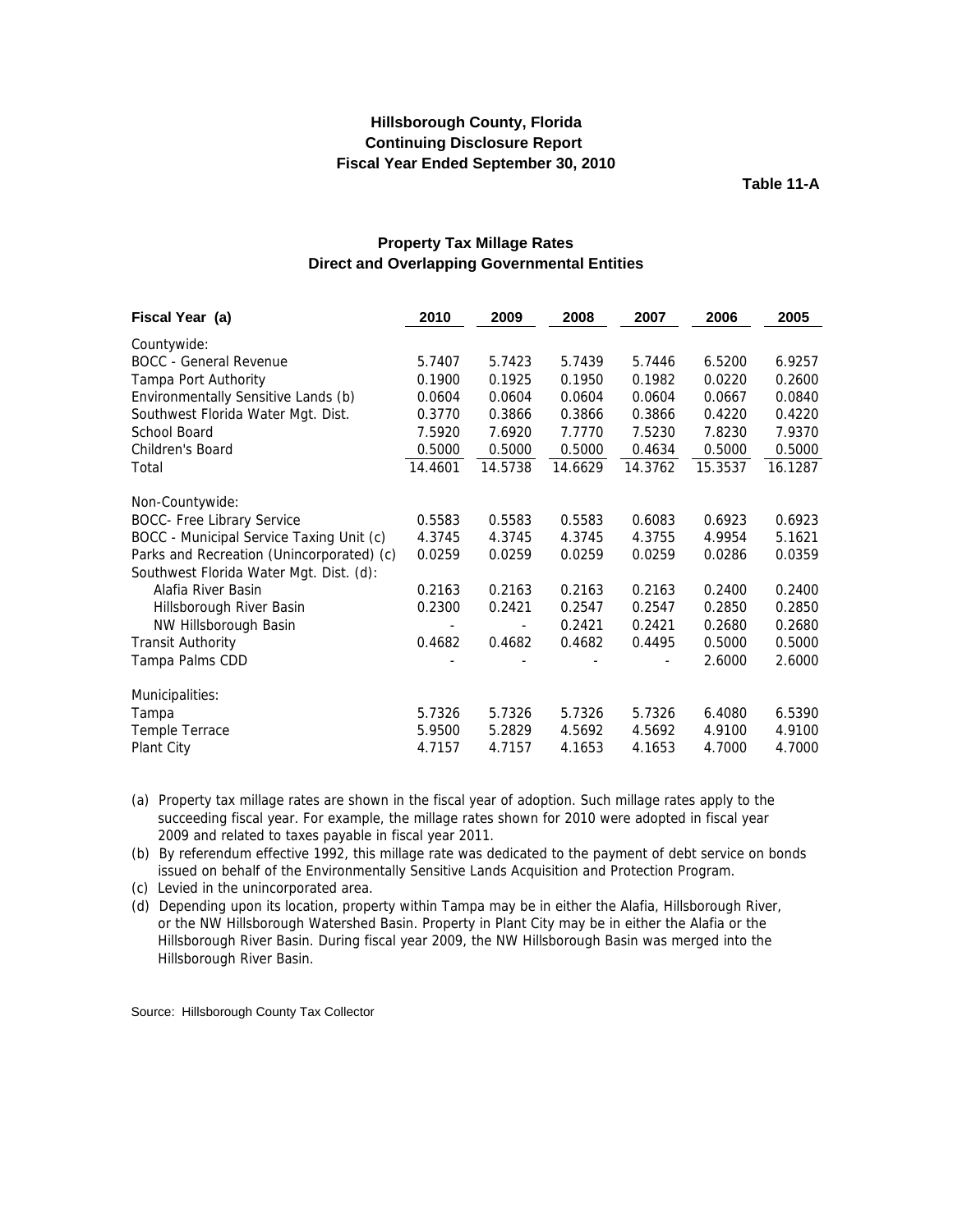**Hillsborough County, Florida**
**Continuing Disclosure Report**
**Fiscal Year Ended September 30, 2010**

**Table 11-A**

## Property Tax Millage Rates
## Direct and Overlapping Governmental Entities

| Fiscal Year (a) | 2010 | 2009 | 2008 | 2007 | 2006 | 2005 |
|---|---|---|---|---|---|---|
| Countywide: | | | | | | |
| BOCC - General Revenue | 5.7407 | 5.7423 | 5.7439 | 5.7446 | 6.5200 | 6.9257 |
| Tampa Port Authority | 0.1900 | 0.1925 | 0.1950 | 0.1982 | 0.0220 | 0.2600 |
| Environmentally Sensitive Lands (b) | 0.0604 | 0.0604 | 0.0604 | 0.0604 | 0.0667 | 0.0840 |
| Southwest Florida Water Mgt. Dist. | 0.3770 | 0.3866 | 0.3866 | 0.3866 | 0.4220 | 0.4220 |
| School Board | 7.5920 | 7.6920 | 7.7770 | 7.5230 | 7.8230 | 7.9370 |
| Children's Board | 0.5000 | 0.5000 | 0.5000 | 0.4634 | 0.5000 | 0.5000 |
| Total | 14.4601 | 14.5738 | 14.6629 | 14.3762 | 15.3537 | 16.1287 |
| Non-Countywide: | | | | | | |
| BOCC- Free Library Service | 0.5583 | 0.5583 | 0.5583 | 0.6083 | 0.6923 | 0.6923 |
| BOCC - Municipal Service Taxing Unit (c) | 4.3745 | 4.3745 | 4.3745 | 4.3755 | 4.9954 | 5.1621 |
| Parks and Recreation (Unincorporated) (c) | 0.0259 | 0.0259 | 0.0259 | 0.0259 | 0.0286 | 0.0359 |
| Southwest Florida Water Mgt. Dist. (d): | | | | | | |
| Alafia River Basin | 0.2163 | 0.2163 | 0.2163 | 0.2163 | 0.2400 | 0.2400 |
| Hillsborough River Basin | 0.2300 | 0.2421 | 0.2547 | 0.2547 | 0.2850 | 0.2850 |
| NW Hillsborough Basin | - | - | 0.2421 | 0.2421 | 0.2680 | 0.2680 |
| Transit Authority | 0.4682 | 0.4682 | 0.4682 | 0.4495 | 0.5000 | 0.5000 |
| Tampa Palms CDD | - | - | - | - | 2.6000 | 2.6000 |
| Municipalities: | | | | | | |
| Tampa | 5.7326 | 5.7326 | 5.7326 | 5.7326 | 6.4080 | 6.5390 |
| Temple Terrace | 5.9500 | 5.2829 | 4.5692 | 4.5692 | 4.9100 | 4.9100 |
| Plant City | 4.7157 | 4.7157 | 4.1653 | 4.1653 | 4.7000 | 4.7000 |

(a) Property tax millage rates are shown in the fiscal year of adoption. Such millage rates apply to the succeeding fiscal year. For example, the millage rates shown for 2010 were adopted in fiscal year 2009 and related to taxes payable in fiscal year 2011.

(b) By referendum effective 1992, this millage rate was dedicated to the payment of debt service on bonds issued on behalf of the Environmentally Sensitive Lands Acquisition and Protection Program.

(c) Levied in the unincorporated area.

(d) Depending upon its location, property within Tampa may be in either the Alafia, Hillsborough River, or the NW Hillsborough Watershed Basin. Property in Plant City may be in either the Alafia or the Hillsborough River Basin. During fiscal year 2009, the NW Hillsborough Basin was merged into the Hillsborough River Basin.

Source: Hillsborough County Tax Collector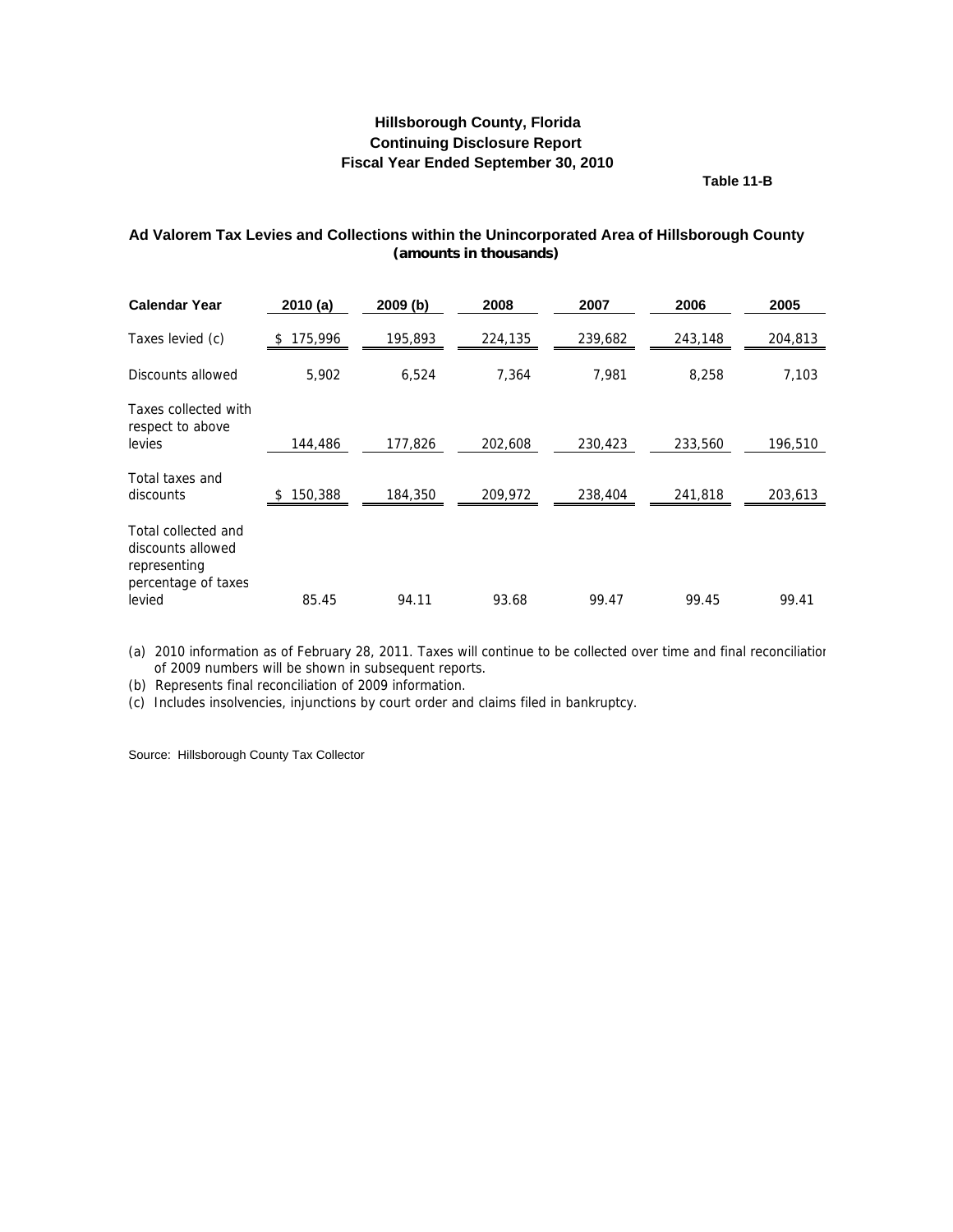**Hillsborough County, Florida**
**Continuing Disclosure Report**
**Fiscal Year Ended September 30, 2010**

**Table 11-B**

## Ad Valorem Tax Levies and Collections within the Unincorporated Area of Hillsborough County

**(amounts in thousands)**

| Calendar Year | 2010 (a) | 2009 (b) | 2008 | 2007 | 2006 | 2005 |
|---|---|---|---|---|---|---|
| Taxes levied (c) | $ 175,996 | 195,893 | 224,135 | 239,682 | 243,148 | 204,813 |
| Discounts allowed | 5,902 | 6,524 | 7,364 | 7,981 | 8,258 | 7,103 |
| Taxes collected with respect to above levies | 144,486 | 177,826 | 202,608 | 230,423 | 233,560 | 196,510 |
| Total taxes and discounts | $ 150,388 | 184,350 | 209,972 | 238,404 | 241,818 | 203,613 |
| Total collected and discounts allowed representing percentage of taxes levied | 85.45 | 94.11 | 93.68 | 99.47 | 99.45 | 99.41 |

(a) 2010 information as of February 28, 2011. Taxes will continue to be collected over time and final reconciliation of 2009 numbers will be shown in subsequent reports.

(b) Represents final reconciliation of 2009 information.

(c) Includes insolvencies, injunctions by court order and claims filed in bankruptcy.

Source: Hillsborough County Tax Collector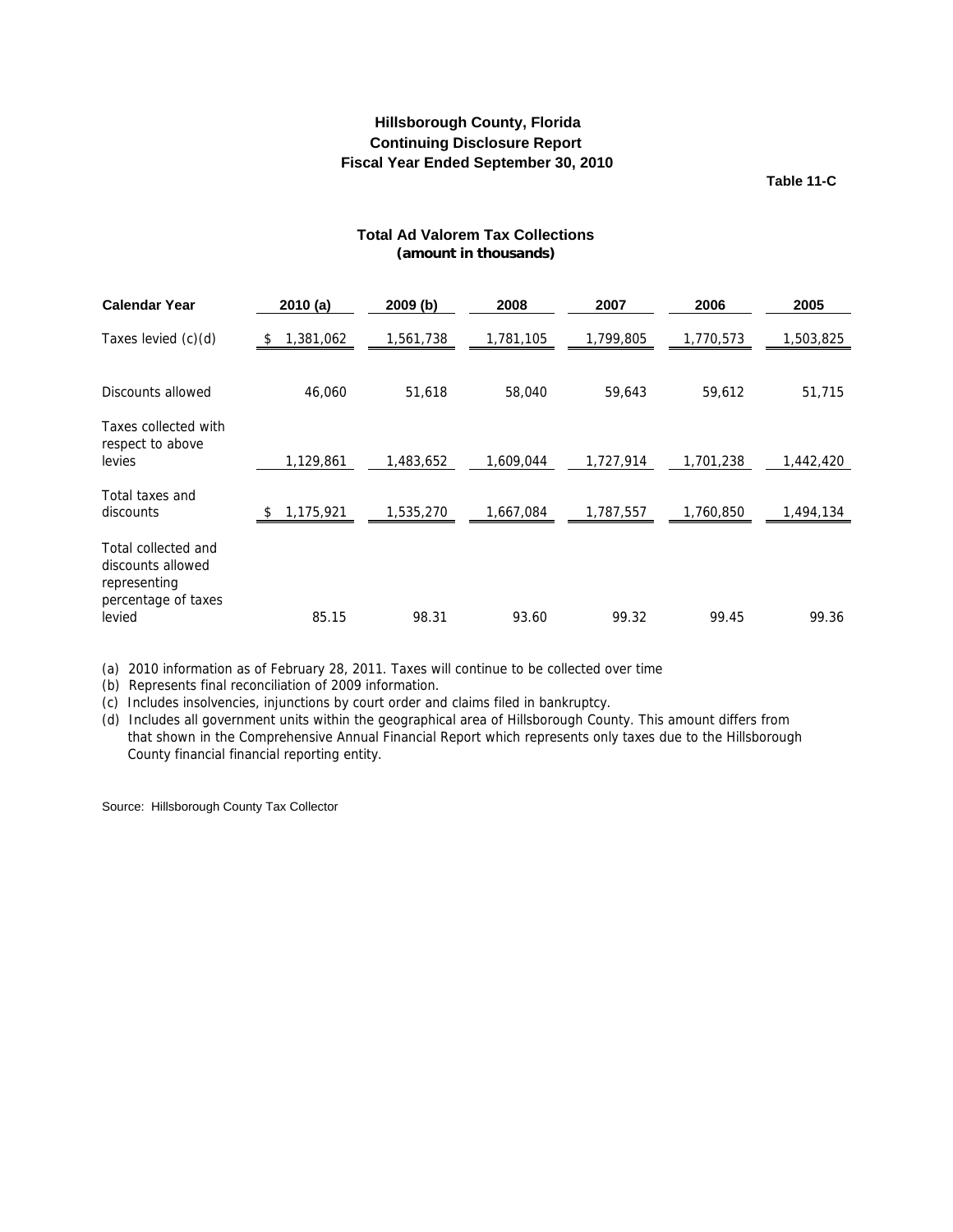## Hillsborough County, Florida
## Continuing Disclosure Report
## Fiscal Year Ended September 30, 2010

**Table 11-C**

### Total Ad Valorem Tax Collections
**(amount in thousands)**

| Calendar Year | 2010 (a) | 2009 (b) | 2008 | 2007 | 2006 | 2005 |
|---|---|---|---|---|---|---|
| Taxes levied (c)(d) | $ 1,381,062 | 1,561,738 | 1,781,105 | 1,799,805 | 1,770,573 | 1,503,825 |
| Discounts allowed | 46,060 | 51,618 | 58,040 | 59,643 | 59,612 | 51,715 |
| Taxes collected with respect to above levies | 1,129,861 | 1,483,652 | 1,609,044 | 1,727,914 | 1,701,238 | 1,442,420 |
| Total taxes and discounts | $ 1,175,921 | 1,535,270 | 1,667,084 | 1,787,557 | 1,760,850 | 1,494,134 |
| Total collected and discounts allowed representing percentage of taxes levied | 85.15 | 98.31 | 93.60 | 99.32 | 99.45 | 99.36 |

(a) 2010 information as of February 28, 2011. Taxes will continue to be collected over time

(b) Represents final reconciliation of 2009 information.

(c) Includes insolvencies, injunctions by court order and claims filed in bankruptcy.

(d) Includes all government units within the geographical area of Hillsborough County. This amount differs from that shown in the Comprehensive Annual Financial Report which represents only taxes due to the Hillsborough County financial financial reporting entity.

Source: Hillsborough County Tax Collector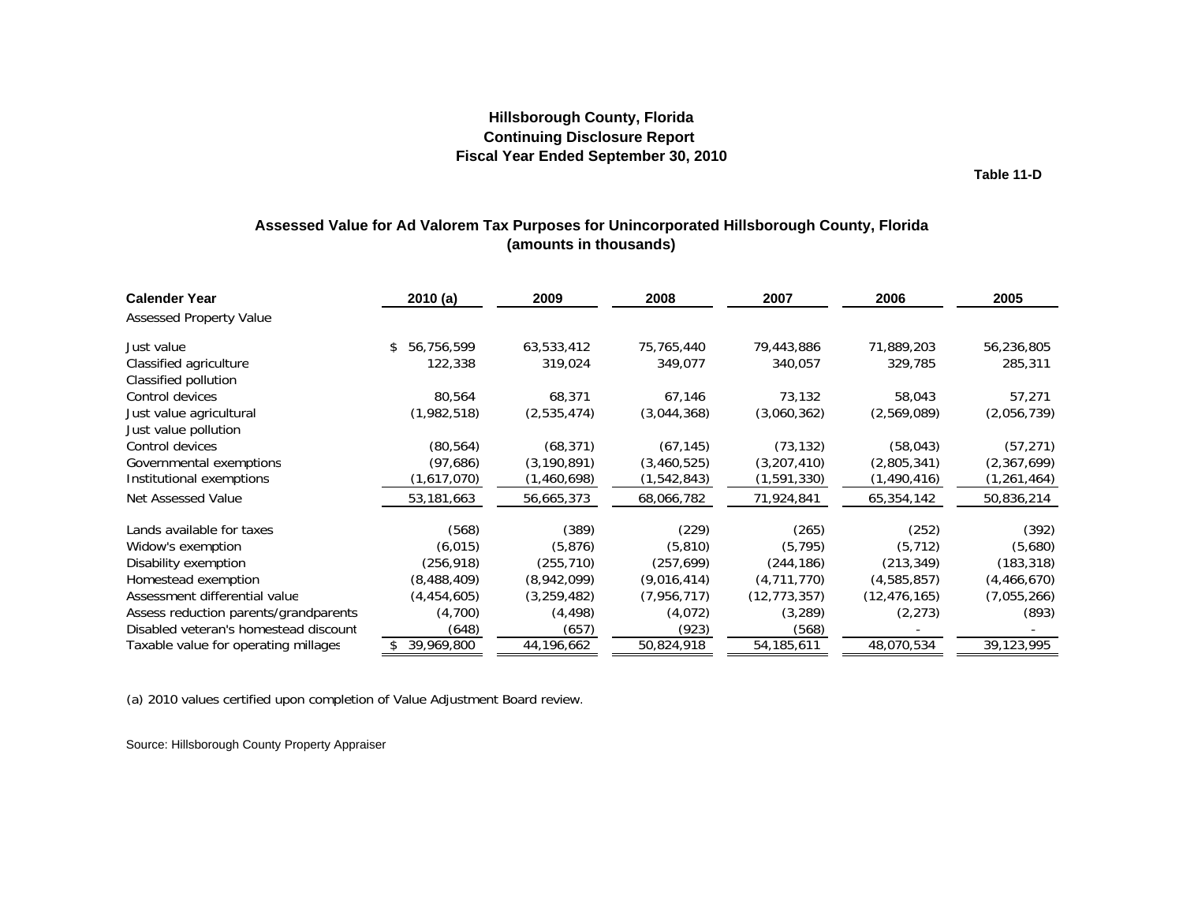## Hillsborough County, Florida
## Continuing Disclosure Report
## Fiscal Year Ended September 30, 2010

**Table 11-D**

### Assessed Value for Ad Valorem Tax Purposes for Unincorporated Hillsborough County, Florida
### (amounts in thousands)

| Calender Year | 2010 (a) | 2009 | 2008 | 2007 | 2006 | 2005 |
|---|---|---|---|---|---|---|
| Assessed Property Value | | | | | | |
| Just value | $ 56,756,599 | 63,533,412 | 75,765,440 | 79,443,886 | 71,889,203 | 56,236,805 |
| Classified agriculture | 122,338 | 319,024 | 349,077 | 340,057 | 329,785 | 285,311 |
| Classified pollution | | | | | | |
| Control devices | 80,564 | 68,371 | 67,146 | 73,132 | 58,043 | 57,271 |
| Just value agricultural | (1,982,518) | (2,535,474) | (3,044,368) | (3,060,362) | (2,569,089) | (2,056,739) |
| Just value pollution | | | | | | |
| Control devices | (80,564) | (68,371) | (67,145) | (73,132) | (58,043) | (57,271) |
| Governmental exemptions | (97,686) | (3,190,891) | (3,460,525) | (3,207,410) | (2,805,341) | (2,367,699) |
| Institutional exemptions | (1,617,070) | (1,460,698) | (1,542,843) | (1,591,330) | (1,490,416) | (1,261,464) |
| Net Assessed Value | 53,181,663 | 56,665,373 | 68,066,782 | 71,924,841 | 65,354,142 | 50,836,214 |
| Lands available for taxes | (568) | (389) | (229) | (265) | (252) | (392) |
| Widow's exemption | (6,015) | (5,876) | (5,810) | (5,795) | (5,712) | (5,680) |
| Disability exemption | (256,918) | (255,710) | (257,699) | (244,186) | (213,349) | (183,318) |
| Homestead exemption | (8,488,409) | (8,942,099) | (9,016,414) | (4,711,770) | (4,585,857) | (4,466,670) |
| Assessment differential value | (4,454,605) | (3,259,482) | (7,956,717) | (12,773,357) | (12,476,165) | (7,055,266) |
| Assess reduction parents/grandparents | (4,700) | (4,498) | (4,072) | (3,289) | (2,273) | (893) |
| Disabled veteran's homestead discount | (648) | (657) | (923) | (568) | - | - |
| Taxable value for operating millages | $ 39,969,800 | 44,196,662 | 50,824,918 | 54,185,611 | 48,070,534 | 39,123,995 |

(a) 2010 values certified upon completion of Value Adjustment Board review.

Source: Hillsborough County Property Appraiser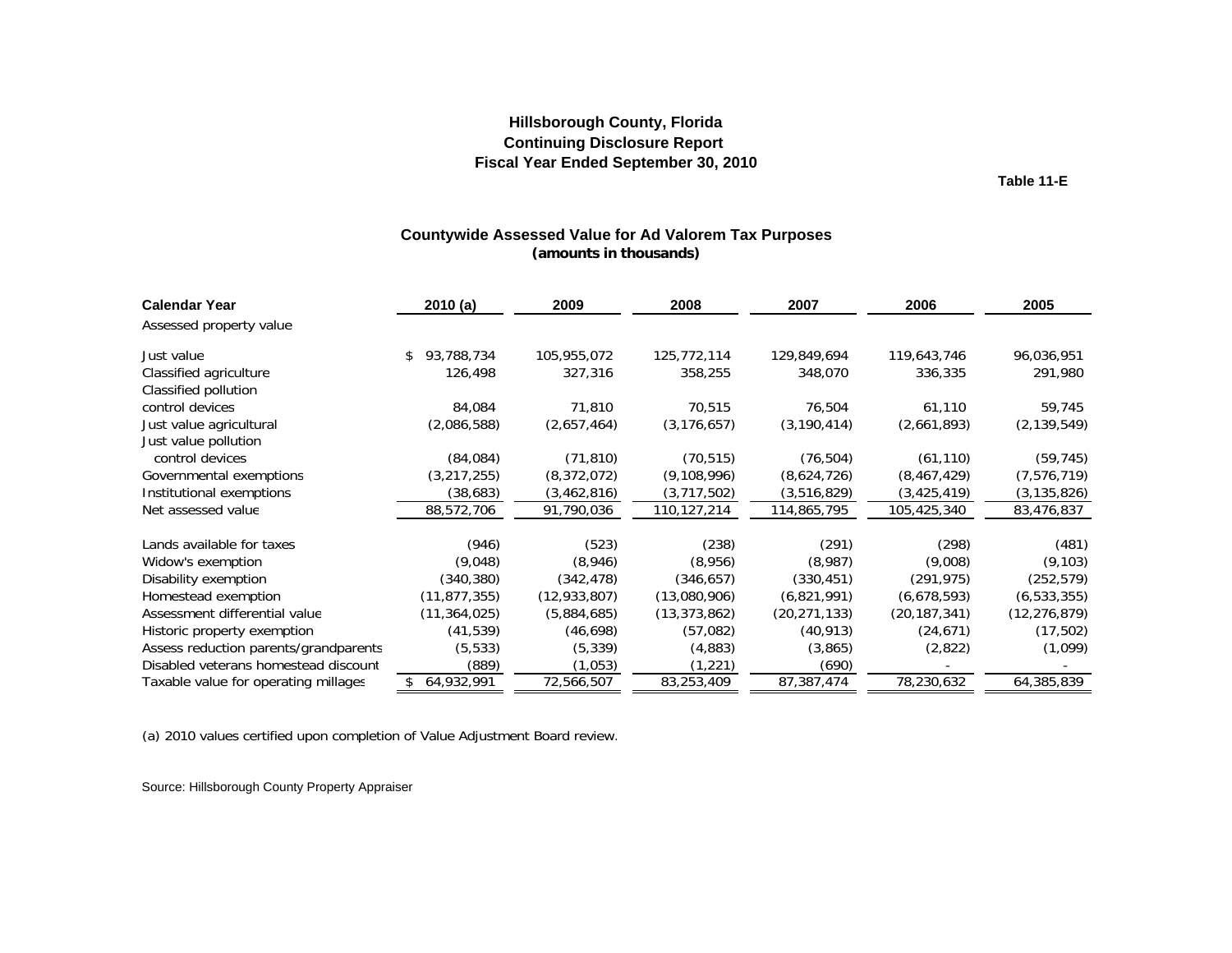**Hillsborough County, Florida**
**Continuing Disclosure Report**
**Fiscal Year Ended September 30, 2010**

**Table 11-E**

## Countywide Assessed Value for Ad Valorem Tax Purposes
**(amounts in thousands)**

| Calendar Year | 2010 (a) | 2009 | 2008 | 2007 | 2006 | 2005 |
|---|---|---|---|---|---|---|
| Assessed property value | | | | | | |
| Just value | $ 93,788,734 | 105,955,072 | 125,772,114 | 129,849,694 | 119,643,746 | 96,036,951 |
| Classified agriculture | 126,498 | 327,316 | 358,255 | 348,070 | 336,335 | 291,980 |
| Classified pollution control devices | 84,084 | 71,810 | 70,515 | 76,504 | 61,110 | 59,745 |
| Just value agricultural | (2,086,588) | (2,657,464) | (3,176,657) | (3,190,414) | (2,661,893) | (2,139,549) |
| Just value pollution control devices | (84,084) | (71,810) | (70,515) | (76,504) | (61,110) | (59,745) |
| Governmental exemptions | (3,217,255) | (8,372,072) | (9,108,996) | (8,624,726) | (8,467,429) | (7,576,719) |
| Institutional exemptions | (38,683) | (3,462,816) | (3,717,502) | (3,516,829) | (3,425,419) | (3,135,826) |
| Net assessed value | 88,572,706 | 91,790,036 | 110,127,214 | 114,865,795 | 105,425,340 | 83,476,837 |
| Lands available for taxes | (946) | (523) | (238) | (291) | (298) | (481) |
| Widow's exemption | (9,048) | (8,946) | (8,956) | (8,987) | (9,008) | (9,103) |
| Disability exemption | (340,380) | (342,478) | (346,657) | (330,451) | (291,975) | (252,579) |
| Homestead exemption | (11,877,355) | (12,933,807) | (13,080,906) | (6,821,991) | (6,678,593) | (6,533,355) |
| Assessment differential value | (11,364,025) | (5,884,685) | (13,373,862) | (20,271,133) | (20,187,341) | (12,276,879) |
| Historic property exemption | (41,539) | (46,698) | (57,082) | (40,913) | (24,671) | (17,502) |
| Assess reduction parents/grandparents | (5,533) | (5,339) | (4,883) | (3,865) | (2,822) | (1,099) |
| Disabled veterans homestead discount | (889) | (1,053) | (1,221) | (690) | - | - |
| Taxable value for operating millages | $ 64,932,991 | 72,566,507 | 83,253,409 | 87,387,474 | 78,230,632 | 64,385,839 |

(a) 2010 values certified upon completion of Value Adjustment Board review.

Source: Hillsborough County Property Appraiser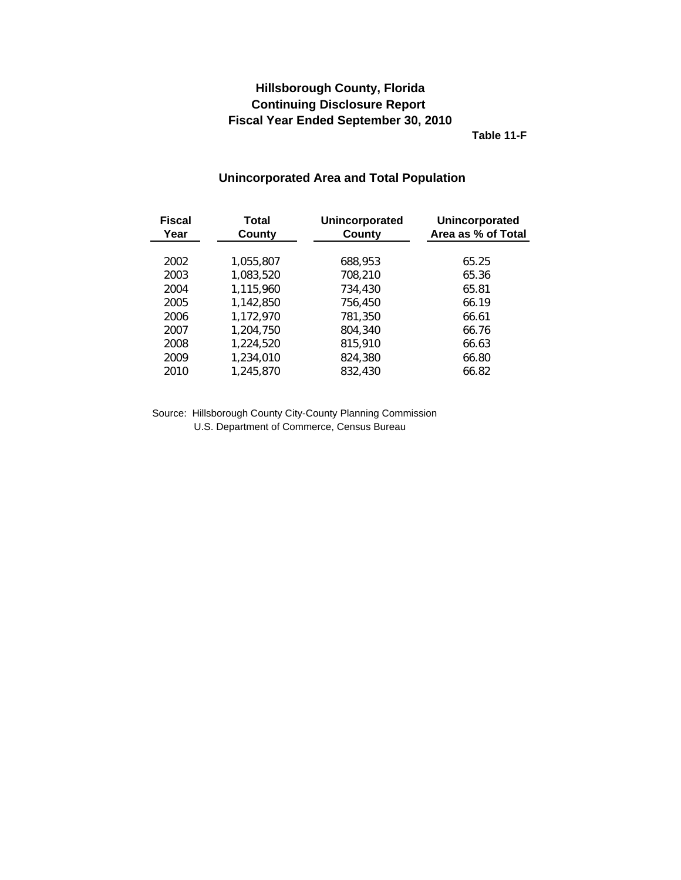# Hillsborough County, Florida
# Continuing Disclosure Report
# Fiscal Year Ended September 30, 2010

**Table 11-F**

## Unincorporated Area and Total Population

| Fiscal Year | Total County | Unincorporated County | Unincorporated Area as % of Total |
|---|---|---|---|
| 2002 | 1,055,807 | 688,953 | 65.25 |
| 2003 | 1,083,520 | 708,210 | 65.36 |
| 2004 | 1,115,960 | 734,430 | 65.81 |
| 2005 | 1,142,850 | 756,450 | 66.19 |
| 2006 | 1,172,970 | 781,350 | 66.61 |
| 2007 | 1,204,750 | 804,340 | 66.76 |
| 2008 | 1,224,520 | 815,910 | 66.63 |
| 2009 | 1,234,010 | 824,380 | 66.80 |
| 2010 | 1,245,870 | 832,430 | 66.82 |

Source: Hillsborough County City-County Planning Commission
U.S. Department of Commerce, Census Bureau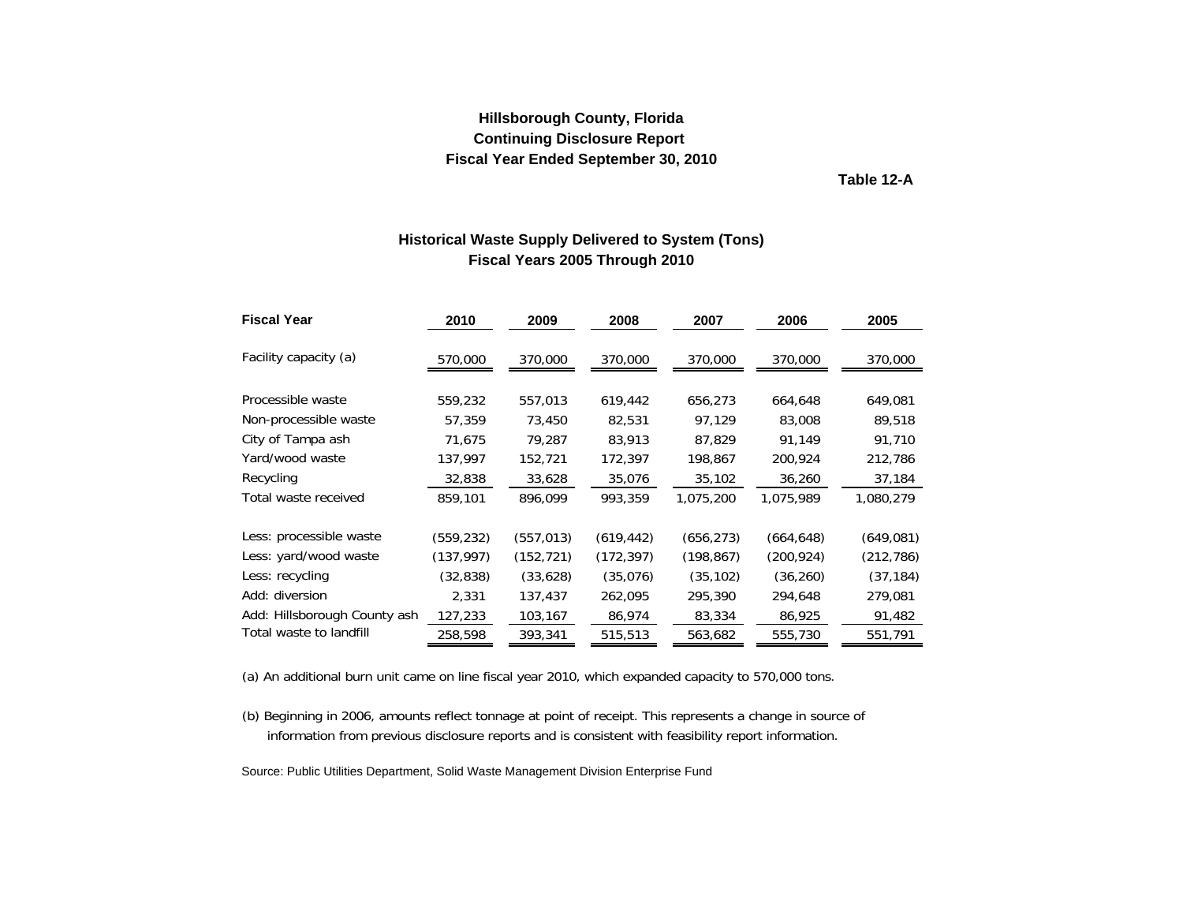**Hillsborough County, Florida**
**Continuing Disclosure Report**
**Fiscal Year Ended September 30, 2010**

**Table 12-A**

## Historical Waste Supply Delivered to System (Tons)
### Fiscal Years 2005 Through 2010

| Fiscal Year | 2010 | 2009 | 2008 | 2007 | 2006 | 2005 |
|---|---|---|---|---|---|---|
| Facility capacity (a) | 570,000 | 370,000 | 370,000 | 370,000 | 370,000 | 370,000 |
| Processible waste | 559,232 | 557,013 | 619,442 | 656,273 | 664,648 | 649,081 |
| Non-processible waste | 57,359 | 73,450 | 82,531 | 97,129 | 83,008 | 89,518 |
| City of Tampa ash | 71,675 | 79,287 | 83,913 | 87,829 | 91,149 | 91,710 |
| Yard/wood waste | 137,997 | 152,721 | 172,397 | 198,867 | 200,924 | 212,786 |
| Recycling | 32,838 | 33,628 | 35,076 | 35,102 | 36,260 | 37,184 |
| Total waste received | 859,101 | 896,099 | 993,359 | 1,075,200 | 1,075,989 | 1,080,279 |
| Less: processible waste | (559,232) | (557,013) | (619,442) | (656,273) | (664,648) | (649,081) |
| Less: yard/wood waste | (137,997) | (152,721) | (172,397) | (198,867) | (200,924) | (212,786) |
| Less: recycling | (32,838) | (33,628) | (35,076) | (35,102) | (36,260) | (37,184) |
| Add: diversion | 2,331 | 137,437 | 262,095 | 295,390 | 294,648 | 279,081 |
| Add: Hillsborough County ash | 127,233 | 103,167 | 86,974 | 83,334 | 86,925 | 91,482 |
| Total waste to landfill | 258,598 | 393,341 | 515,513 | 563,682 | 555,730 | 551,791 |

(a) An additional burn unit came on line fiscal year 2010, which expanded capacity to 570,000 tons.

(b) Beginning in 2006, amounts reflect tonnage at point of receipt. This represents a change in source of information from previous disclosure reports and is consistent with feasibility report information.

Source: Public Utilities Department, Solid Waste Management Division Enterprise Fund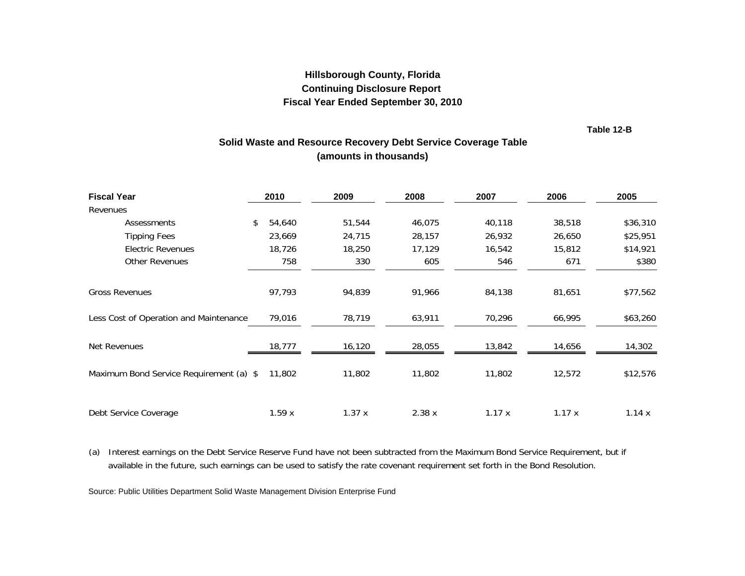# Hillsborough County, Florida
## Continuing Disclosure Report
## Fiscal Year Ended September 30, 2010

**Table 12-B**

### Solid Waste and Resource Recovery Debt Service Coverage Table
### (amounts in thousands)

| **Fiscal Year** | **2010** | **2009** | **2008** | **2007** | **2006** | **2005** |
|---|---|---|---|---|---|---|
| Revenues | | | | | | |
| Assessments | $ 54,640 | 51,544 | 46,075 | 40,118 | 38,518 | $36,310 |
| Tipping Fees | 23,669 | 24,715 | 28,157 | 26,932 | 26,650 | $25,951 |
| Electric Revenues | 18,726 | 18,250 | 17,129 | 16,542 | 15,812 | $14,921 |
| Other Revenues | 758 | 330 | 605 | 546 | 671 | $380 |
| Gross Revenues | 97,793 | 94,839 | 91,966 | 84,138 | 81,651 | $77,562 |
| Less Cost of Operation and Maintenance | 79,016 | 78,719 | 63,911 | 70,296 | 66,995 | $63,260 |
| Net Revenues | 18,777 | 16,120 | 28,055 | 13,842 | 14,656 | 14,302 |
| Maximum Bond Service Requirement (a) | $ 11,802 | 11,802 | 11,802 | 11,802 | 12,572 | $12,576 |
| Debt Service Coverage | 1.59 x | 1.37 x | 2.38 x | 1.17 x | 1.17 x | 1.14 x |

(a) Interest earnings on the Debt Service Reserve Fund have not been subtracted from the Maximum Bond Service Requirement, but if available in the future, such earnings can be used to satisfy the rate covenant requirement set forth in the Bond Resolution.

Source: Public Utilities Department Solid Waste Management Division Enterprise Fund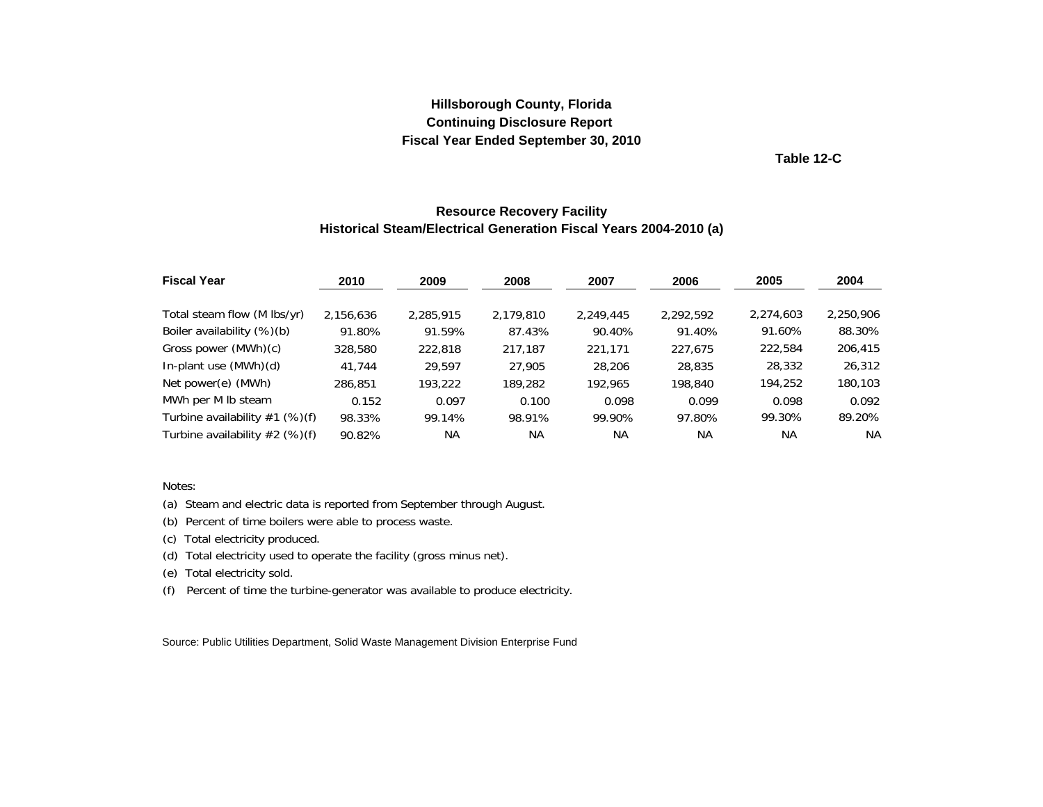**Hillsborough County, Florida**
**Continuing Disclosure Report**
**Fiscal Year Ended September 30, 2010**

**Table 12-C**

## Resource Recovery Facility
## Historical Steam/Electrical Generation Fiscal Years 2004-2010 (a)

| Fiscal Year | 2010 | 2009 | 2008 | 2007 | 2006 | 2005 | 2004 |
|---|---|---|---|---|---|---|---|
| Total steam flow (M lbs/yr) | 2,156,636 | 2,285,915 | 2,179,810 | 2,249,445 | 2,292,592 | 2,274,603 | 2,250,906 |
| Boiler availability (%)(b) | 91.80% | 91.59% | 87.43% | 90.40% | 91.40% | 91.60% | 88.30% |
| Gross power (MWh)(c) | 328,580 | 222,818 | 217,187 | 221,171 | 227,675 | 222,584 | 206,415 |
| In-plant use (MWh)(d) | 41,744 | 29,597 | 27,905 | 28,206 | 28,835 | 28,332 | 26,312 |
| Net power(e) (MWh) | 286,851 | 193,222 | 189,282 | 192,965 | 198,840 | 194,252 | 180,103 |
| MWh per M lb steam | 0.152 | 0.097 | 0.100 | 0.098 | 0.099 | 0.098 | 0.092 |
| Turbine availability #1 (%)(f) | 98.33% | 99.14% | 98.91% | 99.90% | 97.80% | 99.30% | 89.20% |
| Turbine availability #2 (%)(f) | 90.82% | NA | NA | NA | NA | NA | NA |

Notes:

(a) Steam and electric data is reported from September through August.

(b) Percent of time boilers were able to process waste.

(c) Total electricity produced.

(d) Total electricity used to operate the facility (gross minus net).

(e) Total electricity sold.

(f) Percent of time the turbine-generator was available to produce electricity.

Source: Public Utilities Department, Solid Waste Management Division Enterprise Fund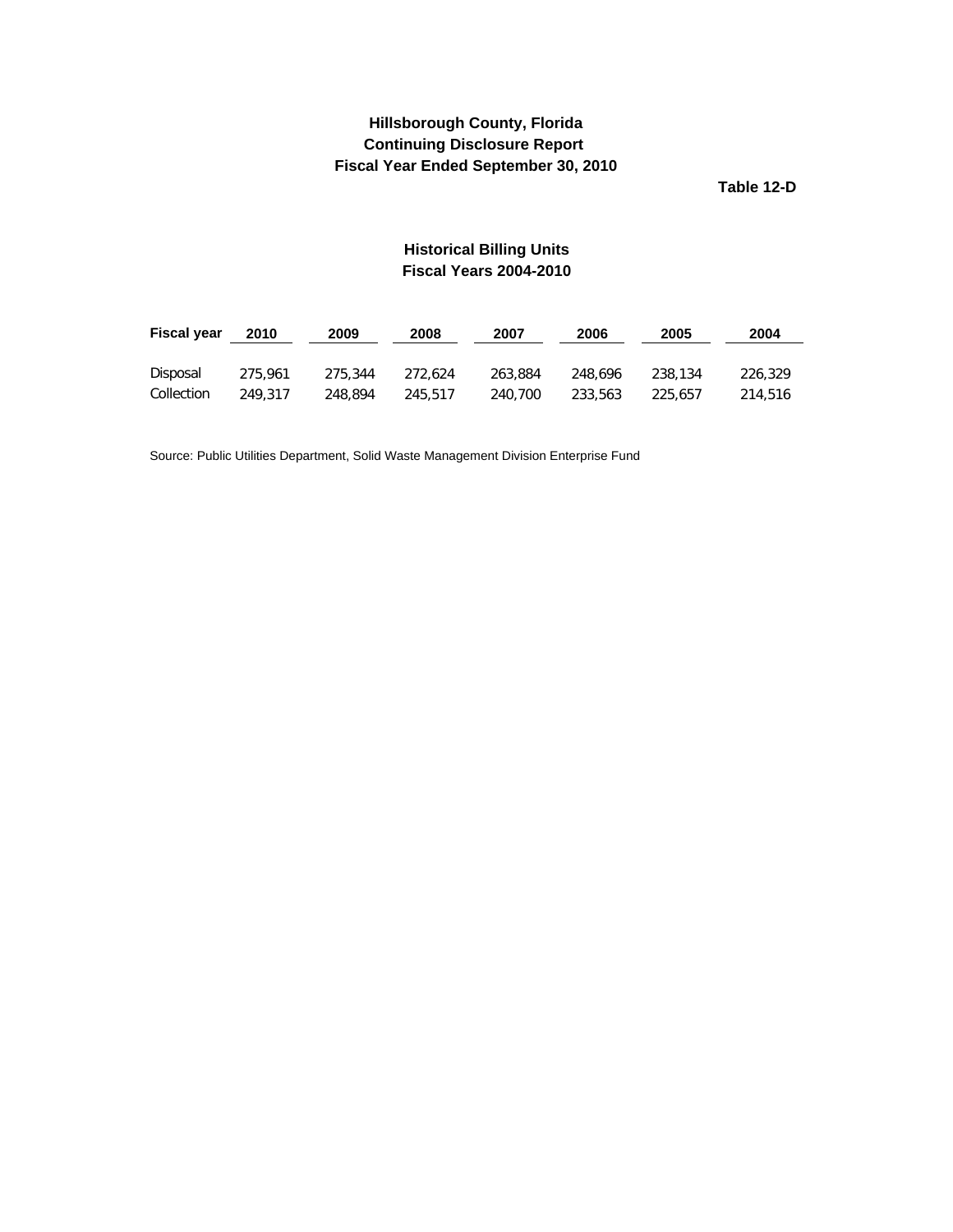**Hillsborough County, Florida**
**Continuing Disclosure Report**
**Fiscal Year Ended September 30, 2010**

**Table 12-D**

## Historical Billing Units
## Fiscal Years 2004-2010

| Fiscal year | 2010 | 2009 | 2008 | 2007 | 2006 | 2005 | 2004 |
|---|---|---|---|---|---|---|---|
| Disposal | 275,961 | 275,344 | 272,624 | 263,884 | 248,696 | 238,134 | 226,329 |
| Collection | 249,317 | 248,894 | 245,517 | 240,700 | 233,563 | 225,657 | 214,516 |

Source: Public Utilities Department, Solid Waste Management Division Enterprise Fund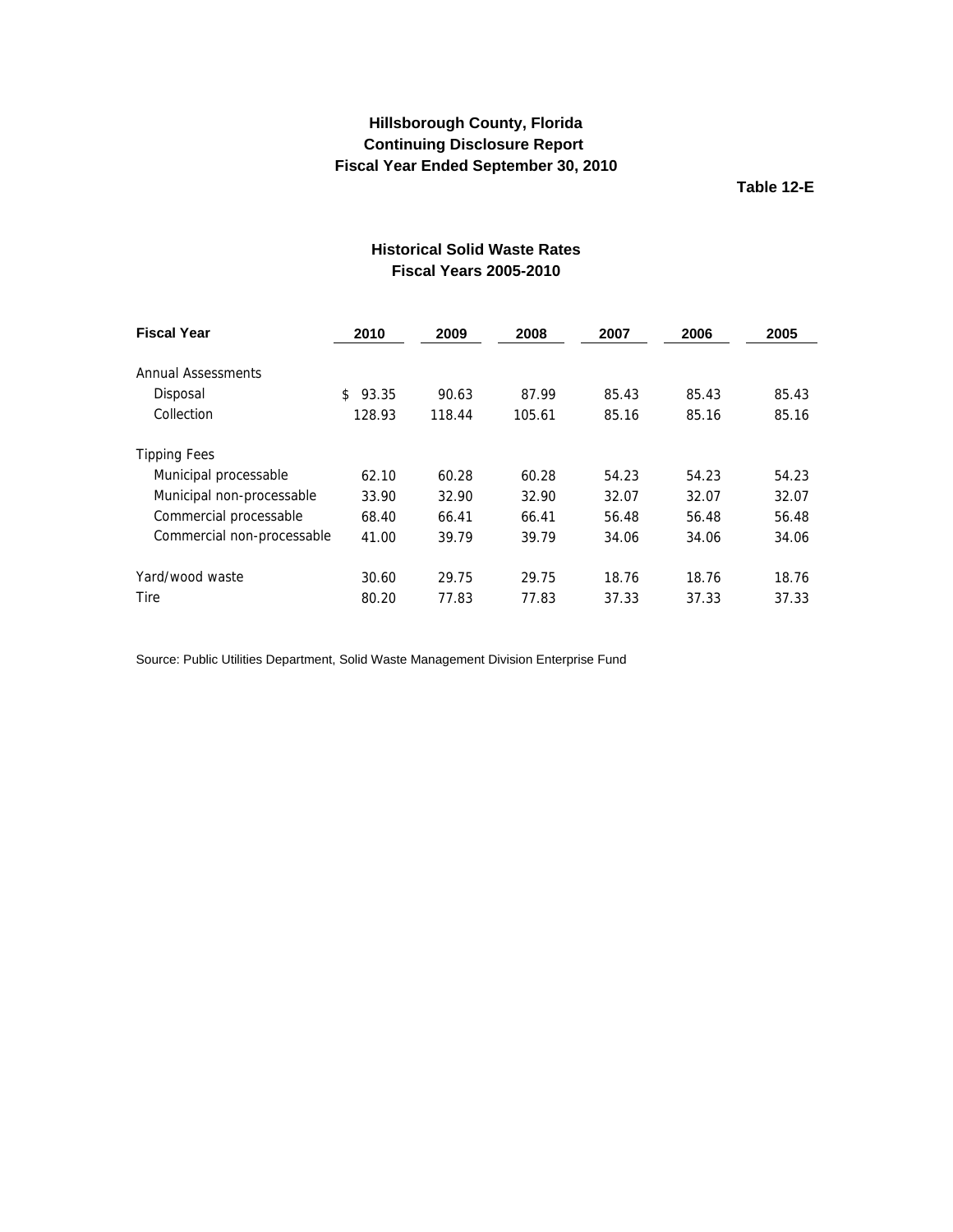**Hillsborough County, Florida**
**Continuing Disclosure Report**
**Fiscal Year Ended September 30, 2010**

**Table 12-E**

## Historical Solid Waste Rates
### Fiscal Years 2005-2010

| Fiscal Year | 2010 | 2009 | 2008 | 2007 | 2006 | 2005 |
|---|---|---|---|---|---|---|
| Annual Assessments | | | | | | |
| Disposal | $ 93.35 | 90.63 | 87.99 | 85.43 | 85.43 | 85.43 |
| Collection | 128.93 | 118.44 | 105.61 | 85.16 | 85.16 | 85.16 |
| Tipping Fees | | | | | | |
| Municipal processable | 62.10 | 60.28 | 60.28 | 54.23 | 54.23 | 54.23 |
| Municipal non-processable | 33.90 | 32.90 | 32.90 | 32.07 | 32.07 | 32.07 |
| Commercial processable | 68.40 | 66.41 | 66.41 | 56.48 | 56.48 | 56.48 |
| Commercial non-processable | 41.00 | 39.79 | 39.79 | 34.06 | 34.06 | 34.06 |
| Yard/wood waste | 30.60 | 29.75 | 29.75 | 18.76 | 18.76 | 18.76 |
| Tire | 80.20 | 77.83 | 77.83 | 37.33 | 37.33 | 37.33 |

Source: Public Utilities Department, Solid Waste Management Division Enterprise Fund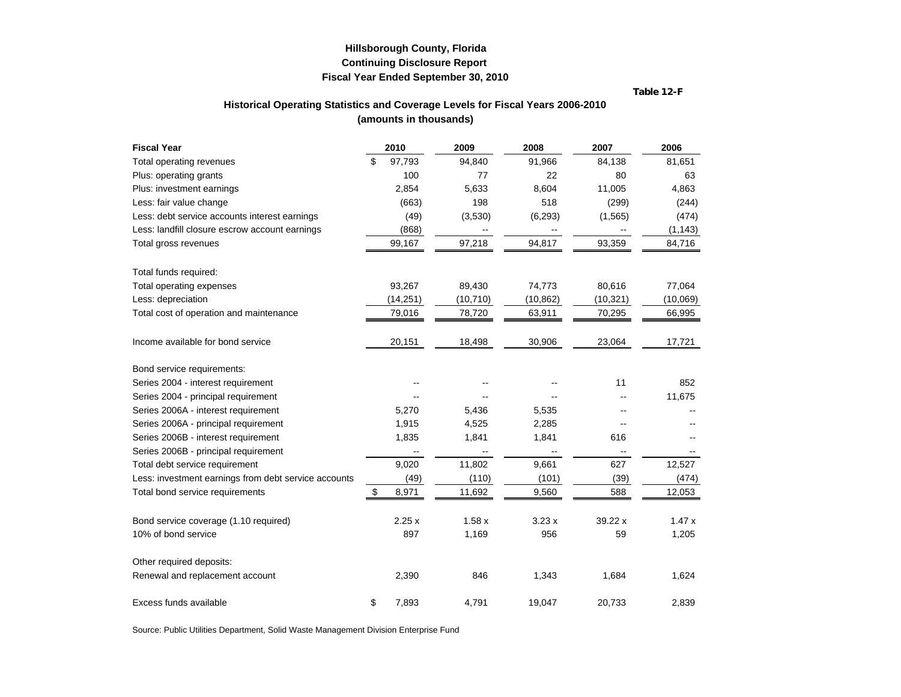**Hillsborough County, Florida**
**Continuing Disclosure Report**
**Fiscal Year Ended September 30, 2010**

**Table 12-F**

### Historical Operating Statistics and Coverage Levels for Fiscal Years 2006-2010
**(amounts in thousands)**

| Fiscal Year | 2010 | 2009 | 2008 | 2007 | 2006 |
|---|---|---|---|---|---|
| Total operating revenues | $ 97,793 | 94,840 | 91,966 | 84,138 | 81,651 |
| Plus: operating grants | 100 | 77 | 22 | 80 | 63 |
| Plus: investment earnings | 2,854 | 5,633 | 8,604 | 11,005 | 4,863 |
| Less: fair value change | (663) | 198 | 518 | (299) | (244) |
| Less: debt service accounts interest earnings | (49) | (3,530) | (6,293) | (1,565) | (474) |
| Less: landfill closure escrow account earnings | (868) | -- | -- | -- | (1,143) |
| Total gross revenues | 99,167 | 97,218 | 94,817 | 93,359 | 84,716 |
| | | | | | |
| Total funds required: | | | | | |
| Total operating expenses | 93,267 | 89,430 | 74,773 | 80,616 | 77,064 |
| Less: depreciation | (14,251) | (10,710) | (10,862) | (10,321) | (10,069) |
| Total cost of operation and maintenance | 79,016 | 78,720 | 63,911 | 70,295 | 66,995 |
| | | | | | |
| Income available for bond service | 20,151 | 18,498 | 30,906 | 23,064 | 17,721 |
| | | | | | |
| Bond service requirements: | | | | | |
| Series 2004 - interest requirement | -- | -- | -- | 11 | 852 |
| Series 2004 - principal requirement | -- | -- | -- | -- | 11,675 |
| Series 2006A - interest requirement | 5,270 | 5,436 | 5,535 | -- | -- |
| Series 2006A - principal requirement | 1,915 | 4,525 | 2,285 | -- | -- |
| Series 2006B - interest requirement | 1,835 | 1,841 | 1,841 | 616 | -- |
| Series 2006B - principal requirement | -- | -- | -- | -- | -- |
| Total debt service requirement | 9,020 | 11,802 | 9,661 | 627 | 12,527 |
| Less: investment earnings from debt service accounts | (49) | (110) | (101) | (39) | (474) |
| Total bond service requirements | $ 8,971 | 11,692 | 9,560 | 588 | 12,053 |
| | | | | | |
| Bond service coverage (1.10 required) | 2.25 x | 1.58 x | 3.23 x | 39.22 x | 1.47 x |
| 10% of bond service | 897 | 1,169 | 956 | 59 | 1,205 |
| | | | | | |
| Other required deposits: | | | | | |
| Renewal and replacement account | 2,390 | 846 | 1,343 | 1,684 | 1,624 |
| | | | | | |
| Excess funds available | $ 7,893 | 4,791 | 19,047 | 20,733 | 2,839 |

Source: Public Utilities Department, Solid Waste Management Division Enterprise Fund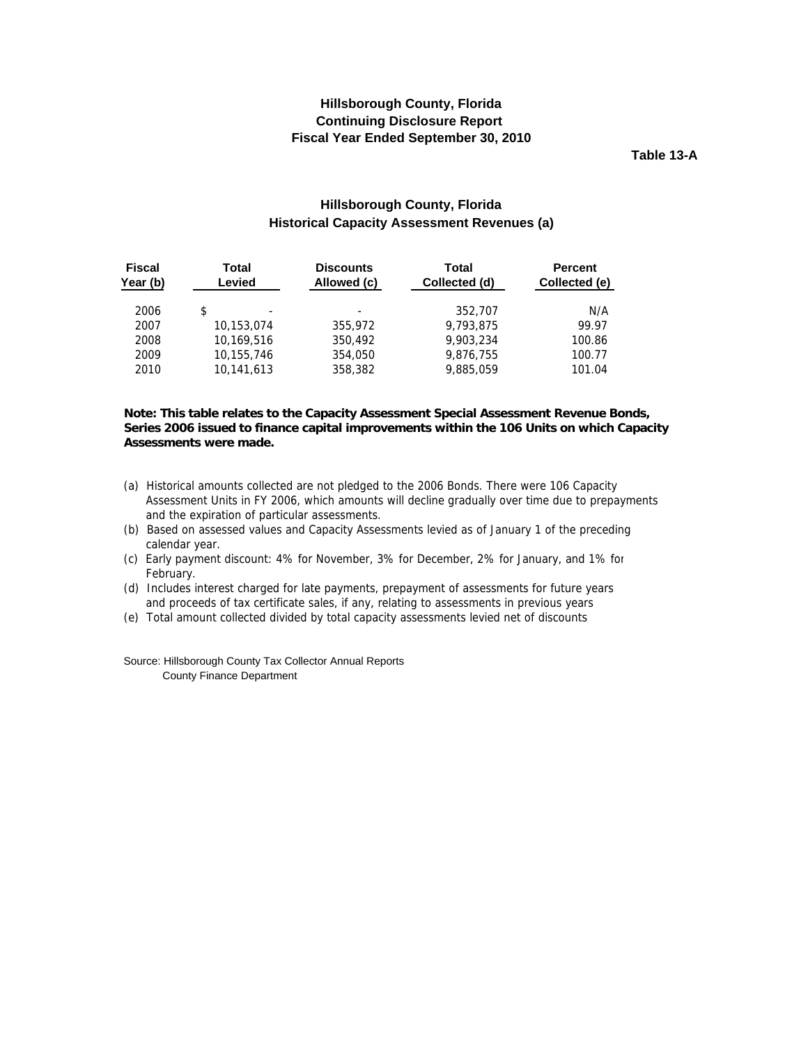# Hillsborough County, Florida
## Continuing Disclosure Report
## Fiscal Year Ended September 30, 2010

**Table 13-A**

### Hillsborough County, Florida
### Historical Capacity Assessment Revenues (a)

| Fiscal Year (b) | Total Levied | Discounts Allowed (c) | Total Collected (d) | Percent Collected (e) |
|---|---|---|---|---|
| 2006 | $ - | - | 352,707 | N/A |
| 2007 | 10,153,074 | 355,972 | 9,793,875 | 99.97 |
| 2008 | 10,169,516 | 350,492 | 9,903,234 | 100.86 |
| 2009 | 10,155,746 | 354,050 | 9,876,755 | 100.77 |
| 2010 | 10,141,613 | 358,382 | 9,885,059 | 101.04 |

**Note: This table relates to the Capacity Assessment Special Assessment Revenue Bonds, Series 2006 issued to finance capital improvements within the 106 Units on which Capacity Assessments were made.**

(a) Historical amounts collected are not pledged to the 2006 Bonds. There were 106 Capacity Assessment Units in FY 2006, which amounts will decline gradually over time due to prepayments and the expiration of particular assessments.
(b) Based on assessed values and Capacity Assessments levied as of January 1 of the preceding calendar year.
(c) Early payment discount: 4% for November, 3% for December, 2% for January, and 1% for February.
(d) Includes interest charged for late payments, prepayment of assessments for future years and proceeds of tax certificate sales, if any, relating to assessments in previous years
(e) Total amount collected divided by total capacity assessments levied net of discounts

Source: Hillsborough County Tax Collector Annual Reports
County Finance Department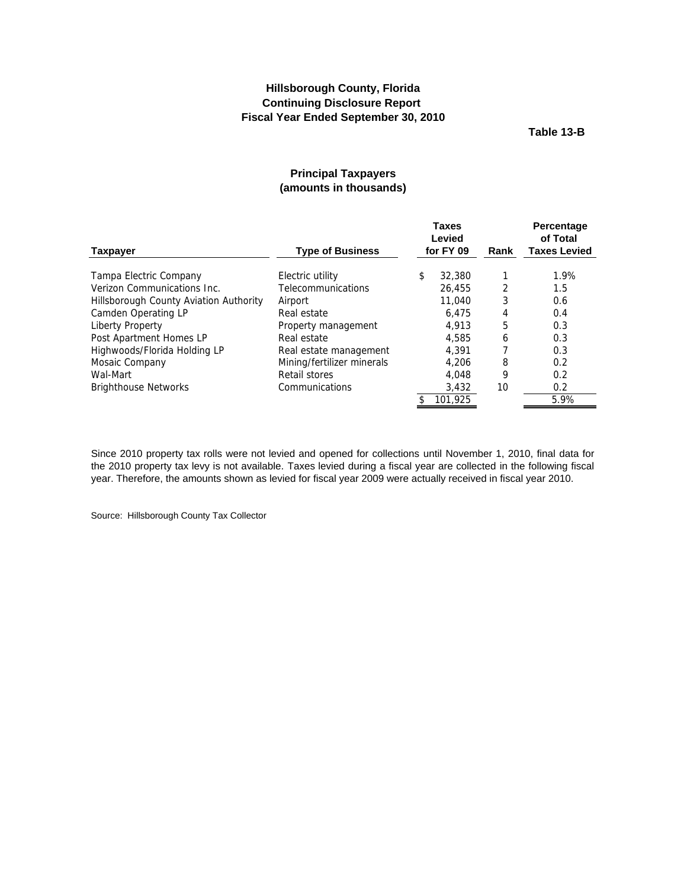# Hillsborough County, Florida
## Continuing Disclosure Report
## Fiscal Year Ended September 30, 2010

**Table 13-B**

### Principal Taxpayers
### (amounts in thousands)

| Taxpayer | Type of Business | Taxes Levied for FY 09 | Rank | Percentage of Total Taxes Levied |
|---|---|---|---|---|
| Tampa Electric Company | Electric utility | $ 32,380 | 1 | 1.9% |
| Verizon Communications Inc. | Telecommunications | 26,455 | 2 | 1.5 |
| Hillsborough County Aviation Authority | Airport | 11,040 | 3 | 0.6 |
| Camden Operating LP | Real estate | 6,475 | 4 | 0.4 |
| Liberty Property | Property management | 4,913 | 5 | 0.3 |
| Post Apartment Homes LP | Real estate | 4,585 | 6 | 0.3 |
| Highwoods/Florida Holding LP | Real estate management | 4,391 | 7 | 0.3 |
| Mosaic Company | Mining/fertilizer minerals | 4,206 | 8 | 0.2 |
| Wal-Mart | Retail stores | 4,048 | 9 | 0.2 |
| Brighthouse Networks | Communications | 3,432 | 10 | 0.2 |
| | | $ 101,925 | | 5.9% |

Since 2010 property tax rolls were not levied and opened for collections until November 1, 2010, final data for the 2010 property tax levy is not available. Taxes levied during a fiscal year are collected in the following fiscal year. Therefore, the amounts shown as levied for fiscal year 2009 were actually received in fiscal year 2010.

Source: Hillsborough County Tax Collector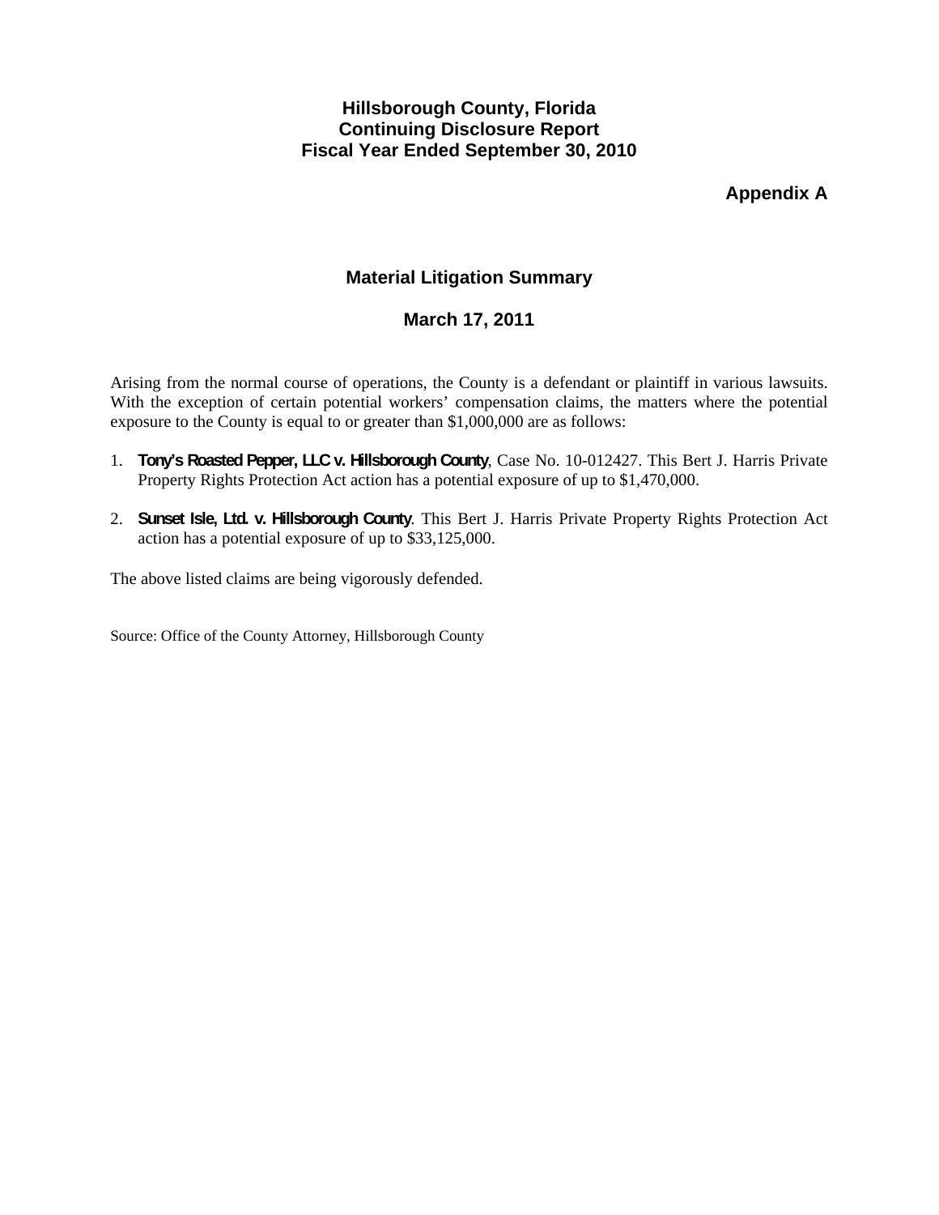**Hillsborough County, Florida**
**Continuing Disclosure Report**
**Fiscal Year Ended September 30, 2010**

**Appendix A**

## Material Litigation Summary

**March 17, 2011**

Arising from the normal course of operations, the County is a defendant or plaintiff in various lawsuits. With the exception of certain potential workers' compensation claims, the matters where the potential exposure to the County is equal to or greater than $1,000,000 are as follows:

1. **Tony's Roasted Pepper, LLC v. Hillsborough County**, Case No. 10-012427. This Bert J. Harris Private Property Rights Protection Act action has a potential exposure of up to $1,470,000.

2. **Sunset Isle, Ltd. v. Hillsborough County**. This Bert J. Harris Private Property Rights Protection Act action has a potential exposure of up to $33,125,000.

The above listed claims are being vigorously defended.

Source: Office of the County Attorney, Hillsborough County